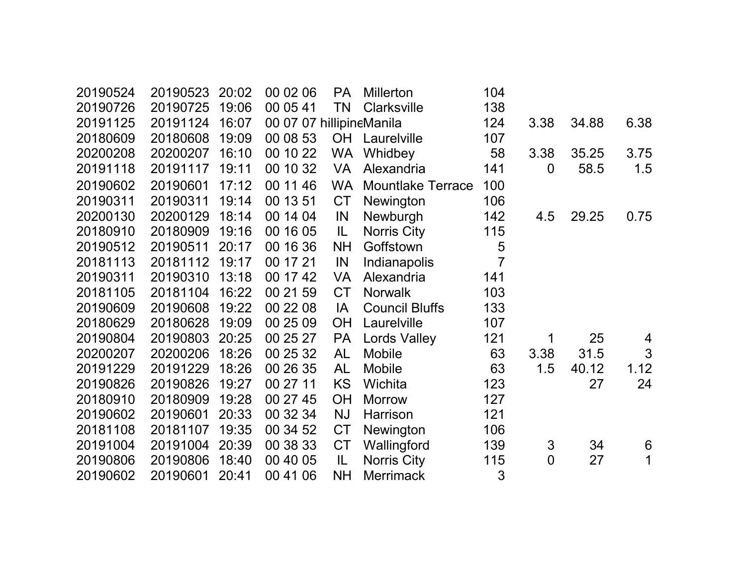| | | | | | | | | | |
|---|---|---|---|---|---|---|---|---|---|
| 20190524 | 20190523 | 20:02 | 00 02 06 | PA | Millerton | 104 | | | |
| 20190726 | 20190725 | 19:06 | 00 05 41 | TN | Clarksville | 138 | | | |
| 20191125 | 20191124 | 16:07 | 00 07 07 | hillipine | Manila | 124 | 3.38 | 34.88 | 6.38 |
| 20180609 | 20180608 | 19:09 | 00 08 53 | OH | Laurelville | 107 | | | |
| 20200208 | 20200207 | 16:10 | 00 10 22 | WA | Whidbey | 58 | 3.38 | 35.25 | 3.75 |
| 20191118 | 20191117 | 19:11 | 00 10 32 | VA | Alexandria | 141 | 0 | 58.5 | 1.5 |
| 20190602 | 20190601 | 17:12 | 00 11 46 | WA | Mountlake Terrace | 100 | | | |
| 20190311 | 20190311 | 19:14 | 00 13 51 | CT | Newington | 106 | | | |
| 20200130 | 20200129 | 18:14 | 00 14 04 | IN | Newburgh | 142 | 4.5 | 29.25 | 0.75 |
| 20180910 | 20180909 | 19:16 | 00 16 05 | IL | Norris City | 115 | | | |
| 20190512 | 20190511 | 20:17 | 00 16 36 | NH | Goffstown | 5 | | | |
| 20181113 | 20181112 | 19:17 | 00 17 21 | IN | Indianapolis | 7 | | | |
| 20190311 | 20190310 | 13:18 | 00 17 42 | VA | Alexandria | 141 | | | |
| 20181105 | 20181104 | 16:22 | 00 21 59 | CT | Norwalk | 103 | | | |
| 20190609 | 20190608 | 19:22 | 00 22 08 | IA | Council Bluffs | 133 | | | |
| 20180629 | 20180628 | 19:09 | 00 25 09 | OH | Laurelville | 107 | | | |
| 20190804 | 20190803 | 20:25 | 00 25 27 | PA | Lords Valley | 121 | 1 | 25 | 4 |
| 20200207 | 20200206 | 18:26 | 00 25 32 | AL | Mobile | 63 | 3.38 | 31.5 | 3 |
| 20191229 | 20191229 | 18:26 | 00 26 35 | AL | Mobile | 63 | 1.5 | 40.12 | 1.12 |
| 20190826 | 20190826 | 19:27 | 00 27 11 | KS | Wichita | 123 | | 27 | 24 |
| 20180910 | 20180909 | 19:28 | 00 27 45 | OH | Morrow | 127 | | | |
| 20190602 | 20190601 | 20:33 | 00 32 34 | NJ | Harrison | 121 | | | |
| 20181108 | 20181107 | 19:35 | 00 34 52 | CT | Newington | 106 | | | |
| 20191004 | 20191004 | 20:39 | 00 38 33 | CT | Wallingford | 139 | 3 | 34 | 6 |
| 20190806 | 20190806 | 18:40 | 00 40 05 | IL | Norris City | 115 | 0 | 27 | 1 |
| 20190602 | 20190601 | 20:41 | 00 41 06 | NH | Merrimack | 3 | | | |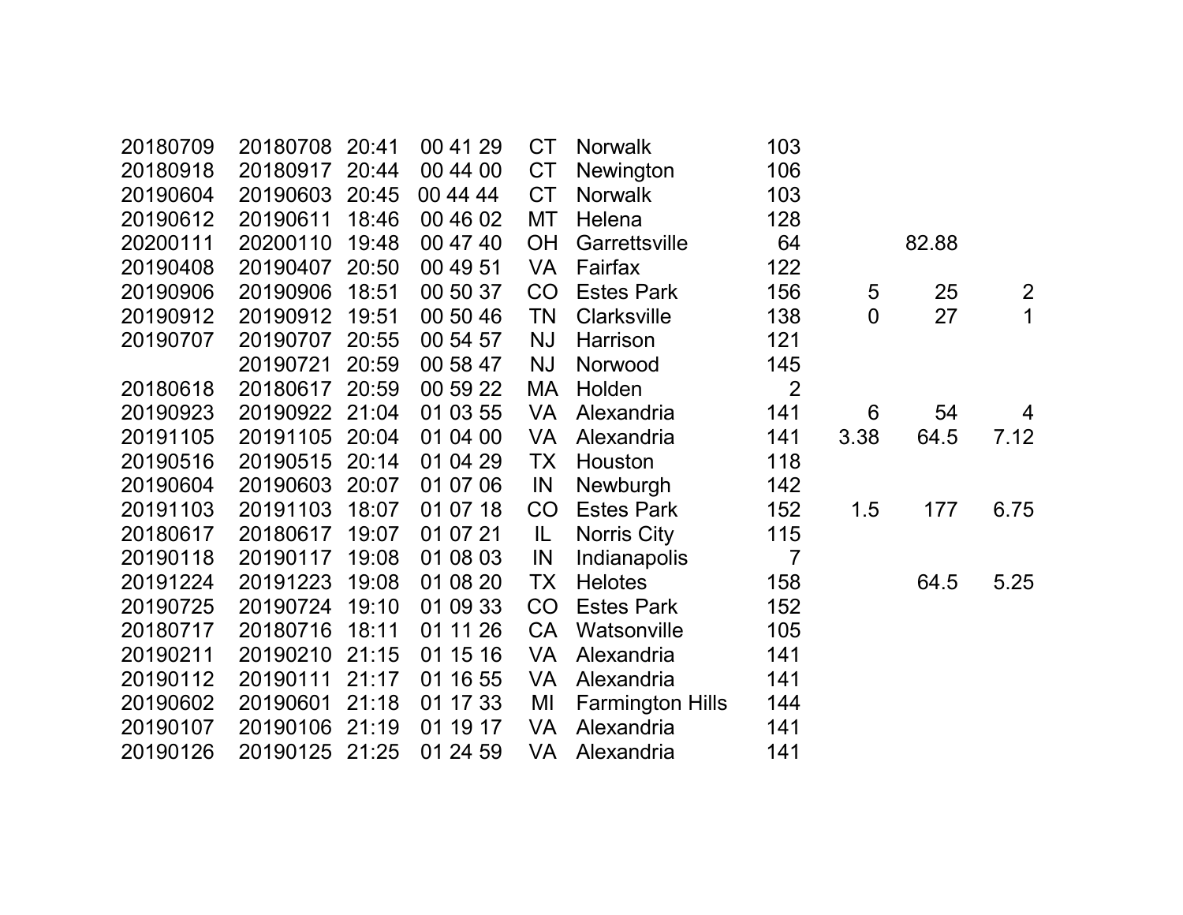| | | | | | | | | | |
|---|---|---|---|---|---|---|---|---|---|
| 20180709 | 20180708 | 20:41 | 00 41 29 | CT | Norwalk | 103 | | | |
| 20180918 | 20180917 | 20:44 | 00 44 00 | CT | Newington | 106 | | | |
| 20190604 | 20190603 | 20:45 | 00 44 44 | CT | Norwalk | 103 | | | |
| 20190612 | 20190611 | 18:46 | 00 46 02 | MT | Helena | 128 | | | |
| 20200111 | 20200110 | 19:48 | 00 47 40 | OH | Garrettsville | 64 | | 82.88 | |
| 20190408 | 20190407 | 20:50 | 00 49 51 | VA | Fairfax | 122 | | | |
| 20190906 | 20190906 | 18:51 | 00 50 37 | CO | Estes Park | 156 | 5 | 25 | 2 |
| 20190912 | 20190912 | 19:51 | 00 50 46 | TN | Clarksville | 138 | 0 | 27 | 1 |
| 20190707 | 20190707 | 20:55 | 00 54 57 | NJ | Harrison | 121 | | | |
| | 20190721 | 20:59 | 00 58 47 | NJ | Norwood | 145 | | | |
| 20180618 | 20180617 | 20:59 | 00 59 22 | MA | Holden | 2 | | | |
| 20190923 | 20190922 | 21:04 | 01 03 55 | VA | Alexandria | 141 | 6 | 54 | 4 |
| 20191105 | 20191105 | 20:04 | 01 04 00 | VA | Alexandria | 141 | 3.38 | 64.5 | 7.12 |
| 20190516 | 20190515 | 20:14 | 01 04 29 | TX | Houston | 118 | | | |
| 20190604 | 20190603 | 20:07 | 01 07 06 | IN | Newburgh | 142 | | | |
| 20191103 | 20191103 | 18:07 | 01 07 18 | CO | Estes Park | 152 | 1.5 | 177 | 6.75 |
| 20180617 | 20180617 | 19:07 | 01 07 21 | IL | Norris City | 115 | | | |
| 20190118 | 20190117 | 19:08 | 01 08 03 | IN | Indianapolis | 7 | | | |
| 20191224 | 20191223 | 19:08 | 01 08 20 | TX | Helotes | 158 | | 64.5 | 5.25 |
| 20190725 | 20190724 | 19:10 | 01 09 33 | CO | Estes Park | 152 | | | |
| 20180717 | 20180716 | 18:11 | 01 11 26 | CA | Watsonville | 105 | | | |
| 20190211 | 20190210 | 21:15 | 01 15 16 | VA | Alexandria | 141 | | | |
| 20190112 | 20190111 | 21:17 | 01 16 55 | VA | Alexandria | 141 | | | |
| 20190602 | 20190601 | 21:18 | 01 17 33 | MI | Farmington Hills | 144 | | | |
| 20190107 | 20190106 | 21:19 | 01 19 17 | VA | Alexandria | 141 | | | |
| 20190126 | 20190125 | 21:25 | 01 24 59 | VA | Alexandria | 141 | | | |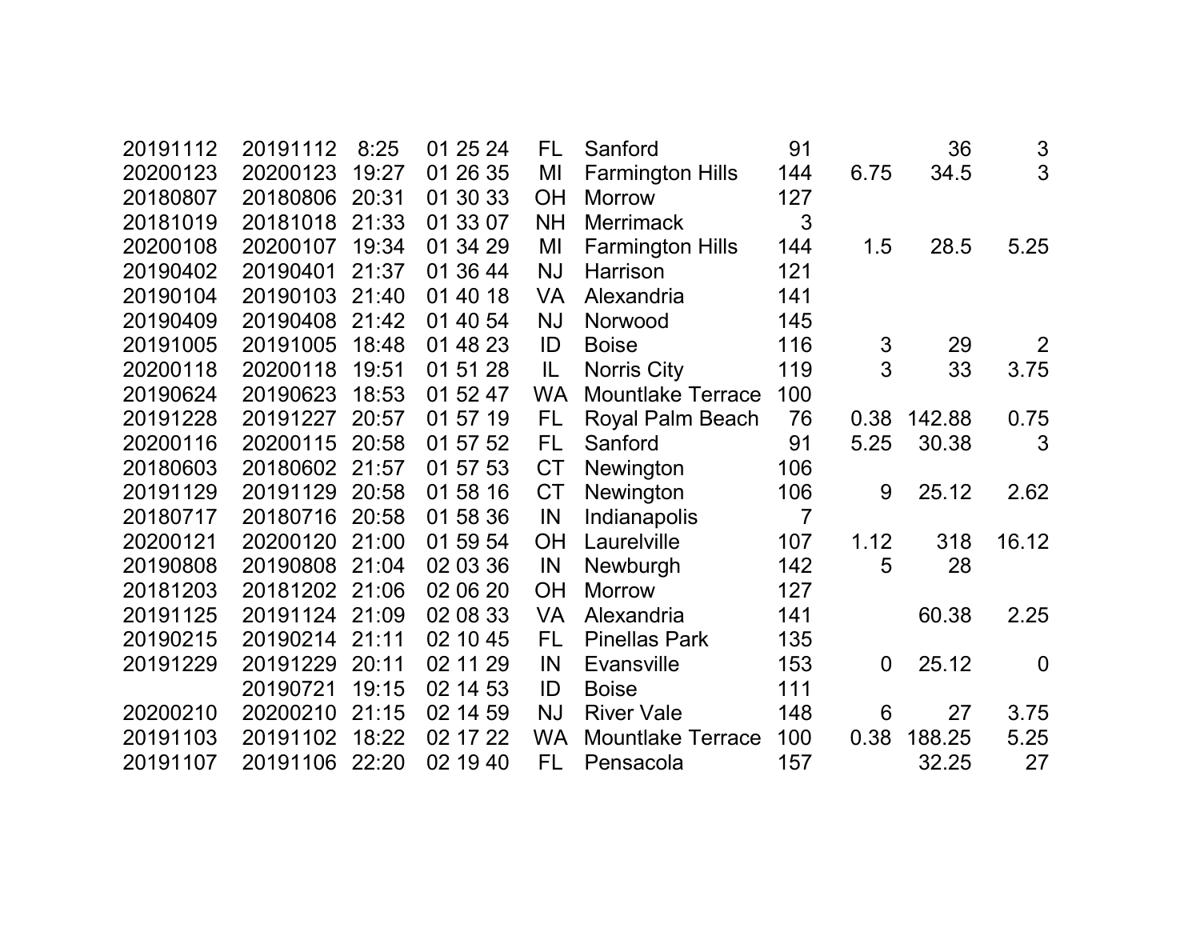| | | | | | | | | | |
|---|---|---|---|---|---|---|---|---|---|
| 20191112 | 20191112 | 8:25 | 01 25 24 | FL | Sanford | 91 | | 36 | 3 |
| 20200123 | 20200123 | 19:27 | 01 26 35 | MI | Farmington Hills | 144 | 6.75 | 34.5 | 3 |
| 20180807 | 20180806 | 20:31 | 01 30 33 | OH | Morrow | 127 | | | |
| 20181019 | 20181018 | 21:33 | 01 33 07 | NH | Merrimack | 3 | | | |
| 20200108 | 20200107 | 19:34 | 01 34 29 | MI | Farmington Hills | 144 | 1.5 | 28.5 | 5.25 |
| 20190402 | 20190401 | 21:37 | 01 36 44 | NJ | Harrison | 121 | | | |
| 20190104 | 20190103 | 21:40 | 01 40 18 | VA | Alexandria | 141 | | | |
| 20190409 | 20190408 | 21:42 | 01 40 54 | NJ | Norwood | 145 | | | |
| 20191005 | 20191005 | 18:48 | 01 48 23 | ID | Boise | 116 | 3 | 29 | 2 |
| 20200118 | 20200118 | 19:51 | 01 51 28 | IL | Norris City | 119 | 3 | 33 | 3.75 |
| 20190624 | 20190623 | 18:53 | 01 52 47 | WA | Mountlake Terrace | 100 | | | |
| 20191228 | 20191227 | 20:57 | 01 57 19 | FL | Royal Palm Beach | 76 | 0.38 | 142.88 | 0.75 |
| 20200116 | 20200115 | 20:58 | 01 57 52 | FL | Sanford | 91 | 5.25 | 30.38 | 3 |
| 20180603 | 20180602 | 21:57 | 01 57 53 | CT | Newington | 106 | | | |
| 20191129 | 20191129 | 20:58 | 01 58 16 | CT | Newington | 106 | 9 | 25.12 | 2.62 |
| 20180717 | 20180716 | 20:58 | 01 58 36 | IN | Indianapolis | 7 | | | |
| 20200121 | 20200120 | 21:00 | 01 59 54 | OH | Laurelville | 107 | 1.12 | 318 | 16.12 |
| 20190808 | 20190808 | 21:04 | 02 03 36 | IN | Newburgh | 142 | 5 | 28 | |
| 20181203 | 20181202 | 21:06 | 02 06 20 | OH | Morrow | 127 | | | |
| 20191125 | 20191124 | 21:09 | 02 08 33 | VA | Alexandria | 141 | | 60.38 | 2.25 |
| 20190215 | 20190214 | 21:11 | 02 10 45 | FL | Pinellas Park | 135 | | | |
| 20191229 | 20191229 | 20:11 | 02 11 29 | IN | Evansville | 153 | 0 | 25.12 | 0 |
| | 20190721 | 19:15 | 02 14 53 | ID | Boise | 111 | | | |
| 20200210 | 20200210 | 21:15 | 02 14 59 | NJ | River Vale | 148 | 6 | 27 | 3.75 |
| 20191103 | 20191102 | 18:22 | 02 17 22 | WA | Mountlake Terrace | 100 | 0.38 | 188.25 | 5.25 |
| 20191107 | 20191106 | 22:20 | 02 19 40 | FL | Pensacola | 157 | | 32.25 | 27 |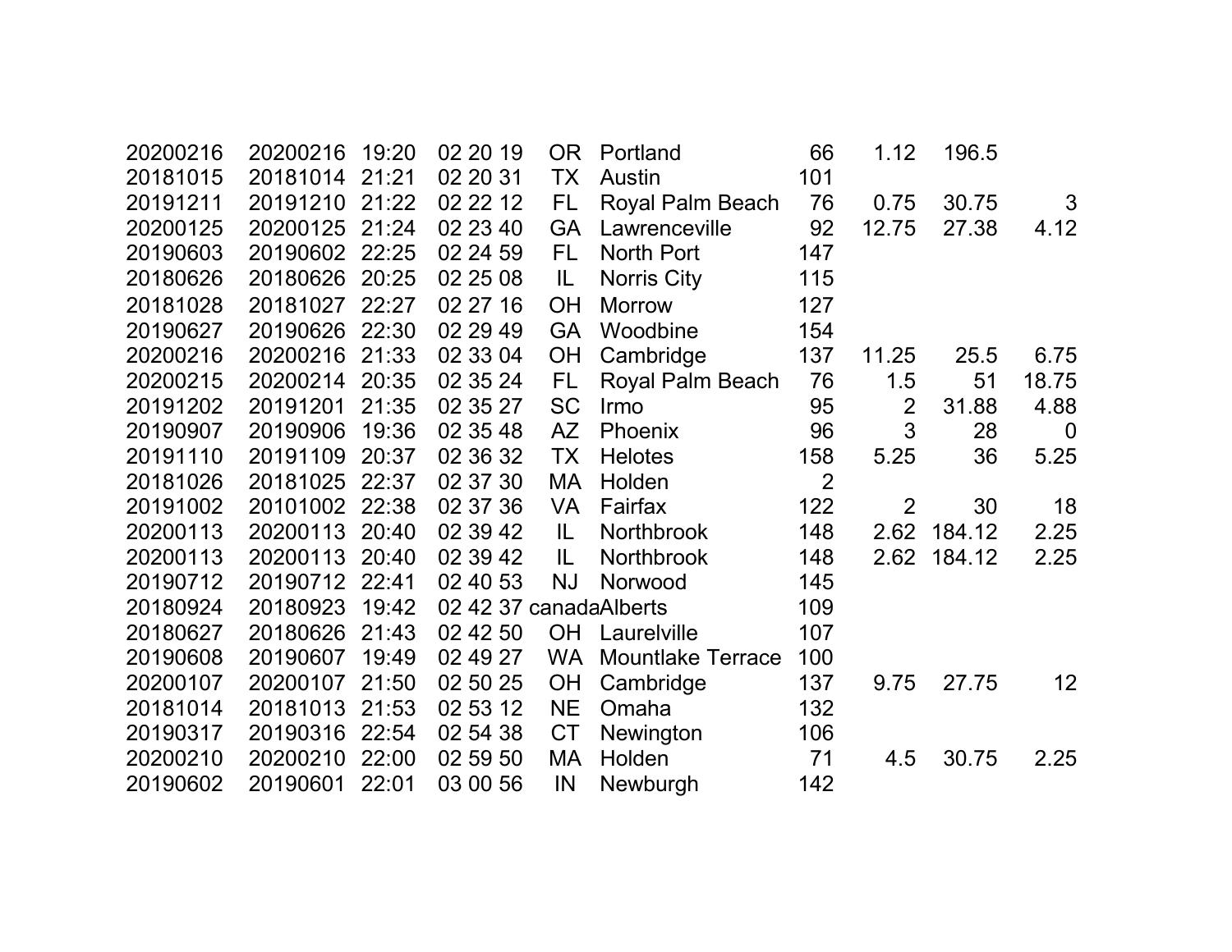| | | | | | | | | | |
|---|---|---|---|---|---|---|---|---|---|
| 20200216 | 20200216 | 19:20 | 02 20 19 | OR | Portland | 66 | 1.12 | 196.5 | |
| 20181015 | 20181014 | 21:21 | 02 20 31 | TX | Austin | 101 | | | |
| 20191211 | 20191210 | 21:22 | 02 22 12 | FL | Royal Palm Beach | 76 | 0.75 | 30.75 | 3 |
| 20200125 | 20200125 | 21:24 | 02 23 40 | GA | Lawrenceville | 92 | 12.75 | 27.38 | 4.12 |
| 20190603 | 20190602 | 22:25 | 02 24 59 | FL | North Port | 147 | | | |
| 20180626 | 20180626 | 20:25 | 02 25 08 | IL | Norris City | 115 | | | |
| 20181028 | 20181027 | 22:27 | 02 27 16 | OH | Morrow | 127 | | | |
| 20190627 | 20190626 | 22:30 | 02 29 49 | GA | Woodbine | 154 | | | |
| 20200216 | 20200216 | 21:33 | 02 33 04 | OH | Cambridge | 137 | 11.25 | 25.5 | 6.75 |
| 20200215 | 20200214 | 20:35 | 02 35 24 | FL | Royal Palm Beach | 76 | 1.5 | 51 | 18.75 |
| 20191202 | 20191201 | 21:35 | 02 35 27 | SC | Irmo | 95 | 2 | 31.88 | 4.88 |
| 20190907 | 20190906 | 19:36 | 02 35 48 | AZ | Phoenix | 96 | 3 | 28 | 0 |
| 20191110 | 20191109 | 20:37 | 02 36 32 | TX | Helotes | 158 | 5.25 | 36 | 5.25 |
| 20181026 | 20181025 | 22:37 | 02 37 30 | MA | Holden | 2 | | | |
| 20191002 | 20101002 | 22:38 | 02 37 36 | VA | Fairfax | 122 | 2 | 30 | 18 |
| 20200113 | 20200113 | 20:40 | 02 39 42 | IL | Northbrook | 148 | 2.62 | 184.12 | 2.25 |
| 20200113 | 20200113 | 20:40 | 02 39 42 | IL | Northbrook | 148 | 2.62 | 184.12 | 2.25 |
| 20190712 | 20190712 | 22:41 | 02 40 53 | NJ | Norwood | 145 | | | |
| 20180924 | 20180923 | 19:42 | 02 42 37 | canada | Alberts | 109 | | | |
| 20180627 | 20180626 | 21:43 | 02 42 50 | OH | Laurelville | 107 | | | |
| 20190608 | 20190607 | 19:49 | 02 49 27 | WA | Mountlake Terrace | 100 | | | |
| 20200107 | 20200107 | 21:50 | 02 50 25 | OH | Cambridge | 137 | 9.75 | 27.75 | 12 |
| 20181014 | 20181013 | 21:53 | 02 53 12 | NE | Omaha | 132 | | | |
| 20190317 | 20190316 | 22:54 | 02 54 38 | CT | Newington | 106 | | | |
| 20200210 | 20200210 | 22:00 | 02 59 50 | MA | Holden | 71 | 4.5 | 30.75 | 2.25 |
| 20190602 | 20190601 | 22:01 | 03 00 56 | IN | Newburgh | 142 | | | |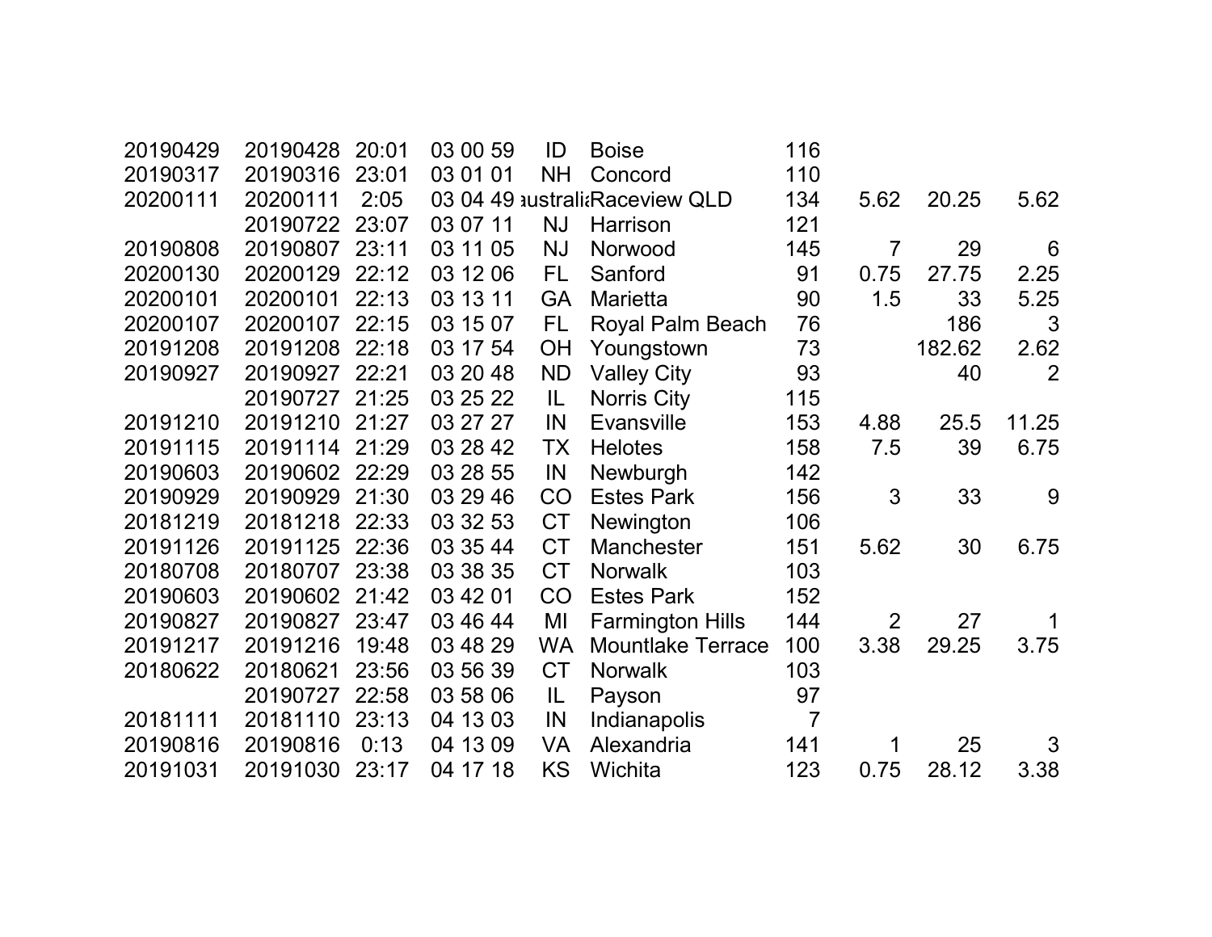| | | | | | | | | | |
|---|---|---|---|---|---|---|---|---|---|
| 20190429 | 20190428 | 20:01 | 03 00 59 | ID | Boise | 116 | | | |
| 20190317 | 20190316 | 23:01 | 03 01 01 | NH | Concord | 110 | | | |
| 20200111 | 20200111 | 2:05 | 03 04 49 | ustrali | Raceview QLD | 134 | 5.62 | 20.25 | 5.62 |
| | 20190722 | 23:07 | 03 07 11 | NJ | Harrison | 121 | | | |
| 20190808 | 20190807 | 23:11 | 03 11 05 | NJ | Norwood | 145 | 7 | 29 | 6 |
| 20200130 | 20200129 | 22:12 | 03 12 06 | FL | Sanford | 91 | 0.75 | 27.75 | 2.25 |
| 20200101 | 20200101 | 22:13 | 03 13 11 | GA | Marietta | 90 | 1.5 | 33 | 5.25 |
| 20200107 | 20200107 | 22:15 | 03 15 07 | FL | Royal Palm Beach | 76 | | 186 | 3 |
| 20191208 | 20191208 | 22:18 | 03 17 54 | OH | Youngstown | 73 | | 182.62 | 2.62 |
| 20190927 | 20190927 | 22:21 | 03 20 48 | ND | Valley City | 93 | | 40 | 2 |
| | 20190727 | 21:25 | 03 25 22 | IL | Norris City | 115 | | | |
| 20191210 | 20191210 | 21:27 | 03 27 27 | IN | Evansville | 153 | 4.88 | 25.5 | 11.25 |
| 20191115 | 20191114 | 21:29 | 03 28 42 | TX | Helotes | 158 | 7.5 | 39 | 6.75 |
| 20190603 | 20190602 | 22:29 | 03 28 55 | IN | Newburgh | 142 | | | |
| 20190929 | 20190929 | 21:30 | 03 29 46 | CO | Estes Park | 156 | 3 | 33 | 9 |
| 20181219 | 20181218 | 22:33 | 03 32 53 | CT | Newington | 106 | | | |
| 20191126 | 20191125 | 22:36 | 03 35 44 | CT | Manchester | 151 | 5.62 | 30 | 6.75 |
| 20180708 | 20180707 | 23:38 | 03 38 35 | CT | Norwalk | 103 | | | |
| 20190603 | 20190602 | 21:42 | 03 42 01 | CO | Estes Park | 152 | | | |
| 20190827 | 20190827 | 23:47 | 03 46 44 | MI | Farmington Hills | 144 | 2 | 27 | 1 |
| 20191217 | 20191216 | 19:48 | 03 48 29 | WA | Mountlake Terrace | 100 | 3.38 | 29.25 | 3.75 |
| 20180622 | 20180621 | 23:56 | 03 56 39 | CT | Norwalk | 103 | | | |
| | 20190727 | 22:58 | 03 58 06 | IL | Payson | 97 | | | |
| 20181111 | 20181110 | 23:13 | 04 13 03 | IN | Indianapolis | 7 | | | |
| 20190816 | 20190816 | 0:13 | 04 13 09 | VA | Alexandria | 141 | 1 | 25 | 3 |
| 20191031 | 20191030 | 23:17 | 04 17 18 | KS | Wichita | 123 | 0.75 | 28.12 | 3.38 |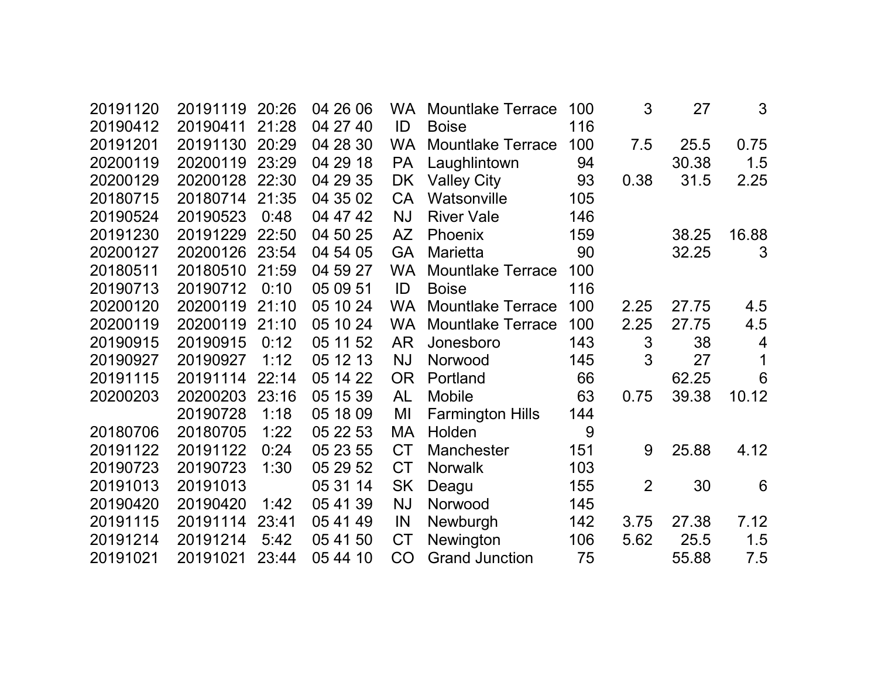| | | | | | | | | | |
|---|---|---|---|---|---|---|---|---|---|
| 20191120 | 20191119 | 20:26 | 04 26 06 | WA | Mountlake Terrace | 100 | 3 | 27 | 3 |
| 20190412 | 20190411 | 21:28 | 04 27 40 | ID | Boise | 116 | | | |
| 20191201 | 20191130 | 20:29 | 04 28 30 | WA | Mountlake Terrace | 100 | 7.5 | 25.5 | 0.75 |
| 20200119 | 20200119 | 23:29 | 04 29 18 | PA | Laughlintown | 94 | | 30.38 | 1.5 |
| 20200129 | 20200128 | 22:30 | 04 29 35 | DK | Valley City | 93 | 0.38 | 31.5 | 2.25 |
| 20180715 | 20180714 | 21:35 | 04 35 02 | CA | Watsonville | 105 | | | |
| 20190524 | 20190523 | 0:48 | 04 47 42 | NJ | River Vale | 146 | | | |
| 20191230 | 20191229 | 22:50 | 04 50 25 | AZ | Phoenix | 159 | | 38.25 | 16.88 |
| 20200127 | 20200126 | 23:54 | 04 54 05 | GA | Marietta | 90 | | 32.25 | 3 |
| 20180511 | 20180510 | 21:59 | 04 59 27 | WA | Mountlake Terrace | 100 | | | |
| 20190713 | 20190712 | 0:10 | 05 09 51 | ID | Boise | 116 | | | |
| 20200120 | 20200119 | 21:10 | 05 10 24 | WA | Mountlake Terrace | 100 | 2.25 | 27.75 | 4.5 |
| 20200119 | 20200119 | 21:10 | 05 10 24 | WA | Mountlake Terrace | 100 | 2.25 | 27.75 | 4.5 |
| 20190915 | 20190915 | 0:12 | 05 11 52 | AR | Jonesboro | 143 | 3 | 38 | 4 |
| 20190927 | 20190927 | 1:12 | 05 12 13 | NJ | Norwood | 145 | 3 | 27 | 1 |
| 20191115 | 20191114 | 22:14 | 05 14 22 | OR | Portland | 66 | | 62.25 | 6 |
| 20200203 | 20200203 | 23:16 | 05 15 39 | AL | Mobile | 63 | 0.75 | 39.38 | 10.12 |
| | 20190728 | 1:18 | 05 18 09 | MI | Farmington Hills | 144 | | | |
| 20180706 | 20180705 | 1:22 | 05 22 53 | MA | Holden | 9 | | | |
| 20191122 | 20191122 | 0:24 | 05 23 55 | CT | Manchester | 151 | 9 | 25.88 | 4.12 |
| 20190723 | 20190723 | 1:30 | 05 29 52 | CT | Norwalk | 103 | | | |
| 20191013 | 20191013 | | 05 31 14 | SK | Deagu | 155 | 2 | 30 | 6 |
| 20190420 | 20190420 | 1:42 | 05 41 39 | NJ | Norwood | 145 | | | |
| 20191115 | 20191114 | 23:41 | 05 41 49 | IN | Newburgh | 142 | 3.75 | 27.38 | 7.12 |
| 20191214 | 20191214 | 5:42 | 05 41 50 | CT | Newington | 106 | 5.62 | 25.5 | 1.5 |
| 20191021 | 20191021 | 23:44 | 05 44 10 | CO | Grand Junction | 75 | | 55.88 | 7.5 |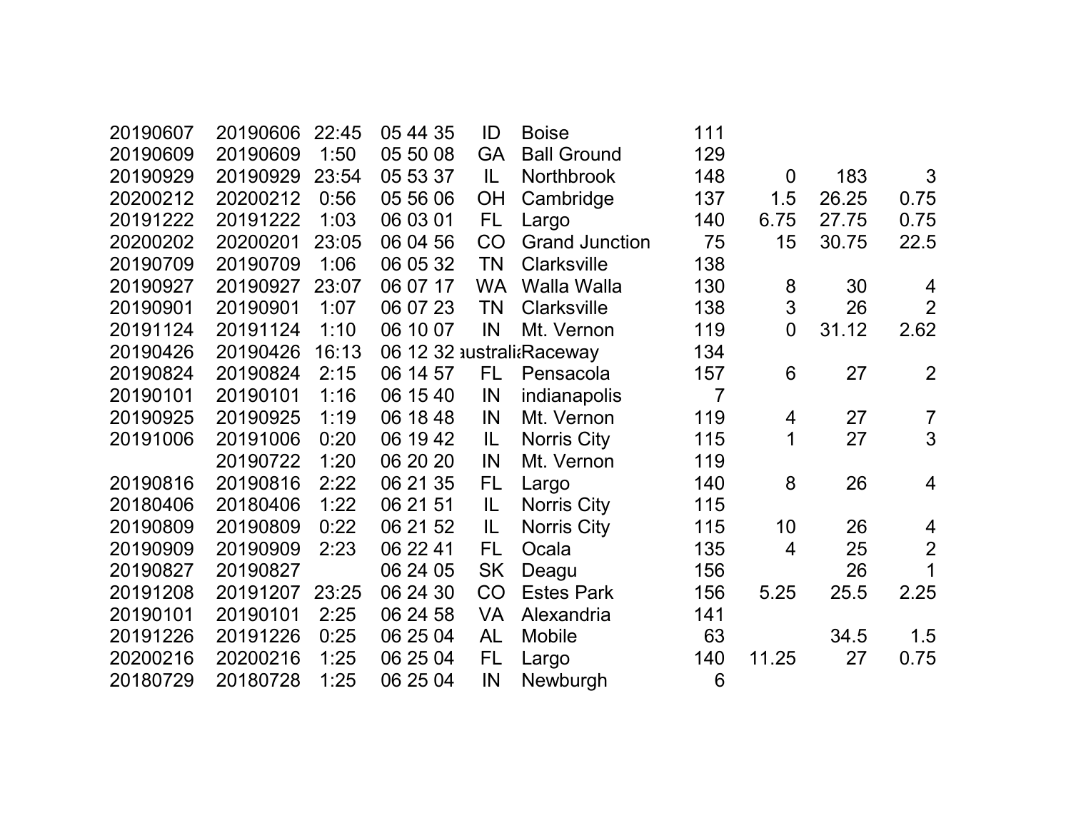| | | | | | | | | | |
|---|---|---|---|---|---|---|---|---|---|
| 20190607 | 20190606 | 22:45 | 05 44 35 | ID | Boise | 111 | | | |
| 20190609 | 20190609 | 1:50 | 05 50 08 | GA | Ball Ground | 129 | | | |
| 20190929 | 20190929 | 23:54 | 05 53 37 | IL | Northbrook | 148 | 0 | 183 | 3 |
| 20200212 | 20200212 | 0:56 | 05 56 06 | OH | Cambridge | 137 | 1.5 | 26.25 | 0.75 |
| 20191222 | 20191222 | 1:03 | 06 03 01 | FL | Largo | 140 | 6.75 | 27.75 | 0.75 |
| 20200202 | 20200201 | 23:05 | 06 04 56 | CO | Grand Junction | 75 | 15 | 30.75 | 22.5 |
| 20190709 | 20190709 | 1:06 | 06 05 32 | TN | Clarksville | 138 | | | |
| 20190927 | 20190927 | 23:07 | 06 07 17 | WA | Walla Walla | 130 | 8 | 30 | 4 |
| 20190901 | 20190901 | 1:07 | 06 07 23 | TN | Clarksville | 138 | 3 | 26 | 2 |
| 20191124 | 20191124 | 1:10 | 06 10 07 | IN | Mt. Vernon | 119 | 0 | 31.12 | 2.62 |
| 20190426 | 20190426 | 16:13 | 06 12 32 | ıustrali | Raceway | 134 | | | |
| 20190824 | 20190824 | 2:15 | 06 14 57 | FL | Pensacola | 157 | 6 | 27 | 2 |
| 20190101 | 20190101 | 1:16 | 06 15 40 | IN | indianapolis | 7 | | | |
| 20190925 | 20190925 | 1:19 | 06 18 48 | IN | Mt. Vernon | 119 | 4 | 27 | 7 |
| 20191006 | 20191006 | 0:20 | 06 19 42 | IL | Norris City | 115 | 1 | 27 | 3 |
| | 20190722 | 1:20 | 06 20 20 | IN | Mt. Vernon | 119 | | | |
| 20190816 | 20190816 | 2:22 | 06 21 35 | FL | Largo | 140 | 8 | 26 | 4 |
| 20180406 | 20180406 | 1:22 | 06 21 51 | IL | Norris City | 115 | | | |
| 20190809 | 20190809 | 0:22 | 06 21 52 | IL | Norris City | 115 | 10 | 26 | 4 |
| 20190909 | 20190909 | 2:23 | 06 22 41 | FL | Ocala | 135 | 4 | 25 | 2 |
| 20190827 | 20190827 | | 06 24 05 | SK | Deagu | 156 | | 26 | 1 |
| 20191208 | 20191207 | 23:25 | 06 24 30 | CO | Estes Park | 156 | 5.25 | 25.5 | 2.25 |
| 20190101 | 20190101 | 2:25 | 06 24 58 | VA | Alexandria | 141 | | | |
| 20191226 | 20191226 | 0:25 | 06 25 04 | AL | Mobile | 63 | | 34.5 | 1.5 |
| 20200216 | 20200216 | 1:25 | 06 25 04 | FL | Largo | 140 | 11.25 | 27 | 0.75 |
| 20180729 | 20180728 | 1:25 | 06 25 04 | IN | Newburgh | 6 | | | |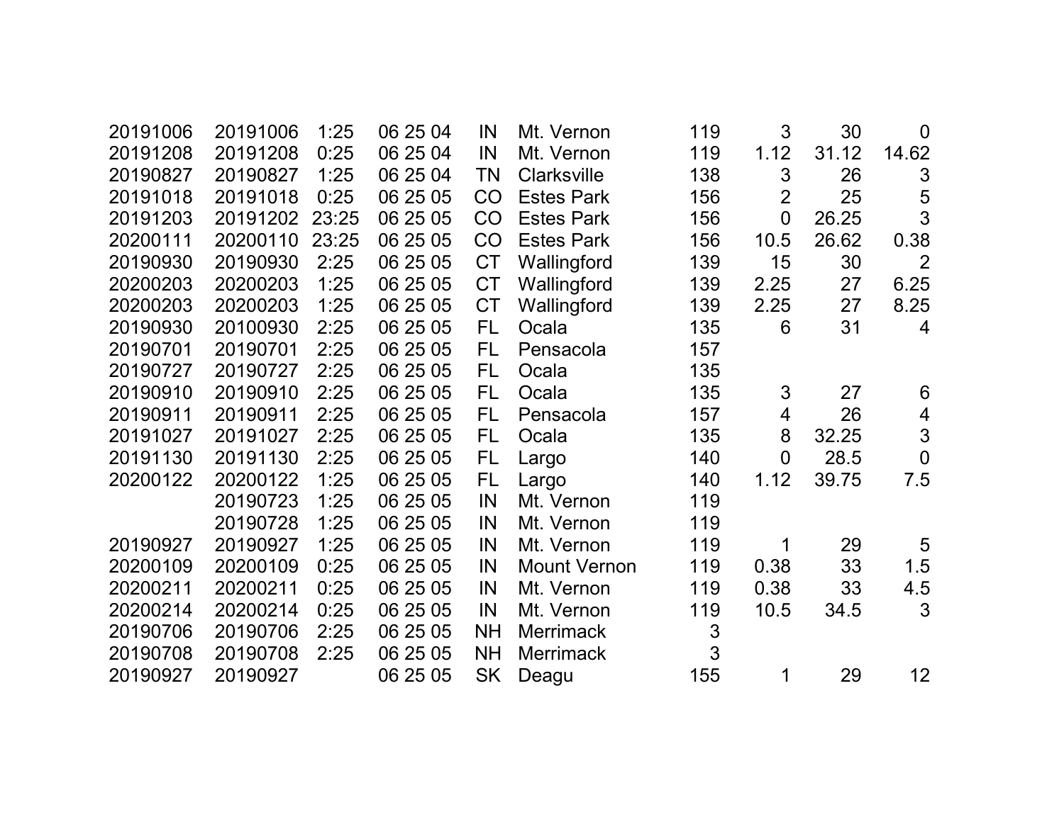| | | | | | | | | | |
|---|---|---|---|---|---|---|---|---|---|
| 20191006 | 20191006 | 1:25 | 06 25 04 | IN | Mt. Vernon | 119 | 3 | 30 | 0 |
| 20191208 | 20191208 | 0:25 | 06 25 04 | IN | Mt. Vernon | 119 | 1.12 | 31.12 | 14.62 |
| 20190827 | 20190827 | 1:25 | 06 25 04 | TN | Clarksville | 138 | 3 | 26 | 3 |
| 20191018 | 20191018 | 0:25 | 06 25 05 | CO | Estes Park | 156 | 2 | 25 | 5 |
| 20191203 | 20191202 | 23:25 | 06 25 05 | CO | Estes Park | 156 | 0 | 26.25 | 3 |
| 20200111 | 20200110 | 23:25 | 06 25 05 | CO | Estes Park | 156 | 10.5 | 26.62 | 0.38 |
| 20190930 | 20190930 | 2:25 | 06 25 05 | CT | Wallingford | 139 | 15 | 30 | 2 |
| 20200203 | 20200203 | 1:25 | 06 25 05 | CT | Wallingford | 139 | 2.25 | 27 | 6.25 |
| 20200203 | 20200203 | 1:25 | 06 25 05 | CT | Wallingford | 139 | 2.25 | 27 | 8.25 |
| 20190930 | 20100930 | 2:25 | 06 25 05 | FL | Ocala | 135 | 6 | 31 | 4 |
| 20190701 | 20190701 | 2:25 | 06 25 05 | FL | Pensacola | 157 | | | |
| 20190727 | 20190727 | 2:25 | 06 25 05 | FL | Ocala | 135 | | | |
| 20190910 | 20190910 | 2:25 | 06 25 05 | FL | Ocala | 135 | 3 | 27 | 6 |
| 20190911 | 20190911 | 2:25 | 06 25 05 | FL | Pensacola | 157 | 4 | 26 | 4 |
| 20191027 | 20191027 | 2:25 | 06 25 05 | FL | Ocala | 135 | 8 | 32.25 | 3 |
| 20191130 | 20191130 | 2:25 | 06 25 05 | FL | Largo | 140 | 0 | 28.5 | 0 |
| 20200122 | 20200122 | 1:25 | 06 25 05 | FL | Largo | 140 | 1.12 | 39.75 | 7.5 |
| | 20190723 | 1:25 | 06 25 05 | IN | Mt. Vernon | 119 | | | |
| | 20190728 | 1:25 | 06 25 05 | IN | Mt. Vernon | 119 | | | |
| 20190927 | 20190927 | 1:25 | 06 25 05 | IN | Mt. Vernon | 119 | 1 | 29 | 5 |
| 20200109 | 20200109 | 0:25 | 06 25 05 | IN | Mount Vernon | 119 | 0.38 | 33 | 1.5 |
| 20200211 | 20200211 | 0:25 | 06 25 05 | IN | Mt. Vernon | 119 | 0.38 | 33 | 4.5 |
| 20200214 | 20200214 | 0:25 | 06 25 05 | IN | Mt. Vernon | 119 | 10.5 | 34.5 | 3 |
| 20190706 | 20190706 | 2:25 | 06 25 05 | NH | Merrimack | 3 | | | |
| 20190708 | 20190708 | 2:25 | 06 25 05 | NH | Merrimack | 3 | | | |
| 20190927 | 20190927 | | 06 25 05 | SK | Deagu | 155 | 1 | 29 | 12 |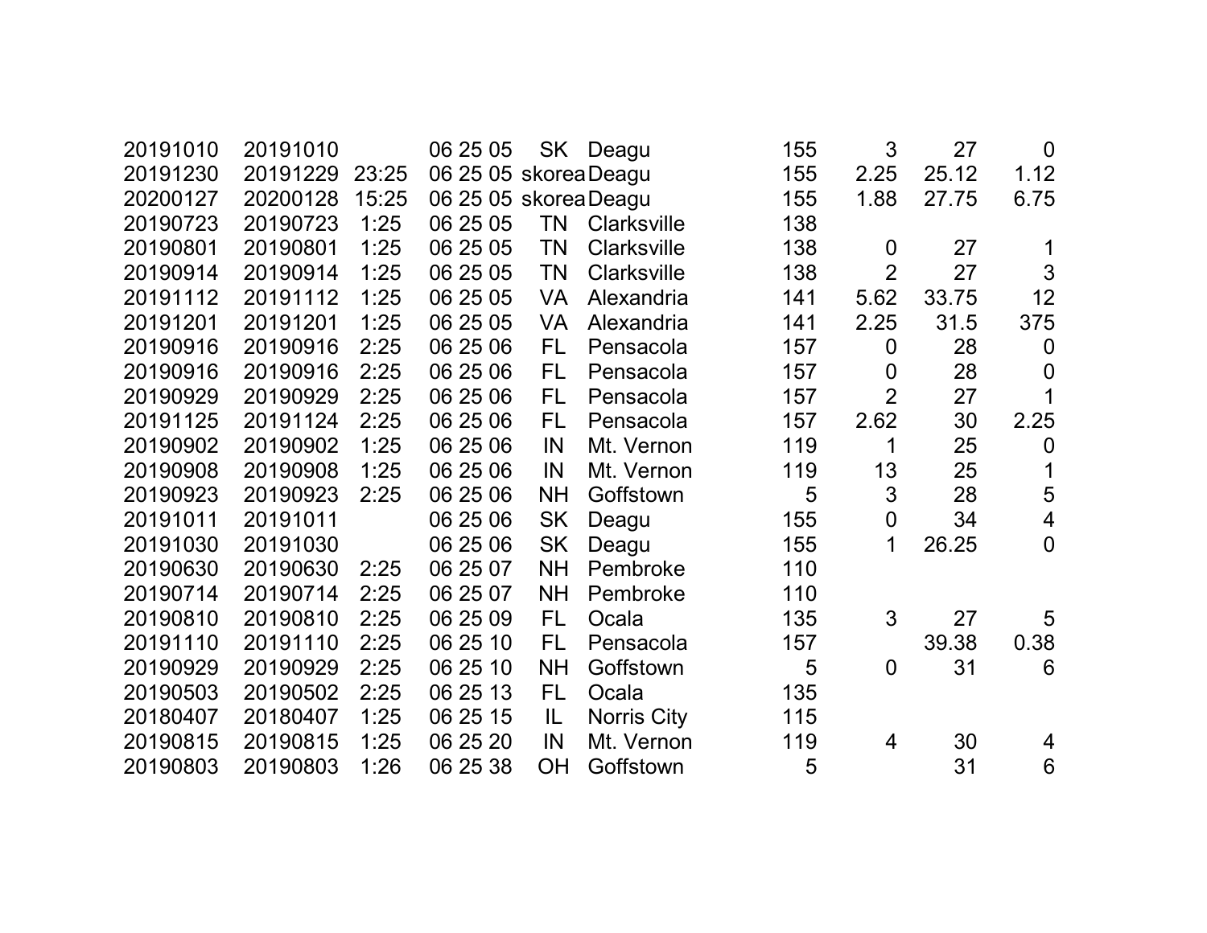| | | | | | | | | | |
|---|---|---|---|---|---|---|---|---|---|
| 20191010 | 20191010 | | 06 25 05 | SK | Deagu | 155 | 3 | 27 | 0 |
| 20191230 | 20191229 | 23:25 | 06 25 05 | skorea | Deagu | 155 | 2.25 | 25.12 | 1.12 |
| 20200127 | 20200128 | 15:25 | 06 25 05 | skorea | Deagu | 155 | 1.88 | 27.75 | 6.75 |
| 20190723 | 20190723 | 1:25 | 06 25 05 | TN | Clarksville | 138 | | | |
| 20190801 | 20190801 | 1:25 | 06 25 05 | TN | Clarksville | 138 | 0 | 27 | 1 |
| 20190914 | 20190914 | 1:25 | 06 25 05 | TN | Clarksville | 138 | 2 | 27 | 3 |
| 20191112 | 20191112 | 1:25 | 06 25 05 | VA | Alexandria | 141 | 5.62 | 33.75 | 12 |
| 20191201 | 20191201 | 1:25 | 06 25 05 | VA | Alexandria | 141 | 2.25 | 31.5 | 375 |
| 20190916 | 20190916 | 2:25 | 06 25 06 | FL | Pensacola | 157 | 0 | 28 | 0 |
| 20190916 | 20190916 | 2:25 | 06 25 06 | FL | Pensacola | 157 | 0 | 28 | 0 |
| 20190929 | 20190929 | 2:25 | 06 25 06 | FL | Pensacola | 157 | 2 | 27 | 1 |
| 20191125 | 20191124 | 2:25 | 06 25 06 | FL | Pensacola | 157 | 2.62 | 30 | 2.25 |
| 20190902 | 20190902 | 1:25 | 06 25 06 | IN | Mt. Vernon | 119 | 1 | 25 | 0 |
| 20190908 | 20190908 | 1:25 | 06 25 06 | IN | Mt. Vernon | 119 | 13 | 25 | 1 |
| 20190923 | 20190923 | 2:25 | 06 25 06 | NH | Goffstown | 5 | 3 | 28 | 5 |
| 20191011 | 20191011 | | 06 25 06 | SK | Deagu | 155 | 0 | 34 | 4 |
| 20191030 | 20191030 | | 06 25 06 | SK | Deagu | 155 | 1 | 26.25 | 0 |
| 20190630 | 20190630 | 2:25 | 06 25 07 | NH | Pembroke | 110 | | | |
| 20190714 | 20190714 | 2:25 | 06 25 07 | NH | Pembroke | 110 | | | |
| 20190810 | 20190810 | 2:25 | 06 25 09 | FL | Ocala | 135 | 3 | 27 | 5 |
| 20191110 | 20191110 | 2:25 | 06 25 10 | FL | Pensacola | 157 | | 39.38 | 0.38 |
| 20190929 | 20190929 | 2:25 | 06 25 10 | NH | Goffstown | 5 | 0 | 31 | 6 |
| 20190503 | 20190502 | 2:25 | 06 25 13 | FL | Ocala | 135 | | | |
| 20180407 | 20180407 | 1:25 | 06 25 15 | IL | Norris City | 115 | | | |
| 20190815 | 20190815 | 1:25 | 06 25 20 | IN | Mt. Vernon | 119 | 4 | 30 | 4 |
| 20190803 | 20190803 | 1:26 | 06 25 38 | OH | Goffstown | 5 | | 31 | 6 |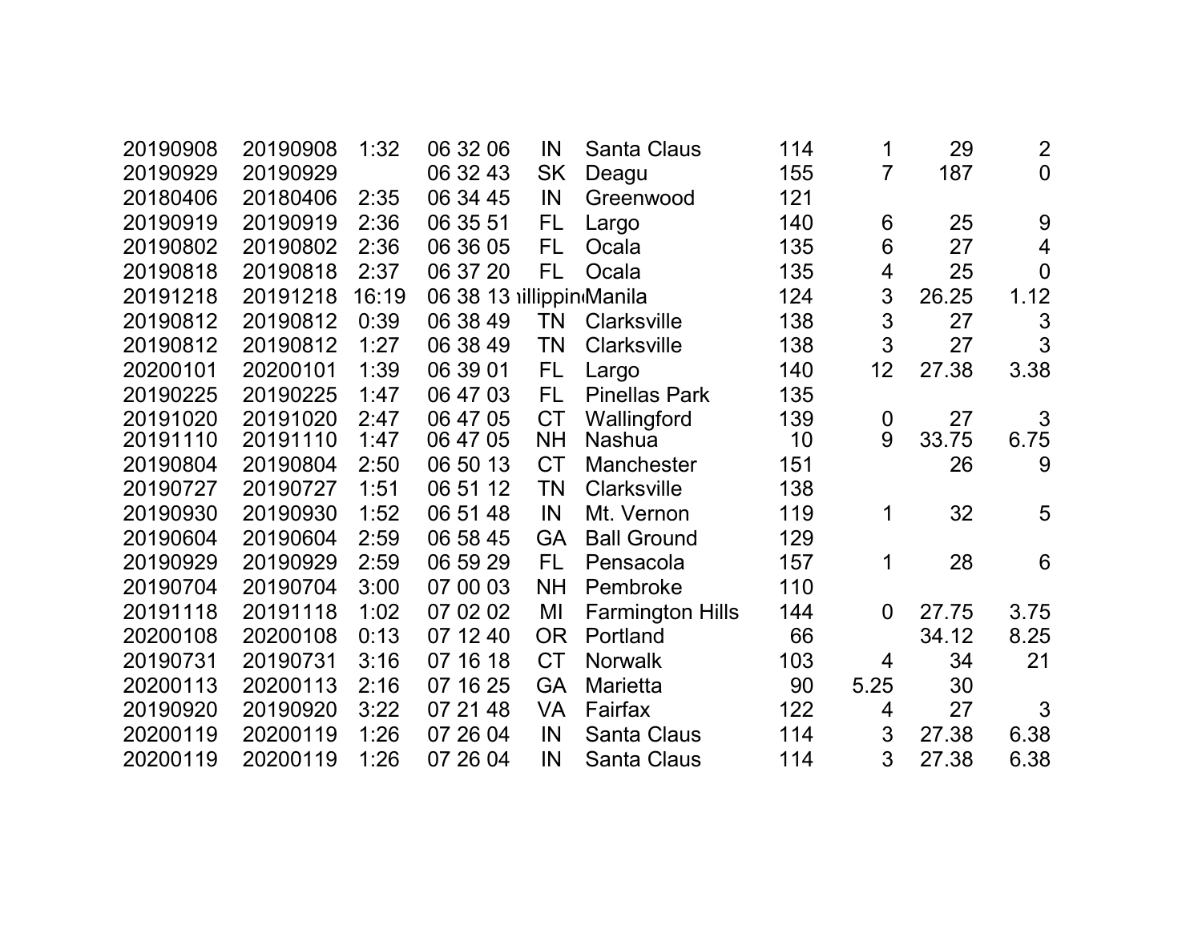| | | | | | | | | | |
|---|---|---|---|---|---|---|---|---|---|
| 20190908 | 20190908 | 1:32 | 06 32 06 | IN | Santa Claus | 114 | 1 | 29 | 2 |
| 20190929 | 20190929 | | 06 32 43 | SK | Deagu | 155 | 7 | 187 | 0 |
| 20180406 | 20180406 | 2:35 | 06 34 45 | IN | Greenwood | 121 | | | |
| 20190919 | 20190919 | 2:36 | 06 35 51 | FL | Largo | 140 | 6 | 25 | 9 |
| 20190802 | 20190802 | 2:36 | 06 36 05 | FL | Ocala | 135 | 6 | 27 | 4 |
| 20190818 | 20190818 | 2:37 | 06 37 20 | FL | Ocala | 135 | 4 | 25 | 0 |
| 20191218 | 20191218 | 16:19 | 06 38 13 | hilippin | Manila | 124 | 3 | 26.25 | 1.12 |
| 20190812 | 20190812 | 0:39 | 06 38 49 | TN | Clarksville | 138 | 3 | 27 | 3 |
| 20190812 | 20190812 | 1:27 | 06 38 49 | TN | Clarksville | 138 | 3 | 27 | 3 |
| 20200101 | 20200101 | 1:39 | 06 39 01 | FL | Largo | 140 | 12 | 27.38 | 3.38 |
| 20190225 | 20190225 | 1:47 | 06 47 03 | FL | Pinellas Park | 135 | | | |
| 20191020 | 20191020 | 2:47 | 06 47 05 | CT | Wallingford | 139 | 0 | 27 | 3 |
| 20191110 | 20191110 | 1:47 | 06 47 05 | NH | Nashua | 10 | 9 | 33.75 | 6.75 |
| 20190804 | 20190804 | 2:50 | 06 50 13 | CT | Manchester | 151 | | 26 | 9 |
| 20190727 | 20190727 | 1:51 | 06 51 12 | TN | Clarksville | 138 | | | |
| 20190930 | 20190930 | 1:52 | 06 51 48 | IN | Mt. Vernon | 119 | 1 | 32 | 5 |
| 20190604 | 20190604 | 2:59 | 06 58 45 | GA | Ball Ground | 129 | | | |
| 20190929 | 20190929 | 2:59 | 06 59 29 | FL | Pensacola | 157 | 1 | 28 | 6 |
| 20190704 | 20190704 | 3:00 | 07 00 03 | NH | Pembroke | 110 | | | |
| 20191118 | 20191118 | 1:02 | 07 02 02 | MI | Farmington Hills | 144 | 0 | 27.75 | 3.75 |
| 20200108 | 20200108 | 0:13 | 07 12 40 | OR | Portland | 66 | | 34.12 | 8.25 |
| 20190731 | 20190731 | 3:16 | 07 16 18 | CT | Norwalk | 103 | 4 | 34 | 21 |
| 20200113 | 20200113 | 2:16 | 07 16 25 | GA | Marietta | 90 | 5.25 | 30 | |
| 20190920 | 20190920 | 3:22 | 07 21 48 | VA | Fairfax | 122 | 4 | 27 | 3 |
| 20200119 | 20200119 | 1:26 | 07 26 04 | IN | Santa Claus | 114 | 3 | 27.38 | 6.38 |
| 20200119 | 20200119 | 1:26 | 07 26 04 | IN | Santa Claus | 114 | 3 | 27.38 | 6.38 |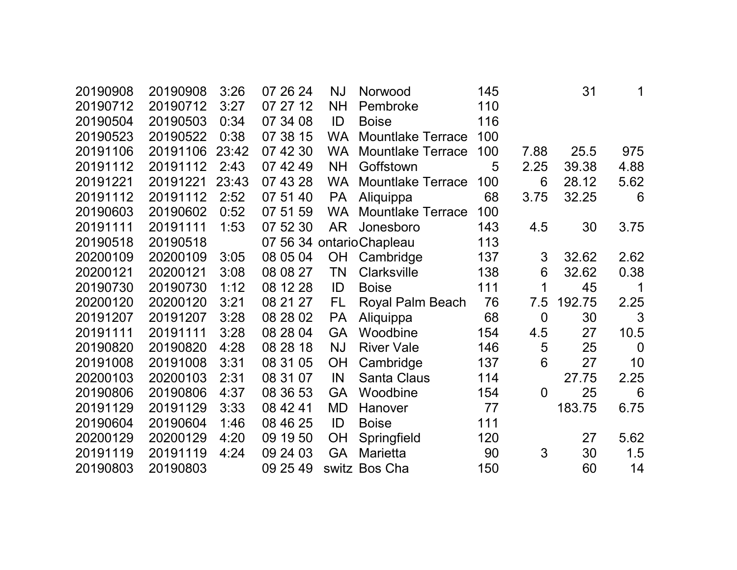| | | | | | | | | | |
|---|---|---|---|---|---|---|---|---|---|
| 20190908 | 20190908 | 3:26 | 07 26 24 | NJ | Norwood | 145 | | 31 | 1 |
| 20190712 | 20190712 | 3:27 | 07 27 12 | NH | Pembroke | 110 | | | |
| 20190504 | 20190503 | 0:34 | 07 34 08 | ID | Boise | 116 | | | |
| 20190523 | 20190522 | 0:38 | 07 38 15 | WA | Mountlake Terrace | 100 | | | |
| 20191106 | 20191106 | 23:42 | 07 42 30 | WA | Mountlake Terrace | 100 | 7.88 | 25.5 | 975 |
| 20191112 | 20191112 | 2:43 | 07 42 49 | NH | Goffstown | 5 | 2.25 | 39.38 | 4.88 |
| 20191221 | 20191221 | 23:43 | 07 43 28 | WA | Mountlake Terrace | 100 | 6 | 28.12 | 5.62 |
| 20191112 | 20191112 | 2:52 | 07 51 40 | PA | Aliquippa | 68 | 3.75 | 32.25 | 6 |
| 20190603 | 20190602 | 0:52 | 07 51 59 | WA | Mountlake Terrace | 100 | | | |
| 20191111 | 20191111 | 1:53 | 07 52 30 | AR | Jonesboro | 143 | 4.5 | 30 | 3.75 |
| 20190518 | 20190518 | | 07 56 34 | ontario | Chapleau | 113 | | | |
| 20200109 | 20200109 | 3:05 | 08 05 04 | OH | Cambridge | 137 | 3 | 32.62 | 2.62 |
| 20200121 | 20200121 | 3:08 | 08 08 27 | TN | Clarksville | 138 | 6 | 32.62 | 0.38 |
| 20190730 | 20190730 | 1:12 | 08 12 28 | ID | Boise | 111 | 1 | 45 | 1 |
| 20200120 | 20200120 | 3:21 | 08 21 27 | FL | Royal Palm Beach | 76 | 7.5 | 192.75 | 2.25 |
| 20191207 | 20191207 | 3:28 | 08 28 02 | PA | Aliquippa | 68 | 0 | 30 | 3 |
| 20191111 | 20191111 | 3:28 | 08 28 04 | GA | Woodbine | 154 | 4.5 | 27 | 10.5 |
| 20190820 | 20190820 | 4:28 | 08 28 18 | NJ | River Vale | 146 | 5 | 25 | 0 |
| 20191008 | 20191008 | 3:31 | 08 31 05 | OH | Cambridge | 137 | 6 | 27 | 10 |
| 20200103 | 20200103 | 2:31 | 08 31 07 | IN | Santa Claus | 114 | | 27.75 | 2.25 |
| 20190806 | 20190806 | 4:37 | 08 36 53 | GA | Woodbine | 154 | 0 | 25 | 6 |
| 20191129 | 20191129 | 3:33 | 08 42 41 | MD | Hanover | 77 | | 183.75 | 6.75 |
| 20190604 | 20190604 | 1:46 | 08 46 25 | ID | Boise | 111 | | | |
| 20200129 | 20200129 | 4:20 | 09 19 50 | OH | Springfield | 120 | | 27 | 5.62 |
| 20191119 | 20191119 | 4:24 | 09 24 03 | GA | Marietta | 90 | 3 | 30 | 1.5 |
| 20190803 | 20190803 | | 09 25 49 | switz | Bos Cha | 150 | | 60 | 14 |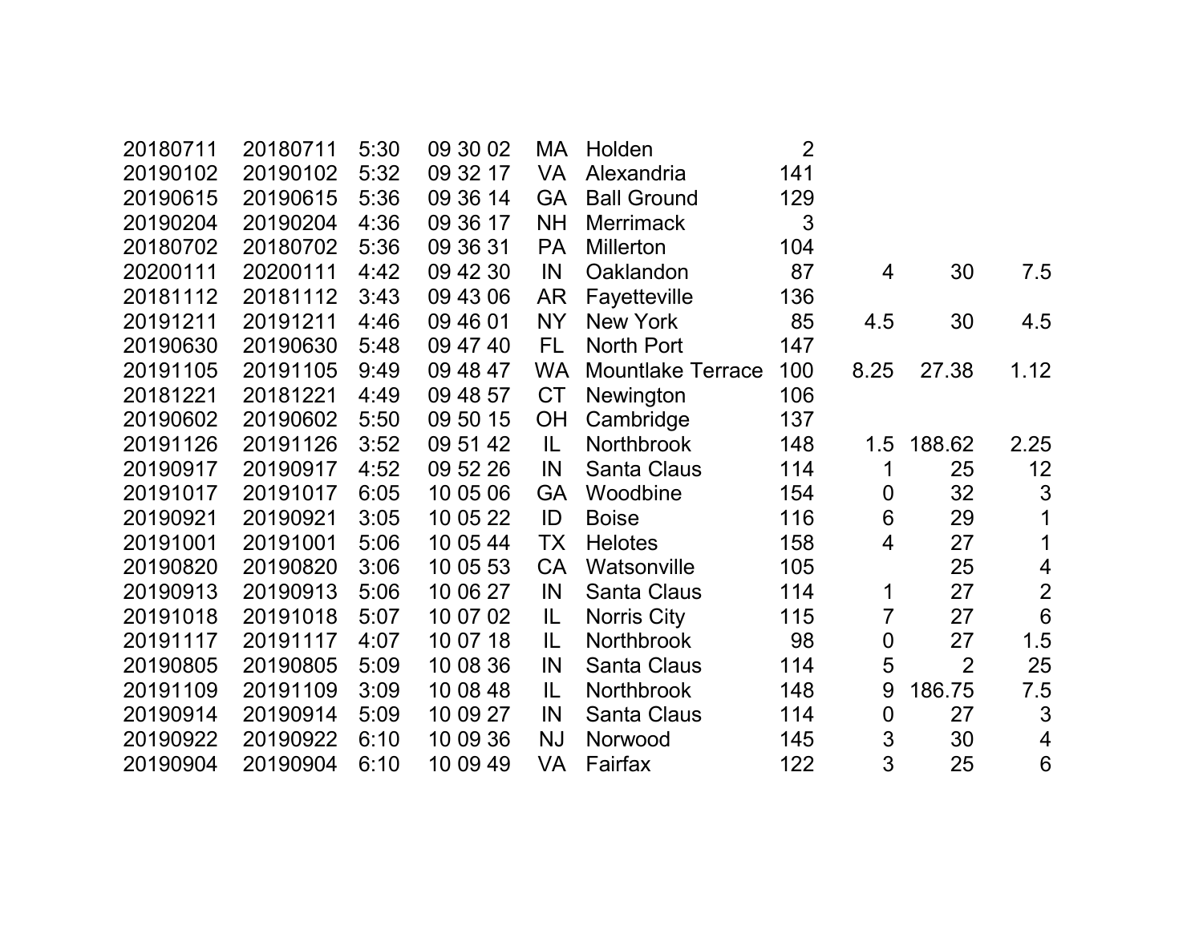| | | | | | | | | | |
|---|---|---|---|---|---|---|---|---|---|
| 20180711 | 20180711 | 5:30 | 09 30 02 | MA | Holden | 2 | | | |
| 20190102 | 20190102 | 5:32 | 09 32 17 | VA | Alexandria | 141 | | | |
| 20190615 | 20190615 | 5:36 | 09 36 14 | GA | Ball Ground | 129 | | | |
| 20190204 | 20190204 | 4:36 | 09 36 17 | NH | Merrimack | 3 | | | |
| 20180702 | 20180702 | 5:36 | 09 36 31 | PA | Millerton | 104 | | | |
| 20200111 | 20200111 | 4:42 | 09 42 30 | IN | Oaklandon | 87 | 4 | 30 | 7.5 |
| 20181112 | 20181112 | 3:43 | 09 43 06 | AR | Fayetteville | 136 | | | |
| 20191211 | 20191211 | 4:46 | 09 46 01 | NY | New York | 85 | 4.5 | 30 | 4.5 |
| 20190630 | 20190630 | 5:48 | 09 47 40 | FL | North Port | 147 | | | |
| 20191105 | 20191105 | 9:49 | 09 48 47 | WA | Mountlake Terrace | 100 | 8.25 | 27.38 | 1.12 |
| 20181221 | 20181221 | 4:49 | 09 48 57 | CT | Newington | 106 | | | |
| 20190602 | 20190602 | 5:50 | 09 50 15 | OH | Cambridge | 137 | | | |
| 20191126 | 20191126 | 3:52 | 09 51 42 | IL | Northbrook | 148 | 1.5 | 188.62 | 2.25 |
| 20190917 | 20190917 | 4:52 | 09 52 26 | IN | Santa Claus | 114 | 1 | 25 | 12 |
| 20191017 | 20191017 | 6:05 | 10 05 06 | GA | Woodbine | 154 | 0 | 32 | 3 |
| 20190921 | 20190921 | 3:05 | 10 05 22 | ID | Boise | 116 | 6 | 29 | 1 |
| 20191001 | 20191001 | 5:06 | 10 05 44 | TX | Helotes | 158 | 4 | 27 | 1 |
| 20190820 | 20190820 | 3:06 | 10 05 53 | CA | Watsonville | 105 | | 25 | 4 |
| 20190913 | 20190913 | 5:06 | 10 06 27 | IN | Santa Claus | 114 | 1 | 27 | 2 |
| 20191018 | 20191018 | 5:07 | 10 07 02 | IL | Norris City | 115 | 7 | 27 | 6 |
| 20191117 | 20191117 | 4:07 | 10 07 18 | IL | Northbrook | 98 | 0 | 27 | 1.5 |
| 20190805 | 20190805 | 5:09 | 10 08 36 | IN | Santa Claus | 114 | 5 | 2 | 25 |
| 20191109 | 20191109 | 3:09 | 10 08 48 | IL | Northbrook | 148 | 9 | 186.75 | 7.5 |
| 20190914 | 20190914 | 5:09 | 10 09 27 | IN | Santa Claus | 114 | 0 | 27 | 3 |
| 20190922 | 20190922 | 6:10 | 10 09 36 | NJ | Norwood | 145 | 3 | 30 | 4 |
| 20190904 | 20190904 | 6:10 | 10 09 49 | VA | Fairfax | 122 | 3 | 25 | 6 |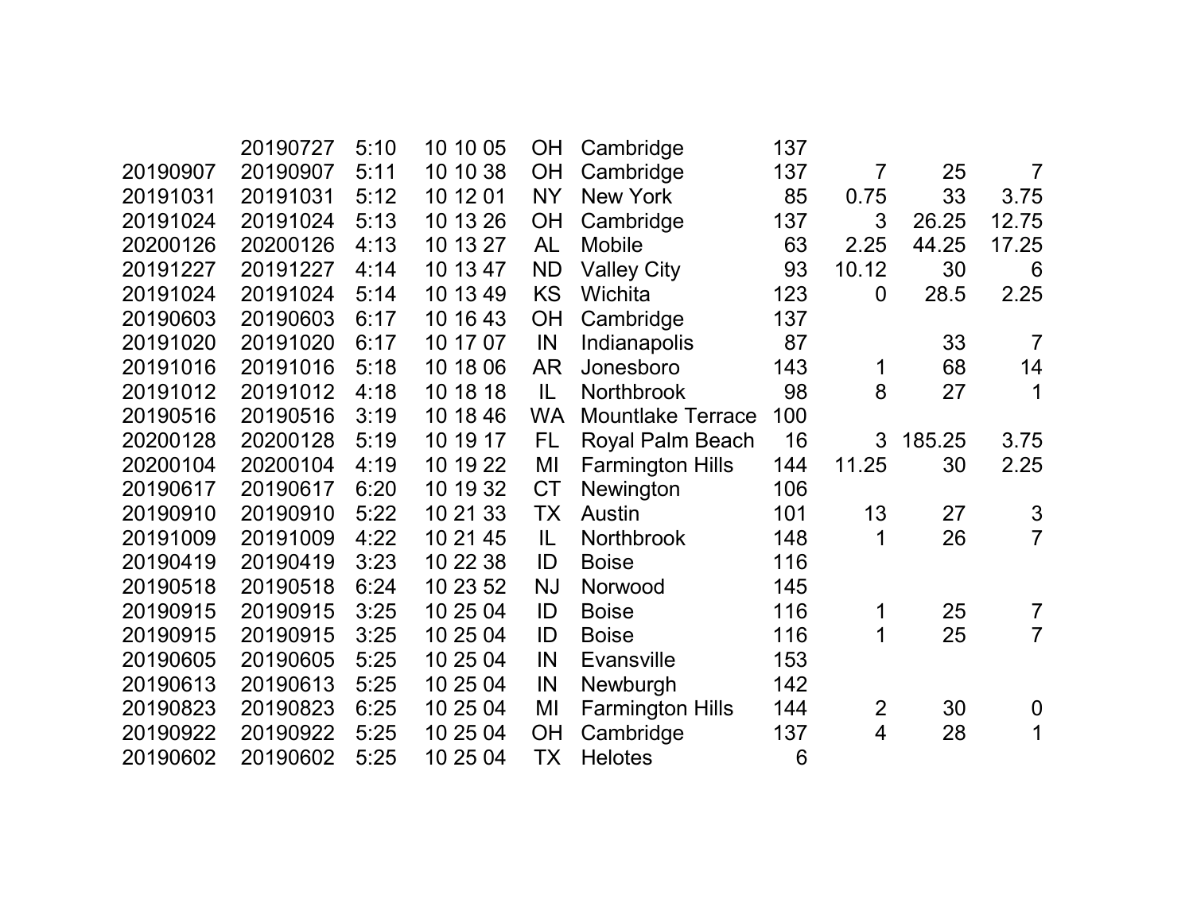|  |  |  |  |  |  |  |  |  |  |
|---|---|---|---|---|---|---|---|---|---|
|  | 20190727 | 5:10 | 10 10 05 | OH | Cambridge | 137 |  |  |  |
| 20190907 | 20190907 | 5:11 | 10 10 38 | OH | Cambridge | 137 | 7 | 25 | 7 |
| 20191031 | 20191031 | 5:12 | 10 12 01 | NY | New York | 85 | 0.75 | 33 | 3.75 |
| 20191024 | 20191024 | 5:13 | 10 13 26 | OH | Cambridge | 137 | 3 | 26.25 | 12.75 |
| 20200126 | 20200126 | 4:13 | 10 13 27 | AL | Mobile | 63 | 2.25 | 44.25 | 17.25 |
| 20191227 | 20191227 | 4:14 | 10 13 47 | ND | Valley City | 93 | 10.12 | 30 | 6 |
| 20191024 | 20191024 | 5:14 | 10 13 49 | KS | Wichita | 123 | 0 | 28.5 | 2.25 |
| 20190603 | 20190603 | 6:17 | 10 16 43 | OH | Cambridge | 137 |  |  |  |
| 20191020 | 20191020 | 6:17 | 10 17 07 | IN | Indianapolis | 87 |  | 33 | 7 |
| 20191016 | 20191016 | 5:18 | 10 18 06 | AR | Jonesboro | 143 | 1 | 68 | 14 |
| 20191012 | 20191012 | 4:18 | 10 18 18 | IL | Northbrook | 98 | 8 | 27 | 1 |
| 20190516 | 20190516 | 3:19 | 10 18 46 | WA | Mountlake Terrace | 100 |  |  |  |
| 20200128 | 20200128 | 5:19 | 10 19 17 | FL | Royal Palm Beach | 16 | 3 | 185.25 | 3.75 |
| 20200104 | 20200104 | 4:19 | 10 19 22 | MI | Farmington Hills | 144 | 11.25 | 30 | 2.25 |
| 20190617 | 20190617 | 6:20 | 10 19 32 | CT | Newington | 106 |  |  |  |
| 20190910 | 20190910 | 5:22 | 10 21 33 | TX | Austin | 101 | 13 | 27 | 3 |
| 20191009 | 20191009 | 4:22 | 10 21 45 | IL | Northbrook | 148 | 1 | 26 | 7 |
| 20190419 | 20190419 | 3:23 | 10 22 38 | ID | Boise | 116 |  |  |  |
| 20190518 | 20190518 | 6:24 | 10 23 52 | NJ | Norwood | 145 |  |  |  |
| 20190915 | 20190915 | 3:25 | 10 25 04 | ID | Boise | 116 | 1 | 25 | 7 |
| 20190915 | 20190915 | 3:25 | 10 25 04 | ID | Boise | 116 | 1 | 25 | 7 |
| 20190605 | 20190605 | 5:25 | 10 25 04 | IN | Evansville | 153 |  |  |  |
| 20190613 | 20190613 | 5:25 | 10 25 04 | IN | Newburgh | 142 |  |  |  |
| 20190823 | 20190823 | 6:25 | 10 25 04 | MI | Farmington Hills | 144 | 2 | 30 | 0 |
| 20190922 | 20190922 | 5:25 | 10 25 04 | OH | Cambridge | 137 | 4 | 28 | 1 |
| 20190602 | 20190602 | 5:25 | 10 25 04 | TX | Helotes | 6 |  |  |  |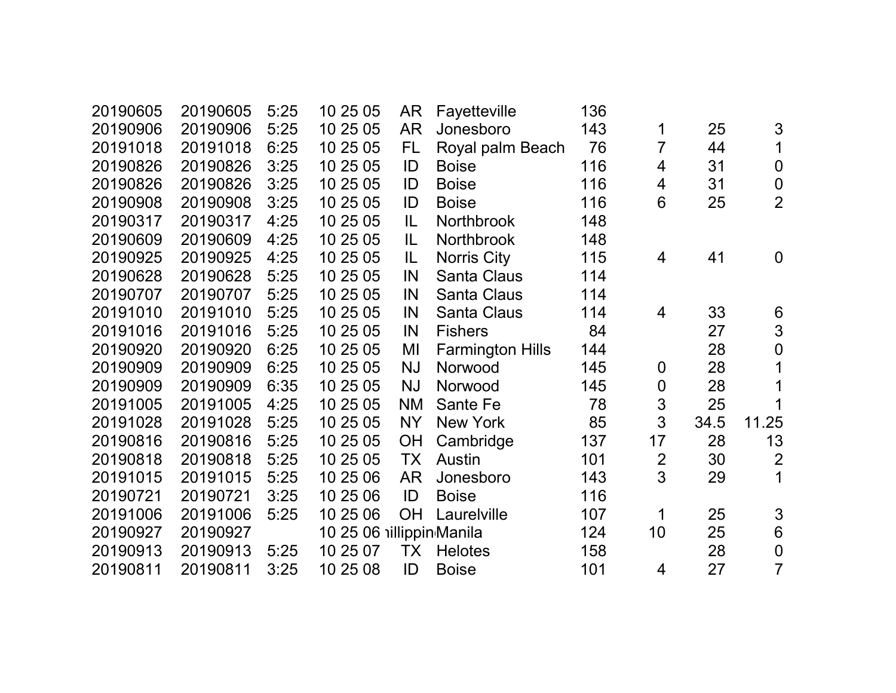| | | | | | | | | | |
|---|---|---|---|---|---|---|---|---|---|
| 20190605 | 20190605 | 5:25 | 10 25 05 | AR | Fayetteville | 136 | | | |
| 20190906 | 20190906 | 5:25 | 10 25 05 | AR | Jonesboro | 143 | 1 | 25 | 3 |
| 20191018 | 20191018 | 6:25 | 10 25 05 | FL | Royal palm Beach | 76 | 7 | 44 | 1 |
| 20190826 | 20190826 | 3:25 | 10 25 05 | ID | Boise | 116 | 4 | 31 | 0 |
| 20190826 | 20190826 | 3:25 | 10 25 05 | ID | Boise | 116 | 4 | 31 | 0 |
| 20190908 | 20190908 | 3:25 | 10 25 05 | ID | Boise | 116 | 6 | 25 | 2 |
| 20190317 | 20190317 | 4:25 | 10 25 05 | IL | Northbrook | 148 | | | |
| 20190609 | 20190609 | 4:25 | 10 25 05 | IL | Northbrook | 148 | | | |
| 20190925 | 20190925 | 4:25 | 10 25 05 | IL | Norris City | 115 | 4 | 41 | 0 |
| 20190628 | 20190628 | 5:25 | 10 25 05 | IN | Santa Claus | 114 | | | |
| 20190707 | 20190707 | 5:25 | 10 25 05 | IN | Santa Claus | 114 | | | |
| 20191010 | 20191010 | 5:25 | 10 25 05 | IN | Santa Claus | 114 | 4 | 33 | 6 |
| 20191016 | 20191016 | 5:25 | 10 25 05 | IN | Fishers | 84 | | 27 | 3 |
| 20190920 | 20190920 | 6:25 | 10 25 05 | MI | Farmington Hills | 144 | | 28 | 0 |
| 20190909 | 20190909 | 6:25 | 10 25 05 | NJ | Norwood | 145 | 0 | 28 | 1 |
| 20190909 | 20190909 | 6:35 | 10 25 05 | NJ | Norwood | 145 | 0 | 28 | 1 |
| 20191005 | 20191005 | 4:25 | 10 25 05 | NM | Sante Fe | 78 | 3 | 25 | 1 |
| 20191028 | 20191028 | 5:25 | 10 25 05 | NY | New York | 85 | 3 | 34.5 | 11.25 |
| 20190816 | 20190816 | 5:25 | 10 25 05 | OH | Cambridge | 137 | 17 | 28 | 13 |
| 20190818 | 20190818 | 5:25 | 10 25 05 | TX | Austin | 101 | 2 | 30 | 2 |
| 20191015 | 20191015 | 5:25 | 10 25 06 | AR | Jonesboro | 143 | 3 | 29 | 1 |
| 20190721 | 20190721 | 3:25 | 10 25 06 | ID | Boise | 116 | | | |
| 20191006 | 20191006 | 5:25 | 10 25 06 | OH | Laurelville | 107 | 1 | 25 | 3 |
| 20190927 | 20190927 | | 10 25 06 | hilippin | Manila | 124 | 10 | 25 | 6 |
| 20190913 | 20190913 | 5:25 | 10 25 07 | TX | Helotes | 158 | | 28 | 0 |
| 20190811 | 20190811 | 3:25 | 10 25 08 | ID | Boise | 101 | 4 | 27 | 7 |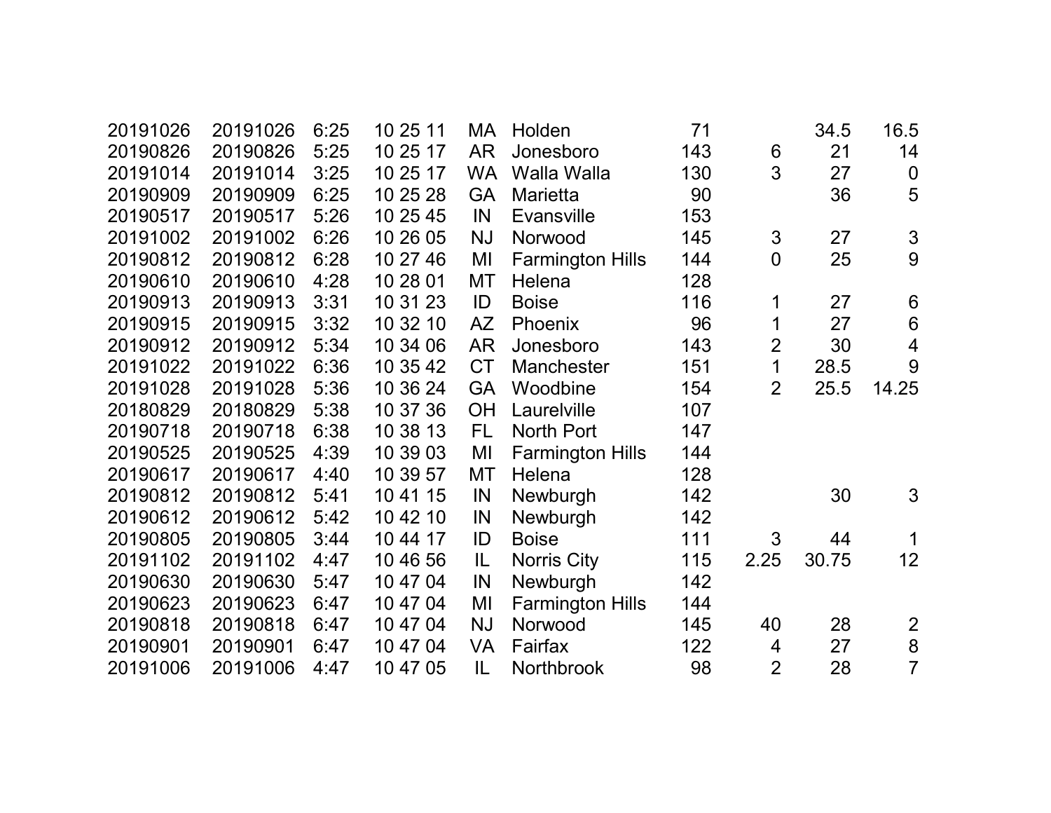| | | | | | | | | | |
|---|---|---|---|---|---|---|---|---|---|
| 20191026 | 20191026 | 6:25 | 10 25 11 | MA | Holden | 71 | | 34.5 | 16.5 |
| 20190826 | 20190826 | 5:25 | 10 25 17 | AR | Jonesboro | 143 | 6 | 21 | 14 |
| 20191014 | 20191014 | 3:25 | 10 25 17 | WA | Walla Walla | 130 | 3 | 27 | 0 |
| 20190909 | 20190909 | 6:25 | 10 25 28 | GA | Marietta | 90 | | 36 | 5 |
| 20190517 | 20190517 | 5:26 | 10 25 45 | IN | Evansville | 153 | | | |
| 20191002 | 20191002 | 6:26 | 10 26 05 | NJ | Norwood | 145 | 3 | 27 | 3 |
| 20190812 | 20190812 | 6:28 | 10 27 46 | MI | Farmington Hills | 144 | 0 | 25 | 9 |
| 20190610 | 20190610 | 4:28 | 10 28 01 | MT | Helena | 128 | | | |
| 20190913 | 20190913 | 3:31 | 10 31 23 | ID | Boise | 116 | 1 | 27 | 6 |
| 20190915 | 20190915 | 3:32 | 10 32 10 | AZ | Phoenix | 96 | 1 | 27 | 6 |
| 20190912 | 20190912 | 5:34 | 10 34 06 | AR | Jonesboro | 143 | 2 | 30 | 4 |
| 20191022 | 20191022 | 6:36 | 10 35 42 | CT | Manchester | 151 | 1 | 28.5 | 9 |
| 20191028 | 20191028 | 5:36 | 10 36 24 | GA | Woodbine | 154 | 2 | 25.5 | 14.25 |
| 20180829 | 20180829 | 5:38 | 10 37 36 | OH | Laurelville | 107 | | | |
| 20190718 | 20190718 | 6:38 | 10 38 13 | FL | North Port | 147 | | | |
| 20190525 | 20190525 | 4:39 | 10 39 03 | MI | Farmington Hills | 144 | | | |
| 20190617 | 20190617 | 4:40 | 10 39 57 | MT | Helena | 128 | | | |
| 20190812 | 20190812 | 5:41 | 10 41 15 | IN | Newburgh | 142 | | 30 | 3 |
| 20190612 | 20190612 | 5:42 | 10 42 10 | IN | Newburgh | 142 | | | |
| 20190805 | 20190805 | 3:44 | 10 44 17 | ID | Boise | 111 | 3 | 44 | 1 |
| 20191102 | 20191102 | 4:47 | 10 46 56 | IL | Norris City | 115 | 2.25 | 30.75 | 12 |
| 20190630 | 20190630 | 5:47 | 10 47 04 | IN | Newburgh | 142 | | | |
| 20190623 | 20190623 | 6:47 | 10 47 04 | MI | Farmington Hills | 144 | | | |
| 20190818 | 20190818 | 6:47 | 10 47 04 | NJ | Norwood | 145 | 40 | 28 | 2 |
| 20190901 | 20190901 | 6:47 | 10 47 04 | VA | Fairfax | 122 | 4 | 27 | 8 |
| 20191006 | 20191006 | 4:47 | 10 47 05 | IL | Northbrook | 98 | 2 | 28 | 7 |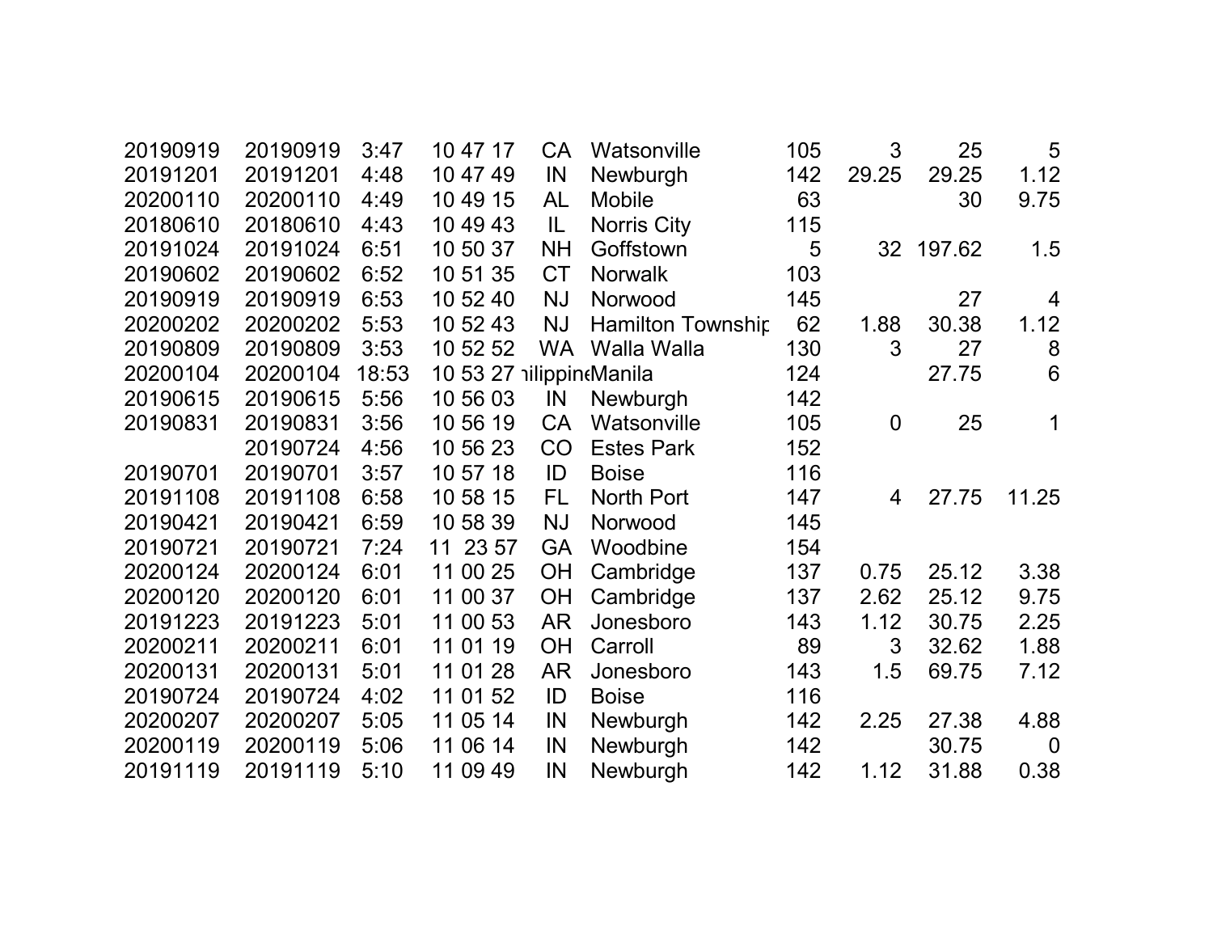| | | | | | | | | | |
|---|---|---|---|---|---|---|---|---|---|
| 20190919 | 20190919 | 3:47 | 10 47 17 | CA | Watsonville | 105 | 3 | 25 | 5 |
| 20191201 | 20191201 | 4:48 | 10 47 49 | IN | Newburgh | 142 | 29.25 | 29.25 | 1.12 |
| 20200110 | 20200110 | 4:49 | 10 49 15 | AL | Mobile | 63 | | 30 | 9.75 |
| 20180610 | 20180610 | 4:43 | 10 49 43 | IL | Norris City | 115 | | | |
| 20191024 | 20191024 | 6:51 | 10 50 37 | NH | Goffstown | 5 | 32 | 197.62 | 1.5 |
| 20190602 | 20190602 | 6:52 | 10 51 35 | CT | Norwalk | 103 | | | |
| 20190919 | 20190919 | 6:53 | 10 52 40 | NJ | Norwood | 145 | | 27 | 4 |
| 20200202 | 20200202 | 5:53 | 10 52 43 | NJ | Hamilton Townshir | 62 | 1.88 | 30.38 | 1.12 |
| 20190809 | 20190809 | 3:53 | 10 52 52 | WA | Walla Walla | 130 | 3 | 27 | 8 |
| 20200104 | 20200104 | 18:53 | 10 53 27 | ıilippine | Manila | 124 | | 27.75 | 6 |
| 20190615 | 20190615 | 5:56 | 10 56 03 | IN | Newburgh | 142 | | | |
| 20190831 | 20190831 | 3:56 | 10 56 19 | CA | Watsonville | 105 | 0 | 25 | 1 |
| | 20190724 | 4:56 | 10 56 23 | CO | Estes Park | 152 | | | |
| 20190701 | 20190701 | 3:57 | 10 57 18 | ID | Boise | 116 | | | |
| 20191108 | 20191108 | 6:58 | 10 58 15 | FL | North Port | 147 | 4 | 27.75 | 11.25 |
| 20190421 | 20190421 | 6:59 | 10 58 39 | NJ | Norwood | 145 | | | |
| 20190721 | 20190721 | 7:24 | 11 23 57 | GA | Woodbine | 154 | | | |
| 20200124 | 20200124 | 6:01 | 11 00 25 | OH | Cambridge | 137 | 0.75 | 25.12 | 3.38 |
| 20200120 | 20200120 | 6:01 | 11 00 37 | OH | Cambridge | 137 | 2.62 | 25.12 | 9.75 |
| 20191223 | 20191223 | 5:01 | 11 00 53 | AR | Jonesboro | 143 | 1.12 | 30.75 | 2.25 |
| 20200211 | 20200211 | 6:01 | 11 01 19 | OH | Carroll | 89 | 3 | 32.62 | 1.88 |
| 20200131 | 20200131 | 5:01 | 11 01 28 | AR | Jonesboro | 143 | 1.5 | 69.75 | 7.12 |
| 20190724 | 20190724 | 4:02 | 11 01 52 | ID | Boise | 116 | | | |
| 20200207 | 20200207 | 5:05 | 11 05 14 | IN | Newburgh | 142 | 2.25 | 27.38 | 4.88 |
| 20200119 | 20200119 | 5:06 | 11 06 14 | IN | Newburgh | 142 | | 30.75 | 0 |
| 20191119 | 20191119 | 5:10 | 11 09 49 | IN | Newburgh | 142 | 1.12 | 31.88 | 0.38 |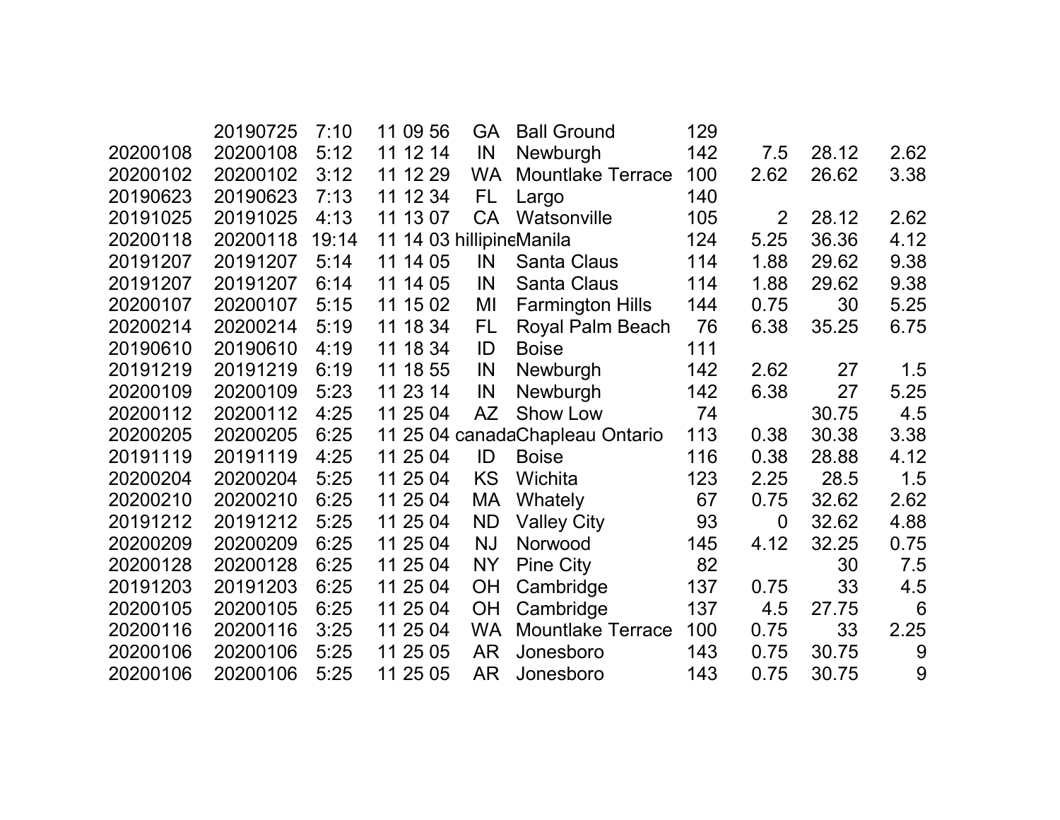| | | | | | | | | | |
|---|---|---|---|---|---|---|---|---|---|
| | 20190725 | 7:10 | 11 09 56 | GA | Ball Ground | 129 | | | |
| 20200108 | 20200108 | 5:12 | 11 12 14 | IN | Newburgh | 142 | 7.5 | 28.12 | 2.62 |
| 20200102 | 20200102 | 3:12 | 11 12 29 | WA | Mountlake Terrace | 100 | 2.62 | 26.62 | 3.38 |
| 20190623 | 20190623 | 7:13 | 11 12 34 | FL | Largo | 140 | | | |
| 20191025 | 20191025 | 4:13 | 11 13 07 | CA | Watsonville | 105 | 2 | 28.12 | 2.62 |
| 20200118 | 20200118 | 19:14 | 11 14 03 | hillipine | Manila | 124 | 5.25 | 36.36 | 4.12 |
| 20191207 | 20191207 | 5:14 | 11 14 05 | IN | Santa Claus | 114 | 1.88 | 29.62 | 9.38 |
| 20191207 | 20191207 | 6:14 | 11 14 05 | IN | Santa Claus | 114 | 1.88 | 29.62 | 9.38 |
| 20200107 | 20200107 | 5:15 | 11 15 02 | MI | Farmington Hills | 144 | 0.75 | 30 | 5.25 |
| 20200214 | 20200214 | 5:19 | 11 18 34 | FL | Royal Palm Beach | 76 | 6.38 | 35.25 | 6.75 |
| 20190610 | 20190610 | 4:19 | 11 18 34 | ID | Boise | 111 | | | |
| 20191219 | 20191219 | 6:19 | 11 18 55 | IN | Newburgh | 142 | 2.62 | 27 | 1.5 |
| 20200109 | 20200109 | 5:23 | 11 23 14 | IN | Newburgh | 142 | 6.38 | 27 | 5.25 |
| 20200112 | 20200112 | 4:25 | 11 25 04 | AZ | Show Low | 74 | | 30.75 | 4.5 |
| 20200205 | 20200205 | 6:25 | 11 25 04 | canada | Chapleau Ontario | 113 | 0.38 | 30.38 | 3.38 |
| 20191119 | 20191119 | 4:25 | 11 25 04 | ID | Boise | 116 | 0.38 | 28.88 | 4.12 |
| 20200204 | 20200204 | 5:25 | 11 25 04 | KS | Wichita | 123 | 2.25 | 28.5 | 1.5 |
| 20200210 | 20200210 | 6:25 | 11 25 04 | MA | Whately | 67 | 0.75 | 32.62 | 2.62 |
| 20191212 | 20191212 | 5:25 | 11 25 04 | ND | Valley City | 93 | 0 | 32.62 | 4.88 |
| 20200209 | 20200209 | 6:25 | 11 25 04 | NJ | Norwood | 145 | 4.12 | 32.25 | 0.75 |
| 20200128 | 20200128 | 6:25 | 11 25 04 | NY | Pine City | 82 | | 30 | 7.5 |
| 20191203 | 20191203 | 6:25 | 11 25 04 | OH | Cambridge | 137 | 0.75 | 33 | 4.5 |
| 20200105 | 20200105 | 6:25 | 11 25 04 | OH | Cambridge | 137 | 4.5 | 27.75 | 6 |
| 20200116 | 20200116 | 3:25 | 11 25 04 | WA | Mountlake Terrace | 100 | 0.75 | 33 | 2.25 |
| 20200106 | 20200106 | 5:25 | 11 25 05 | AR | Jonesboro | 143 | 0.75 | 30.75 | 9 |
| 20200106 | 20200106 | 5:25 | 11 25 05 | AR | Jonesboro | 143 | 0.75 | 30.75 | 9 |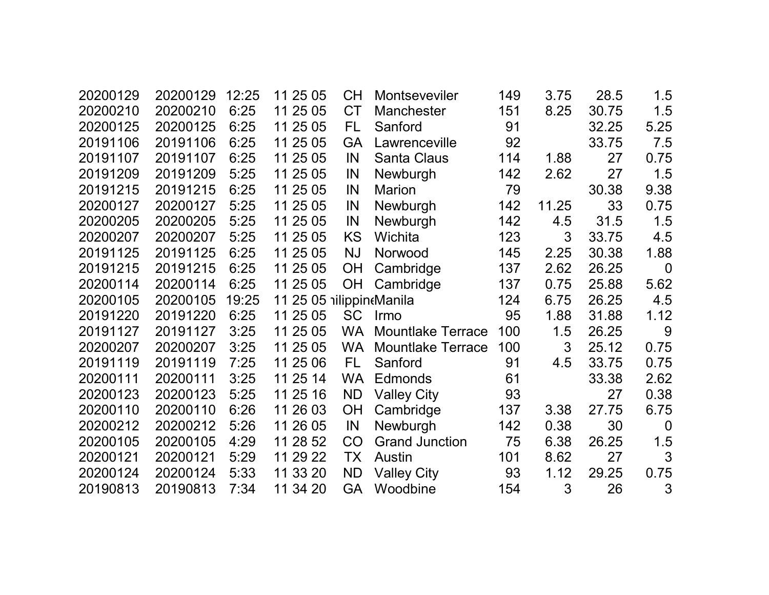| | | | | | | | | | |
|---|---|---|---|---|---|---|---|---|---|
| 20200129 | 20200129 | 12:25 | 11 25 05 | CH | Montseveviler | 149 | 3.75 | 28.5 | 1.5 |
| 20200210 | 20200210 | 6:25 | 11 25 05 | CT | Manchester | 151 | 8.25 | 30.75 | 1.5 |
| 20200125 | 20200125 | 6:25 | 11 25 05 | FL | Sanford | 91 | | 32.25 | 5.25 |
| 20191106 | 20191106 | 6:25 | 11 25 05 | GA | Lawrenceville | 92 | | 33.75 | 7.5 |
| 20191107 | 20191107 | 6:25 | 11 25 05 | IN | Santa Claus | 114 | 1.88 | 27 | 0.75 |
| 20191209 | 20191209 | 5:25 | 11 25 05 | IN | Newburgh | 142 | 2.62 | 27 | 1.5 |
| 20191215 | 20191215 | 6:25 | 11 25 05 | IN | Marion | 79 | | 30.38 | 9.38 |
| 20200127 | 20200127 | 5:25 | 11 25 05 | IN | Newburgh | 142 | 11.25 | 33 | 0.75 |
| 20200205 | 20200205 | 5:25 | 11 25 05 | IN | Newburgh | 142 | 4.5 | 31.5 | 1.5 |
| 20200207 | 20200207 | 5:25 | 11 25 05 | KS | Wichita | 123 | 3 | 33.75 | 4.5 |
| 20191125 | 20191125 | 6:25 | 11 25 05 | NJ | Norwood | 145 | 2.25 | 30.38 | 1.88 |
| 20191215 | 20191215 | 6:25 | 11 25 05 | OH | Cambridge | 137 | 2.62 | 26.25 | 0 |
| 20200114 | 20200114 | 6:25 | 11 25 05 | OH | Cambridge | 137 | 0.75 | 25.88 | 5.62 |
| 20200105 | 20200105 | 19:25 | 11 25 05 | hilippine | Manila | 124 | 6.75 | 26.25 | 4.5 |
| 20191220 | 20191220 | 6:25 | 11 25 05 | SC | Irmo | 95 | 1.88 | 31.88 | 1.12 |
| 20191127 | 20191127 | 3:25 | 11 25 05 | WA | Mountlake Terrace | 100 | 1.5 | 26.25 | 9 |
| 20200207 | 20200207 | 3:25 | 11 25 05 | WA | Mountlake Terrace | 100 | 3 | 25.12 | 0.75 |
| 20191119 | 20191119 | 7:25 | 11 25 06 | FL | Sanford | 91 | 4.5 | 33.75 | 0.75 |
| 20200111 | 20200111 | 3:25 | 11 25 14 | WA | Edmonds | 61 | | 33.38 | 2.62 |
| 20200123 | 20200123 | 5:25 | 11 25 16 | ND | Valley City | 93 | | 27 | 0.38 |
| 20200110 | 20200110 | 6:26 | 11 26 03 | OH | Cambridge | 137 | 3.38 | 27.75 | 6.75 |
| 20200212 | 20200212 | 5:26 | 11 26 05 | IN | Newburgh | 142 | 0.38 | 30 | 0 |
| 20200105 | 20200105 | 4:29 | 11 28 52 | CO | Grand Junction | 75 | 6.38 | 26.25 | 1.5 |
| 20200121 | 20200121 | 5:29 | 11 29 22 | TX | Austin | 101 | 8.62 | 27 | 3 |
| 20200124 | 20200124 | 5:33 | 11 33 20 | ND | Valley City | 93 | 1.12 | 29.25 | 0.75 |
| 20190813 | 20190813 | 7:34 | 11 34 20 | GA | Woodbine | 154 | 3 | 26 | 3 |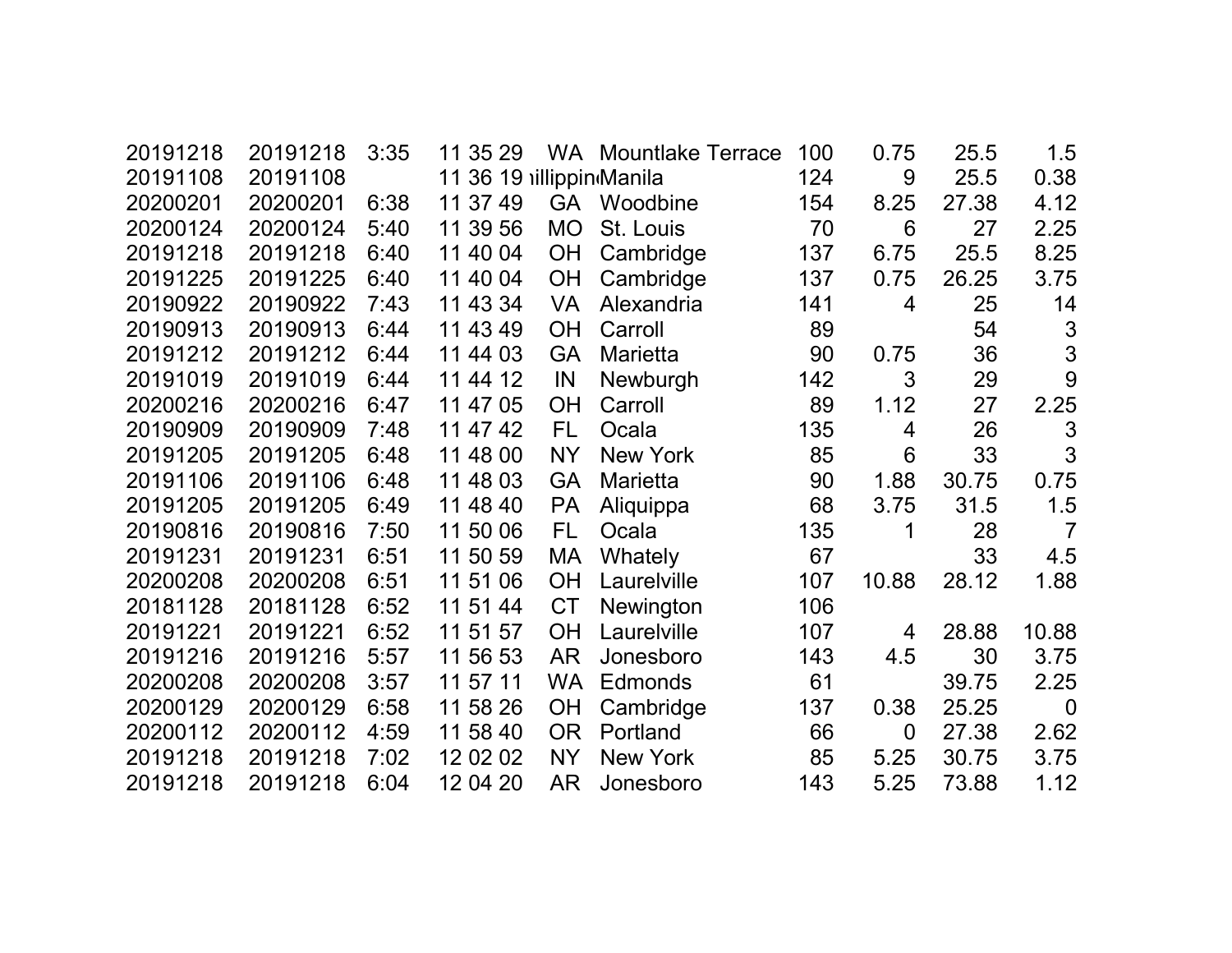| | | | | | | | | | |
|---|---|---|---|---|---|---|---|---|---|
| 20191218 | 20191218 | 3:35 | 11 35 29 | WA | Mountlake Terrace | 100 | 0.75 | 25.5 | 1.5 |
| 20191108 | 20191108 | | 11 36 19 | ıillippin | Manila | 124 | 9 | 25.5 | 0.38 |
| 20200201 | 20200201 | 6:38 | 11 37 49 | GA | Woodbine | 154 | 8.25 | 27.38 | 4.12 |
| 20200124 | 20200124 | 5:40 | 11 39 56 | MO | St. Louis | 70 | 6 | 27 | 2.25 |
| 20191218 | 20191218 | 6:40 | 11 40 04 | OH | Cambridge | 137 | 6.75 | 25.5 | 8.25 |
| 20191225 | 20191225 | 6:40 | 11 40 04 | OH | Cambridge | 137 | 0.75 | 26.25 | 3.75 |
| 20190922 | 20190922 | 7:43 | 11 43 34 | VA | Alexandria | 141 | 4 | 25 | 14 |
| 20190913 | 20190913 | 6:44 | 11 43 49 | OH | Carroll | 89 | | 54 | 3 |
| 20191212 | 20191212 | 6:44 | 11 44 03 | GA | Marietta | 90 | 0.75 | 36 | 3 |
| 20191019 | 20191019 | 6:44 | 11 44 12 | IN | Newburgh | 142 | 3 | 29 | 9 |
| 20200216 | 20200216 | 6:47 | 11 47 05 | OH | Carroll | 89 | 1.12 | 27 | 2.25 |
| 20190909 | 20190909 | 7:48 | 11 47 42 | FL | Ocala | 135 | 4 | 26 | 3 |
| 20191205 | 20191205 | 6:48 | 11 48 00 | NY | New York | 85 | 6 | 33 | 3 |
| 20191106 | 20191106 | 6:48 | 11 48 03 | GA | Marietta | 90 | 1.88 | 30.75 | 0.75 |
| 20191205 | 20191205 | 6:49 | 11 48 40 | PA | Aliquippa | 68 | 3.75 | 31.5 | 1.5 |
| 20190816 | 20190816 | 7:50 | 11 50 06 | FL | Ocala | 135 | 1 | 28 | 7 |
| 20191231 | 20191231 | 6:51 | 11 50 59 | MA | Whately | 67 | | 33 | 4.5 |
| 20200208 | 20200208 | 6:51 | 11 51 06 | OH | Laurelville | 107 | 10.88 | 28.12 | 1.88 |
| 20181128 | 20181128 | 6:52 | 11 51 44 | CT | Newington | 106 | | | |
| 20191221 | 20191221 | 6:52 | 11 51 57 | OH | Laurelville | 107 | 4 | 28.88 | 10.88 |
| 20191216 | 20191216 | 5:57 | 11 56 53 | AR | Jonesboro | 143 | 4.5 | 30 | 3.75 |
| 20200208 | 20200208 | 3:57 | 11 57 11 | WA | Edmonds | 61 | | 39.75 | 2.25 |
| 20200129 | 20200129 | 6:58 | 11 58 26 | OH | Cambridge | 137 | 0.38 | 25.25 | 0 |
| 20200112 | 20200112 | 4:59 | 11 58 40 | OR | Portland | 66 | 0 | 27.38 | 2.62 |
| 20191218 | 20191218 | 7:02 | 12 02 02 | NY | New York | 85 | 5.25 | 30.75 | 3.75 |
| 20191218 | 20191218 | 6:04 | 12 04 20 | AR | Jonesboro | 143 | 5.25 | 73.88 | 1.12 |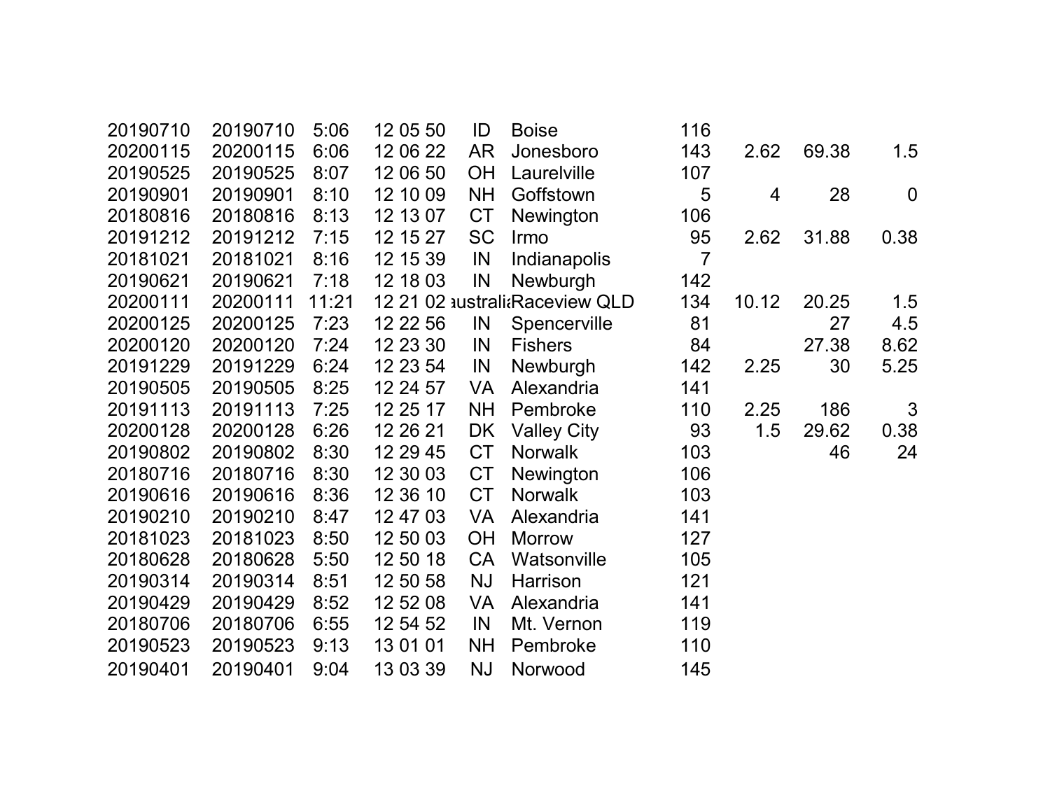| | | | | | | | | | |
|---|---|---|---|---|---|---|---|---|---|
| 20190710 | 20190710 | 5:06 | 12 05 50 | ID | Boise | 116 | | | |
| 20200115 | 20200115 | 6:06 | 12 06 22 | AR | Jonesboro | 143 | 2.62 | 69.38 | 1.5 |
| 20190525 | 20190525 | 8:07 | 12 06 50 | OH | Laurelville | 107 | | | |
| 20190901 | 20190901 | 8:10 | 12 10 09 | NH | Goffstown | 5 | 4 | 28 | 0 |
| 20180816 | 20180816 | 8:13 | 12 13 07 | CT | Newington | 106 | | | |
| 20191212 | 20191212 | 7:15 | 12 15 27 | SC | Irmo | 95 | 2.62 | 31.88 | 0.38 |
| 20181021 | 20181021 | 8:16 | 12 15 39 | IN | Indianapolis | 7 | | | |
| 20190621 | 20190621 | 7:18 | 12 18 03 | IN | Newburgh | 142 | | | |
| 20200111 | 20200111 | 11:21 | 12 21 02 | ustralia | Raceview QLD | 134 | 10.12 | 20.25 | 1.5 |
| 20200125 | 20200125 | 7:23 | 12 22 56 | IN | Spencerville | 81 | | 27 | 4.5 |
| 20200120 | 20200120 | 7:24 | 12 23 30 | IN | Fishers | 84 | | 27.38 | 8.62 |
| 20191229 | 20191229 | 6:24 | 12 23 54 | IN | Newburgh | 142 | 2.25 | 30 | 5.25 |
| 20190505 | 20190505 | 8:25 | 12 24 57 | VA | Alexandria | 141 | | | |
| 20191113 | 20191113 | 7:25 | 12 25 17 | NH | Pembroke | 110 | 2.25 | 186 | 3 |
| 20200128 | 20200128 | 6:26 | 12 26 21 | DK | Valley City | 93 | 1.5 | 29.62 | 0.38 |
| 20190802 | 20190802 | 8:30 | 12 29 45 | CT | Norwalk | 103 | | 46 | 24 |
| 20180716 | 20180716 | 8:30 | 12 30 03 | CT | Newington | 106 | | | |
| 20190616 | 20190616 | 8:36 | 12 36 10 | CT | Norwalk | 103 | | | |
| 20190210 | 20190210 | 8:47 | 12 47 03 | VA | Alexandria | 141 | | | |
| 20181023 | 20181023 | 8:50 | 12 50 03 | OH | Morrow | 127 | | | |
| 20180628 | 20180628 | 5:50 | 12 50 18 | CA | Watsonville | 105 | | | |
| 20190314 | 20190314 | 8:51 | 12 50 58 | NJ | Harrison | 121 | | | |
| 20190429 | 20190429 | 8:52 | 12 52 08 | VA | Alexandria | 141 | | | |
| 20180706 | 20180706 | 6:55 | 12 54 52 | IN | Mt. Vernon | 119 | | | |
| 20190523 | 20190523 | 9:13 | 13 01 01 | NH | Pembroke | 110 | | | |
| 20190401 | 20190401 | 9:04 | 13 03 39 | NJ | Norwood | 145 | | | |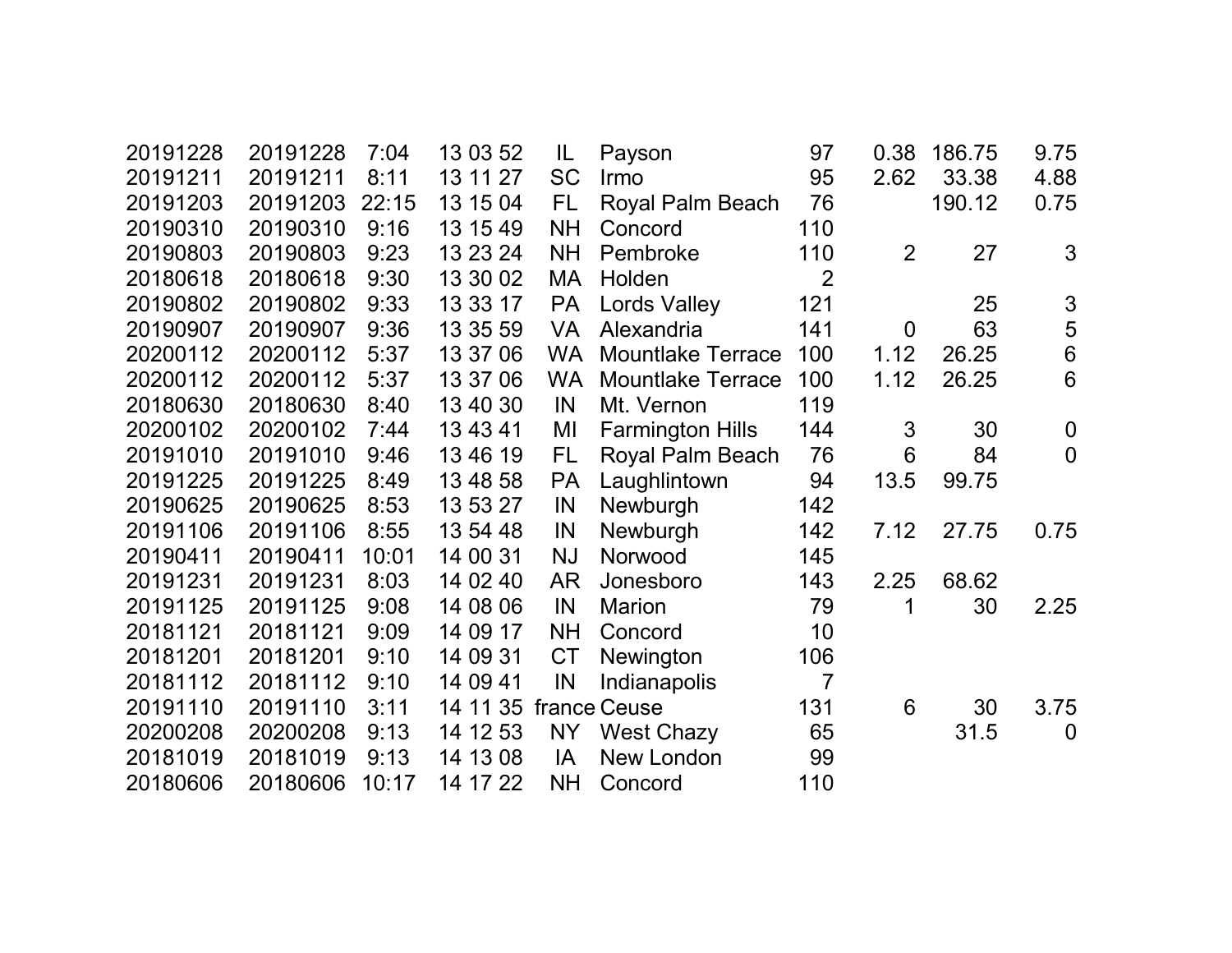| | | | | | | | | | |
|---|---|---|---|---|---|---|---|---|---|
| 20191228 | 20191228 | 7:04 | 13 03 52 | IL | Payson | 97 | 0.38 | 186.75 | 9.75 |
| 20191211 | 20191211 | 8:11 | 13 11 27 | SC | Irmo | 95 | 2.62 | 33.38 | 4.88 |
| 20191203 | 20191203 | 22:15 | 13 15 04 | FL | Royal Palm Beach | 76 | | 190.12 | 0.75 |
| 20190310 | 20190310 | 9:16 | 13 15 49 | NH | Concord | 110 | | | |
| 20190803 | 20190803 | 9:23 | 13 23 24 | NH | Pembroke | 110 | 2 | 27 | 3 |
| 20180618 | 20180618 | 9:30 | 13 30 02 | MA | Holden | 2 | | | |
| 20190802 | 20190802 | 9:33 | 13 33 17 | PA | Lords Valley | 121 | | 25 | 3 |
| 20190907 | 20190907 | 9:36 | 13 35 59 | VA | Alexandria | 141 | 0 | 63 | 5 |
| 20200112 | 20200112 | 5:37 | 13 37 06 | WA | Mountlake Terrace | 100 | 1.12 | 26.25 | 6 |
| 20200112 | 20200112 | 5:37 | 13 37 06 | WA | Mountlake Terrace | 100 | 1.12 | 26.25 | 6 |
| 20180630 | 20180630 | 8:40 | 13 40 30 | IN | Mt. Vernon | 119 | | | |
| 20200102 | 20200102 | 7:44 | 13 43 41 | MI | Farmington Hills | 144 | 3 | 30 | 0 |
| 20191010 | 20191010 | 9:46 | 13 46 19 | FL | Royal Palm Beach | 76 | 6 | 84 | 0 |
| 20191225 | 20191225 | 8:49 | 13 48 58 | PA | Laughlintown | 94 | 13.5 | 99.75 | |
| 20190625 | 20190625 | 8:53 | 13 53 27 | IN | Newburgh | 142 | | | |
| 20191106 | 20191106 | 8:55 | 13 54 48 | IN | Newburgh | 142 | 7.12 | 27.75 | 0.75 |
| 20190411 | 20190411 | 10:01 | 14 00 31 | NJ | Norwood | 145 | | | |
| 20191231 | 20191231 | 8:03 | 14 02 40 | AR | Jonesboro | 143 | 2.25 | 68.62 | |
| 20191125 | 20191125 | 9:08 | 14 08 06 | IN | Marion | 79 | 1 | 30 | 2.25 |
| 20181121 | 20181121 | 9:09 | 14 09 17 | NH | Concord | 10 | | | |
| 20181201 | 20181201 | 9:10 | 14 09 31 | CT | Newington | 106 | | | |
| 20181112 | 20181112 | 9:10 | 14 09 41 | IN | Indianapolis | 7 | | | |
| 20191110 | 20191110 | 3:11 | 14 11 35 | france | Ceuse | 131 | 6 | 30 | 3.75 |
| 20200208 | 20200208 | 9:13 | 14 12 53 | NY | West Chazy | 65 | | 31.5 | 0 |
| 20181019 | 20181019 | 9:13 | 14 13 08 | IA | New London | 99 | | | |
| 20180606 | 20180606 | 10:17 | 14 17 22 | NH | Concord | 110 | | | |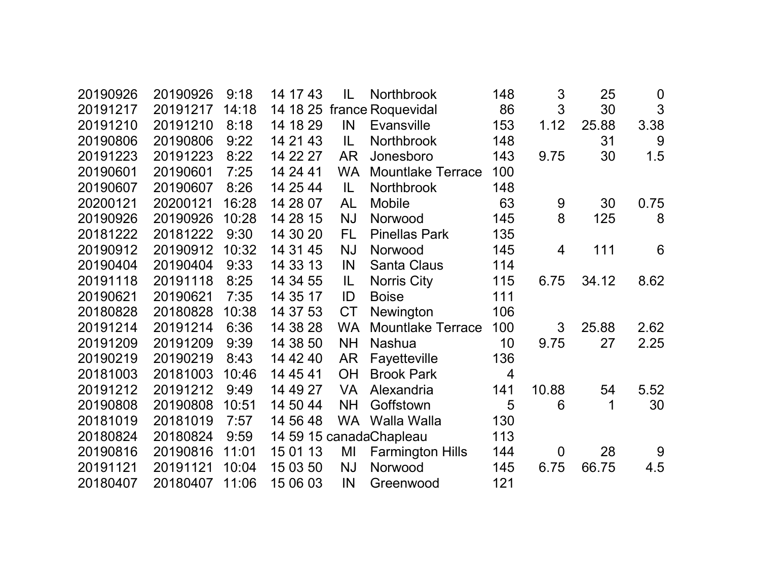| | | | | | | | | | |
|---|---|---|---|---|---|---|---|---|---|
| 20190926 | 20190926 | 9:18 | 14 17 43 | IL | Northbrook | 148 | 3 | 25 | 0 |
| 20191217 | 20191217 | 14:18 | 14 18 25 | france | Roquevidal | 86 | 3 | 30 | 3 |
| 20191210 | 20191210 | 8:18 | 14 18 29 | IN | Evansville | 153 | 1.12 | 25.88 | 3.38 |
| 20190806 | 20190806 | 9:22 | 14 21 43 | IL | Northbrook | 148 | | 31 | 9 |
| 20191223 | 20191223 | 8:22 | 14 22 27 | AR | Jonesboro | 143 | 9.75 | 30 | 1.5 |
| 20190601 | 20190601 | 7:25 | 14 24 41 | WA | Mountlake Terrace | 100 | | | |
| 20190607 | 20190607 | 8:26 | 14 25 44 | IL | Northbrook | 148 | | | |
| 20200121 | 20200121 | 16:28 | 14 28 07 | AL | Mobile | 63 | 9 | 30 | 0.75 |
| 20190926 | 20190926 | 10:28 | 14 28 15 | NJ | Norwood | 145 | 8 | 125 | 8 |
| 20181222 | 20181222 | 9:30 | 14 30 20 | FL | Pinellas Park | 135 | | | |
| 20190912 | 20190912 | 10:32 | 14 31 45 | NJ | Norwood | 145 | 4 | 111 | 6 |
| 20190404 | 20190404 | 9:33 | 14 33 13 | IN | Santa Claus | 114 | | | |
| 20191118 | 20191118 | 8:25 | 14 34 55 | IL | Norris City | 115 | 6.75 | 34.12 | 8.62 |
| 20190621 | 20190621 | 7:35 | 14 35 17 | ID | Boise | 111 | | | |
| 20180828 | 20180828 | 10:38 | 14 37 53 | CT | Newington | 106 | | | |
| 20191214 | 20191214 | 6:36 | 14 38 28 | WA | Mountlake Terrace | 100 | 3 | 25.88 | 2.62 |
| 20191209 | 20191209 | 9:39 | 14 38 50 | NH | Nashua | 10 | 9.75 | 27 | 2.25 |
| 20190219 | 20190219 | 8:43 | 14 42 40 | AR | Fayetteville | 136 | | | |
| 20181003 | 20181003 | 10:46 | 14 45 41 | OH | Brook Park | 4 | | | |
| 20191212 | 20191212 | 9:49 | 14 49 27 | VA | Alexandria | 141 | 10.88 | 54 | 5.52 |
| 20190808 | 20190808 | 10:51 | 14 50 44 | NH | Goffstown | 5 | 6 | 1 | 30 |
| 20181019 | 20181019 | 7:57 | 14 56 48 | WA | Walla Walla | 130 | | | |
| 20180824 | 20180824 | 9:59 | 14 59 15 | canada | Chapleau | 113 | | | |
| 20190816 | 20190816 | 11:01 | 15 01 13 | MI | Farmington Hills | 144 | 0 | 28 | 9 |
| 20191121 | 20191121 | 10:04 | 15 03 50 | NJ | Norwood | 145 | 6.75 | 66.75 | 4.5 |
| 20180407 | 20180407 | 11:06 | 15 06 03 | IN | Greenwood | 121 | | | |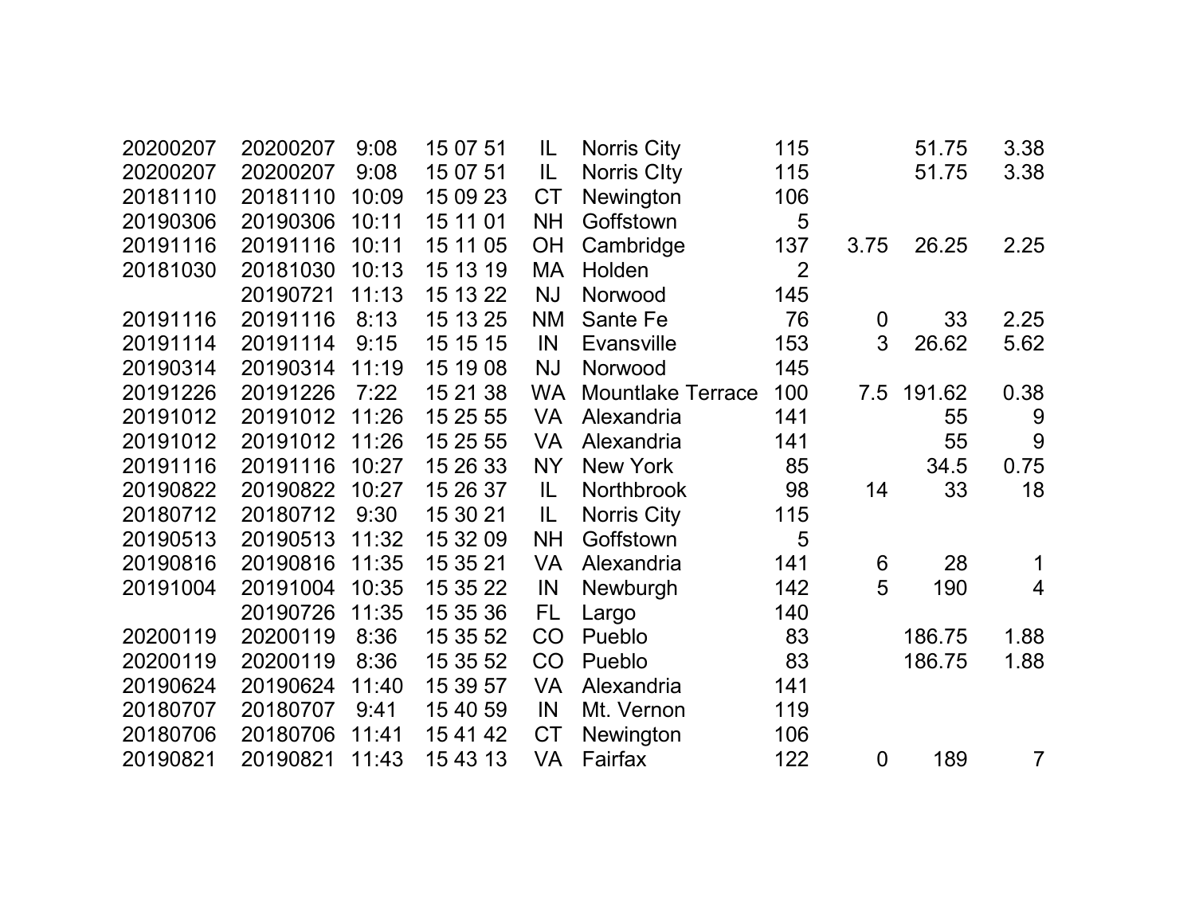| | | | | | | | | | |
|---|---|---|---|---|---|---|---|---|---|
| 20200207 | 20200207 | 9:08 | 15 07 51 | IL | Norris City | 115 | | 51.75 | 3.38 |
| 20200207 | 20200207 | 9:08 | 15 07 51 | IL | Norris CIty | 115 | | 51.75 | 3.38 |
| 20181110 | 20181110 | 10:09 | 15 09 23 | CT | Newington | 106 | | | |
| 20190306 | 20190306 | 10:11 | 15 11 01 | NH | Goffstown | 5 | | | |
| 20191116 | 20191116 | 10:11 | 15 11 05 | OH | Cambridge | 137 | 3.75 | 26.25 | 2.25 |
| 20181030 | 20181030 | 10:13 | 15 13 19 | MA | Holden | 2 | | | |
| | 20190721 | 11:13 | 15 13 22 | NJ | Norwood | 145 | | | |
| 20191116 | 20191116 | 8:13 | 15 13 25 | NM | Sante Fe | 76 | 0 | 33 | 2.25 |
| 20191114 | 20191114 | 9:15 | 15 15 15 | IN | Evansville | 153 | 3 | 26.62 | 5.62 |
| 20190314 | 20190314 | 11:19 | 15 19 08 | NJ | Norwood | 145 | | | |
| 20191226 | 20191226 | 7:22 | 15 21 38 | WA | Mountlake Terrace | 100 | 7.5 | 191.62 | 0.38 |
| 20191012 | 20191012 | 11:26 | 15 25 55 | VA | Alexandria | 141 | | 55 | 9 |
| 20191012 | 20191012 | 11:26 | 15 25 55 | VA | Alexandria | 141 | | 55 | 9 |
| 20191116 | 20191116 | 10:27 | 15 26 33 | NY | New York | 85 | | 34.5 | 0.75 |
| 20190822 | 20190822 | 10:27 | 15 26 37 | IL | Northbrook | 98 | 14 | 33 | 18 |
| 20180712 | 20180712 | 9:30 | 15 30 21 | IL | Norris City | 115 | | | |
| 20190513 | 20190513 | 11:32 | 15 32 09 | NH | Goffstown | 5 | | | |
| 20190816 | 20190816 | 11:35 | 15 35 21 | VA | Alexandria | 141 | 6 | 28 | 1 |
| 20191004 | 20191004 | 10:35 | 15 35 22 | IN | Newburgh | 142 | 5 | 190 | 4 |
| | 20190726 | 11:35 | 15 35 36 | FL | Largo | 140 | | | |
| 20200119 | 20200119 | 8:36 | 15 35 52 | CO | Pueblo | 83 | | 186.75 | 1.88 |
| 20200119 | 20200119 | 8:36 | 15 35 52 | CO | Pueblo | 83 | | 186.75 | 1.88 |
| 20190624 | 20190624 | 11:40 | 15 39 57 | VA | Alexandria | 141 | | | |
| 20180707 | 20180707 | 9:41 | 15 40 59 | IN | Mt. Vernon | 119 | | | |
| 20180706 | 20180706 | 11:41 | 15 41 42 | CT | Newington | 106 | | | |
| 20190821 | 20190821 | 11:43 | 15 43 13 | VA | Fairfax | 122 | 0 | 189 | 7 |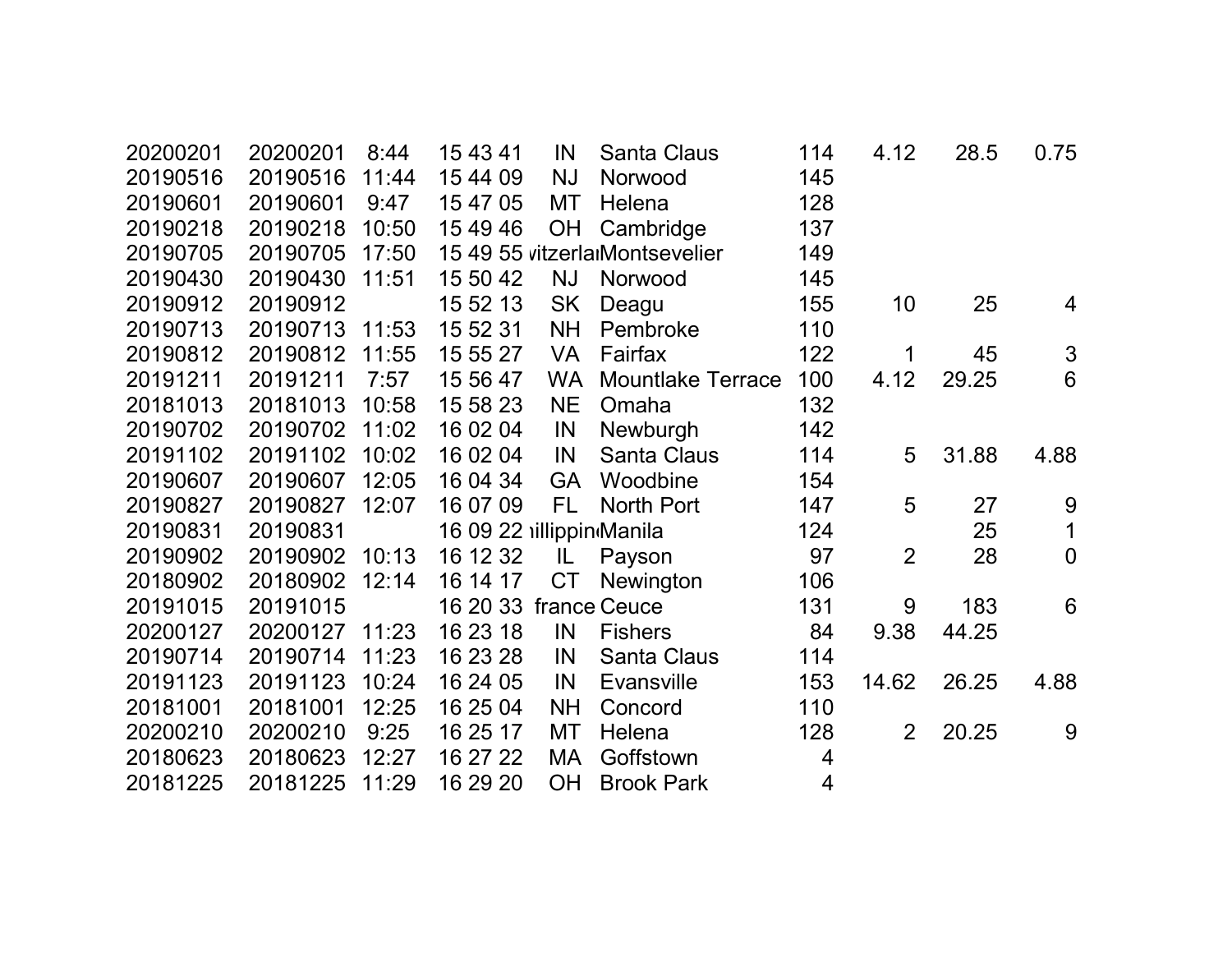| | | | | | | | | | |
|---|---|---|---|---|---|---|---|---|---|
| 20200201 | 20200201 | 8:44 | 15 43 41 | IN | Santa Claus | 114 | 4.12 | 28.5 | 0.75 |
| 20190516 | 20190516 | 11:44 | 15 44 09 | NJ | Norwood | 145 | | | |
| 20190601 | 20190601 | 9:47 | 15 47 05 | MT | Helena | 128 | | | |
| 20190218 | 20190218 | 10:50 | 15 49 46 | OH | Cambridge | 137 | | | |
| 20190705 | 20190705 | 17:50 | 15 49 55 | vitzerlar | Montsevelier | 149 | | | |
| 20190430 | 20190430 | 11:51 | 15 50 42 | NJ | Norwood | 145 | | | |
| 20190912 | 20190912 | | 15 52 13 | SK | Deagu | 155 | 10 | 25 | 4 |
| 20190713 | 20190713 | 11:53 | 15 52 31 | NH | Pembroke | 110 | | | |
| 20190812 | 20190812 | 11:55 | 15 55 27 | VA | Fairfax | 122 | 1 | 45 | 3 |
| 20191211 | 20191211 | 7:57 | 15 56 47 | WA | Mountlake Terrace | 100 | 4.12 | 29.25 | 6 |
| 20181013 | 20181013 | 10:58 | 15 58 23 | NE | Omaha | 132 | | | |
| 20190702 | 20190702 | 11:02 | 16 02 04 | IN | Newburgh | 142 | | | |
| 20191102 | 20191102 | 10:02 | 16 02 04 | IN | Santa Claus | 114 | 5 | 31.88 | 4.88 |
| 20190607 | 20190607 | 12:05 | 16 04 34 | GA | Woodbine | 154 | | | |
| 20190827 | 20190827 | 12:07 | 16 07 09 | FL | North Port | 147 | 5 | 27 | 9 |
| 20190831 | 20190831 | | 16 09 22 | illippin | Manila | 124 | | 25 | 1 |
| 20190902 | 20190902 | 10:13 | 16 12 32 | IL | Payson | 97 | 2 | 28 | 0 |
| 20180902 | 20180902 | 12:14 | 16 14 17 | CT | Newington | 106 | | | |
| 20191015 | 20191015 | | 16 20 33 | france | Ceuce | 131 | 9 | 183 | 6 |
| 20200127 | 20200127 | 11:23 | 16 23 18 | IN | Fishers | 84 | 9.38 | 44.25 | |
| 20190714 | 20190714 | 11:23 | 16 23 28 | IN | Santa Claus | 114 | | | |
| 20191123 | 20191123 | 10:24 | 16 24 05 | IN | Evansville | 153 | 14.62 | 26.25 | 4.88 |
| 20181001 | 20181001 | 12:25 | 16 25 04 | NH | Concord | 110 | | | |
| 20200210 | 20200210 | 9:25 | 16 25 17 | MT | Helena | 128 | 2 | 20.25 | 9 |
| 20180623 | 20180623 | 12:27 | 16 27 22 | MA | Goffstown | 4 | | | |
| 20181225 | 20181225 | 11:29 | 16 29 20 | OH | Brook Park | 4 | | | |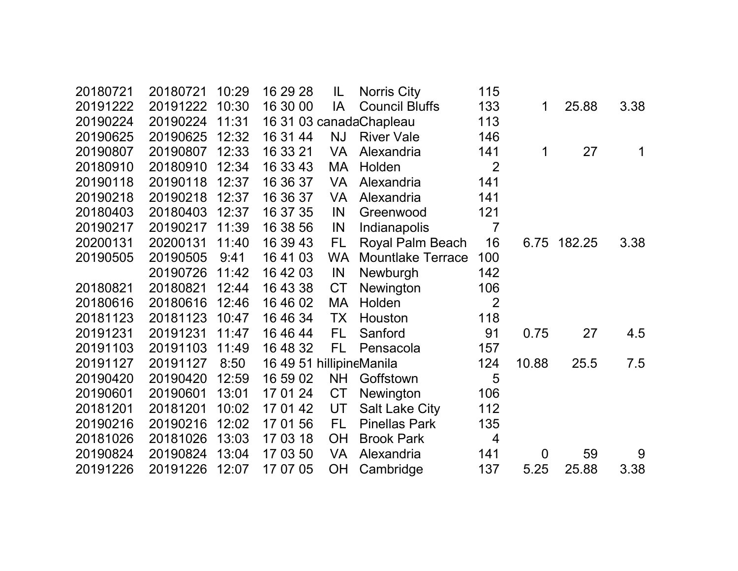| | | | | | | | | | |
|---|---|---|---|---|---|---|---|---|---|
| 20180721 | 20180721 | 10:29 | 16 29 28 | IL | Norris City | 115 | | | |
| 20191222 | 20191222 | 10:30 | 16 30 00 | IA | Council Bluffs | 133 | 1 | 25.88 | 3.38 |
| 20190224 | 20190224 | 11:31 | 16 31 03 | canada | Chapleau | 113 | | | |
| 20190625 | 20190625 | 12:32 | 16 31 44 | NJ | River Vale | 146 | | | |
| 20190807 | 20190807 | 12:33 | 16 33 21 | VA | Alexandria | 141 | 1 | 27 | 1 |
| 20180910 | 20180910 | 12:34 | 16 33 43 | MA | Holden | 2 | | | |
| 20190118 | 20190118 | 12:37 | 16 36 37 | VA | Alexandria | 141 | | | |
| 20190218 | 20190218 | 12:37 | 16 36 37 | VA | Alexandria | 141 | | | |
| 20180403 | 20180403 | 12:37 | 16 37 35 | IN | Greenwood | 121 | | | |
| 20190217 | 20190217 | 11:39 | 16 38 56 | IN | Indianapolis | 7 | | | |
| 20200131 | 20200131 | 11:40 | 16 39 43 | FL | Royal Palm Beach | 16 | 6.75 | 182.25 | 3.38 |
| 20190505 | 20190505 | 9:41 | 16 41 03 | WA | Mountlake Terrace | 100 | | | |
| | 20190726 | 11:42 | 16 42 03 | IN | Newburgh | 142 | | | |
| 20180821 | 20180821 | 12:44 | 16 43 38 | CT | Newington | 106 | | | |
| 20180616 | 20180616 | 12:46 | 16 46 02 | MA | Holden | 2 | | | |
| 20181123 | 20181123 | 10:47 | 16 46 34 | TX | Houston | 118 | | | |
| 20191231 | 20191231 | 11:47 | 16 46 44 | FL | Sanford | 91 | 0.75 | 27 | 4.5 |
| 20191103 | 20191103 | 11:49 | 16 48 32 | FL | Pensacola | 157 | | | |
| 20191127 | 20191127 | 8:50 | 16 49 51 | hillipine | Manila | 124 | 10.88 | 25.5 | 7.5 |
| 20190420 | 20190420 | 12:59 | 16 59 02 | NH | Goffstown | 5 | | | |
| 20190601 | 20190601 | 13:01 | 17 01 24 | CT | Newington | 106 | | | |
| 20181201 | 20181201 | 10:02 | 17 01 42 | UT | Salt Lake City | 112 | | | |
| 20190216 | 20190216 | 12:02 | 17 01 56 | FL | Pinellas Park | 135 | | | |
| 20181026 | 20181026 | 13:03 | 17 03 18 | OH | Brook Park | 4 | | | |
| 20190824 | 20190824 | 13:04 | 17 03 50 | VA | Alexandria | 141 | 0 | 59 | 9 |
| 20191226 | 20191226 | 12:07 | 17 07 05 | OH | Cambridge | 137 | 5.25 | 25.88 | 3.38 |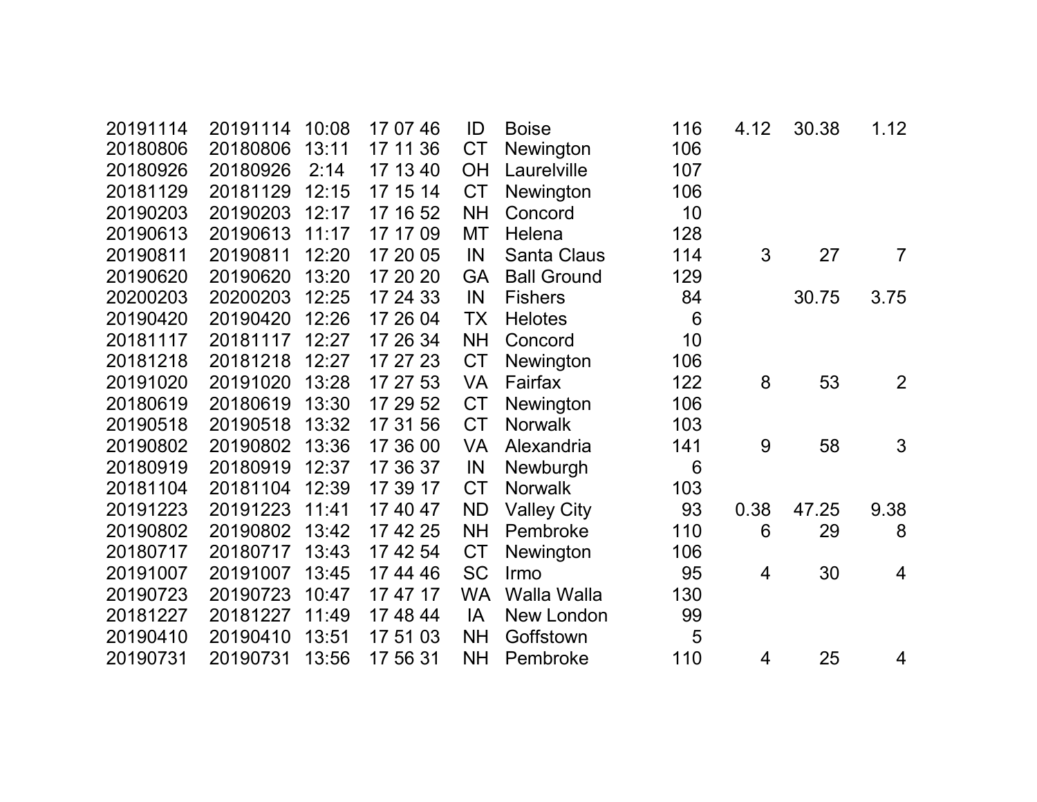| | | | | | | | | | |
|---|---|---|---|---|---|---|---|---|---|
| 20191114 | 20191114 | 10:08 | 17 07 46 | ID | Boise | 116 | 4.12 | 30.38 | 1.12 |
| 20180806 | 20180806 | 13:11 | 17 11 36 | CT | Newington | 106 | | | |
| 20180926 | 20180926 | 2:14 | 17 13 40 | OH | Laurelville | 107 | | | |
| 20181129 | 20181129 | 12:15 | 17 15 14 | CT | Newington | 106 | | | |
| 20190203 | 20190203 | 12:17 | 17 16 52 | NH | Concord | 10 | | | |
| 20190613 | 20190613 | 11:17 | 17 17 09 | MT | Helena | 128 | | | |
| 20190811 | 20190811 | 12:20 | 17 20 05 | IN | Santa Claus | 114 | 3 | 27 | 7 |
| 20190620 | 20190620 | 13:20 | 17 20 20 | GA | Ball Ground | 129 | | | |
| 20200203 | 20200203 | 12:25 | 17 24 33 | IN | Fishers | 84 | | 30.75 | 3.75 |
| 20190420 | 20190420 | 12:26 | 17 26 04 | TX | Helotes | 6 | | | |
| 20181117 | 20181117 | 12:27 | 17 26 34 | NH | Concord | 10 | | | |
| 20181218 | 20181218 | 12:27 | 17 27 23 | CT | Newington | 106 | | | |
| 20191020 | 20191020 | 13:28 | 17 27 53 | VA | Fairfax | 122 | 8 | 53 | 2 |
| 20180619 | 20180619 | 13:30 | 17 29 52 | CT | Newington | 106 | | | |
| 20190518 | 20190518 | 13:32 | 17 31 56 | CT | Norwalk | 103 | | | |
| 20190802 | 20190802 | 13:36 | 17 36 00 | VA | Alexandria | 141 | 9 | 58 | 3 |
| 20180919 | 20180919 | 12:37 | 17 36 37 | IN | Newburgh | 6 | | | |
| 20181104 | 20181104 | 12:39 | 17 39 17 | CT | Norwalk | 103 | | | |
| 20191223 | 20191223 | 11:41 | 17 40 47 | ND | Valley City | 93 | 0.38 | 47.25 | 9.38 |
| 20190802 | 20190802 | 13:42 | 17 42 25 | NH | Pembroke | 110 | 6 | 29 | 8 |
| 20180717 | 20180717 | 13:43 | 17 42 54 | CT | Newington | 106 | | | |
| 20191007 | 20191007 | 13:45 | 17 44 46 | SC | Irmo | 95 | 4 | 30 | 4 |
| 20190723 | 20190723 | 10:47 | 17 47 17 | WA | Walla Walla | 130 | | | |
| 20181227 | 20181227 | 11:49 | 17 48 44 | IA | New London | 99 | | | |
| 20190410 | 20190410 | 13:51 | 17 51 03 | NH | Goffstown | 5 | | | |
| 20190731 | 20190731 | 13:56 | 17 56 31 | NH | Pembroke | 110 | 4 | 25 | 4 |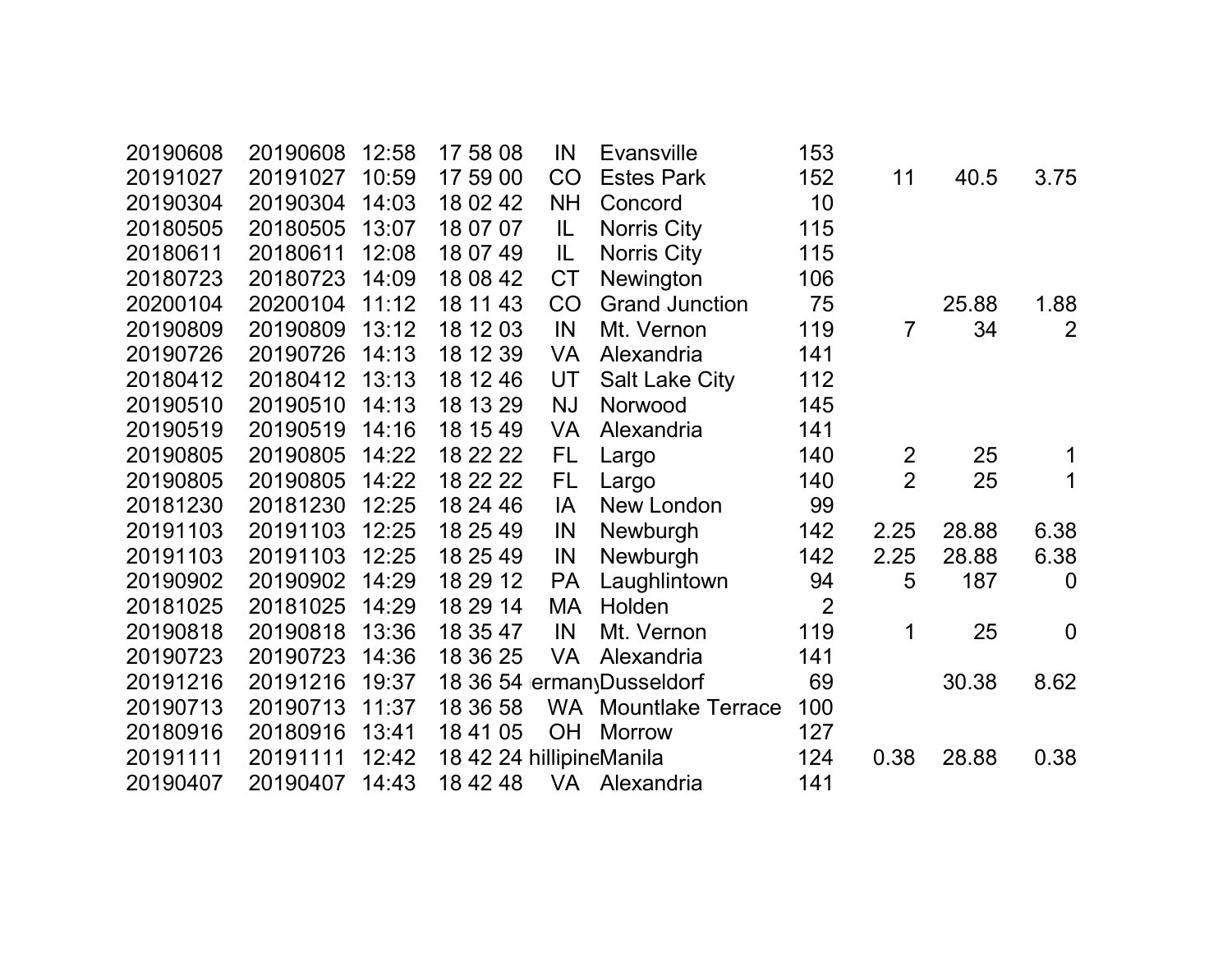| | | | | | | | | | |
|---|---|---|---|---|---|---|---|---|---|
| 20190608 | 20190608 | 12:58 | 17 58 08 | IN | Evansville | 153 | | | |
| 20191027 | 20191027 | 10:59 | 17 59 00 | CO | Estes Park | 152 | 11 | 40.5 | 3.75 |
| 20190304 | 20190304 | 14:03 | 18 02 42 | NH | Concord | 10 | | | |
| 20180505 | 20180505 | 13:07 | 18 07 07 | IL | Norris City | 115 | | | |
| 20180611 | 20180611 | 12:08 | 18 07 49 | IL | Norris City | 115 | | | |
| 20180723 | 20180723 | 14:09 | 18 08 42 | CT | Newington | 106 | | | |
| 20200104 | 20200104 | 11:12 | 18 11 43 | CO | Grand Junction | 75 | | 25.88 | 1.88 |
| 20190809 | 20190809 | 13:12 | 18 12 03 | IN | Mt. Vernon | 119 | 7 | 34 | 2 |
| 20190726 | 20190726 | 14:13 | 18 12 39 | VA | Alexandria | 141 | | | |
| 20180412 | 20180412 | 13:13 | 18 12 46 | UT | Salt Lake City | 112 | | | |
| 20190510 | 20190510 | 14:13 | 18 13 29 | NJ | Norwood | 145 | | | |
| 20190519 | 20190519 | 14:16 | 18 15 49 | VA | Alexandria | 141 | | | |
| 20190805 | 20190805 | 14:22 | 18 22 22 | FL | Largo | 140 | 2 | 25 | 1 |
| 20190805 | 20190805 | 14:22 | 18 22 22 | FL | Largo | 140 | 2 | 25 | 1 |
| 20181230 | 20181230 | 12:25 | 18 24 46 | IA | New London | 99 | | | |
| 20191103 | 20191103 | 12:25 | 18 25 49 | IN | Newburgh | 142 | 2.25 | 28.88 | 6.38 |
| 20191103 | 20191103 | 12:25 | 18 25 49 | IN | Newburgh | 142 | 2.25 | 28.88 | 6.38 |
| 20190902 | 20190902 | 14:29 | 18 29 12 | PA | Laughlintown | 94 | 5 | 187 | 0 |
| 20181025 | 20181025 | 14:29 | 18 29 14 | MA | Holden | 2 | | | |
| 20190818 | 20190818 | 13:36 | 18 35 47 | IN | Mt. Vernon | 119 | 1 | 25 | 0 |
| 20190723 | 20190723 | 14:36 | 18 36 25 | VA | Alexandria | 141 | | | |
| 20191216 | 20191216 | 19:37 | 18 36 54 | ermany | Dusseldorf | 69 | | 30.38 | 8.62 |
| 20190713 | 20190713 | 11:37 | 18 36 58 | WA | Mountlake Terrace | 100 | | | |
| 20180916 | 20180916 | 13:41 | 18 41 05 | OH | Morrow | 127 | | | |
| 20191111 | 20191111 | 12:42 | 18 42 24 | hillipine | Manila | 124 | 0.38 | 28.88 | 0.38 |
| 20190407 | 20190407 | 14:43 | 18 42 48 | VA | Alexandria | 141 | | | |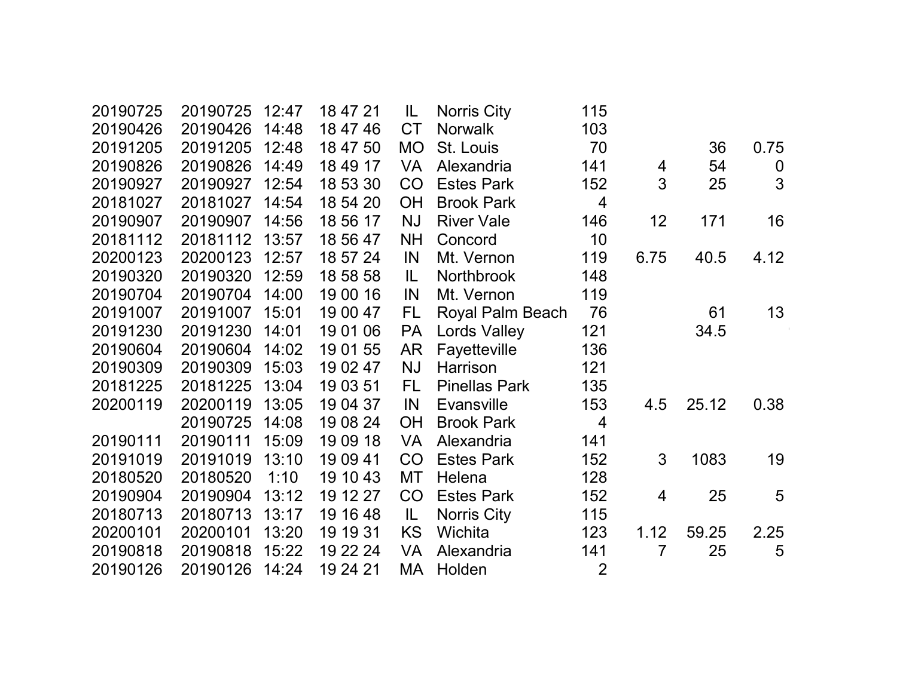| | | | | | | | | | |
|---|---|---|---|---|---|---|---|---|---|
| 20190725 | 20190725 | 12:47 | 18 47 21 | IL | Norris City | 115 | | | |
| 20190426 | 20190426 | 14:48 | 18 47 46 | CT | Norwalk | 103 | | | |
| 20191205 | 20191205 | 12:48 | 18 47 50 | MO | St. Louis | 70 | | 36 | 0.75 |
| 20190826 | 20190826 | 14:49 | 18 49 17 | VA | Alexandria | 141 | 4 | 54 | 0 |
| 20190927 | 20190927 | 12:54 | 18 53 30 | CO | Estes Park | 152 | 3 | 25 | 3 |
| 20181027 | 20181027 | 14:54 | 18 54 20 | OH | Brook Park | 4 | | | |
| 20190907 | 20190907 | 14:56 | 18 56 17 | NJ | River Vale | 146 | 12 | 171 | 16 |
| 20181112 | 20181112 | 13:57 | 18 56 47 | NH | Concord | 10 | | | |
| 20200123 | 20200123 | 12:57 | 18 57 24 | IN | Mt. Vernon | 119 | 6.75 | 40.5 | 4.12 |
| 20190320 | 20190320 | 12:59 | 18 58 58 | IL | Northbrook | 148 | | | |
| 20190704 | 20190704 | 14:00 | 19 00 16 | IN | Mt. Vernon | 119 | | | |
| 20191007 | 20191007 | 15:01 | 19 00 47 | FL | Royal Palm Beach | 76 | | 61 | 13 |
| 20191230 | 20191230 | 14:01 | 19 01 06 | PA | Lords Valley | 121 | | 34.5 | |
| 20190604 | 20190604 | 14:02 | 19 01 55 | AR | Fayetteville | 136 | | | |
| 20190309 | 20190309 | 15:03 | 19 02 47 | NJ | Harrison | 121 | | | |
| 20181225 | 20181225 | 13:04 | 19 03 51 | FL | Pinellas Park | 135 | | | |
| 20200119 | 20200119 | 13:05 | 19 04 37 | IN | Evansville | 153 | 4.5 | 25.12 | 0.38 |
| | 20190725 | 14:08 | 19 08 24 | OH | Brook Park | 4 | | | |
| 20190111 | 20190111 | 15:09 | 19 09 18 | VA | Alexandria | 141 | | | |
| 20191019 | 20191019 | 13:10 | 19 09 41 | CO | Estes Park | 152 | 3 | 1083 | 19 |
| 20180520 | 20180520 | 1:10 | 19 10 43 | MT | Helena | 128 | | | |
| 20190904 | 20190904 | 13:12 | 19 12 27 | CO | Estes Park | 152 | 4 | 25 | 5 |
| 20180713 | 20180713 | 13:17 | 19 16 48 | IL | Norris City | 115 | | | |
| 20200101 | 20200101 | 13:20 | 19 19 31 | KS | Wichita | 123 | 1.12 | 59.25 | 2.25 |
| 20190818 | 20190818 | 15:22 | 19 22 24 | VA | Alexandria | 141 | 7 | 25 | 5 |
| 20190126 | 20190126 | 14:24 | 19 24 21 | MA | Holden | 2 | | | |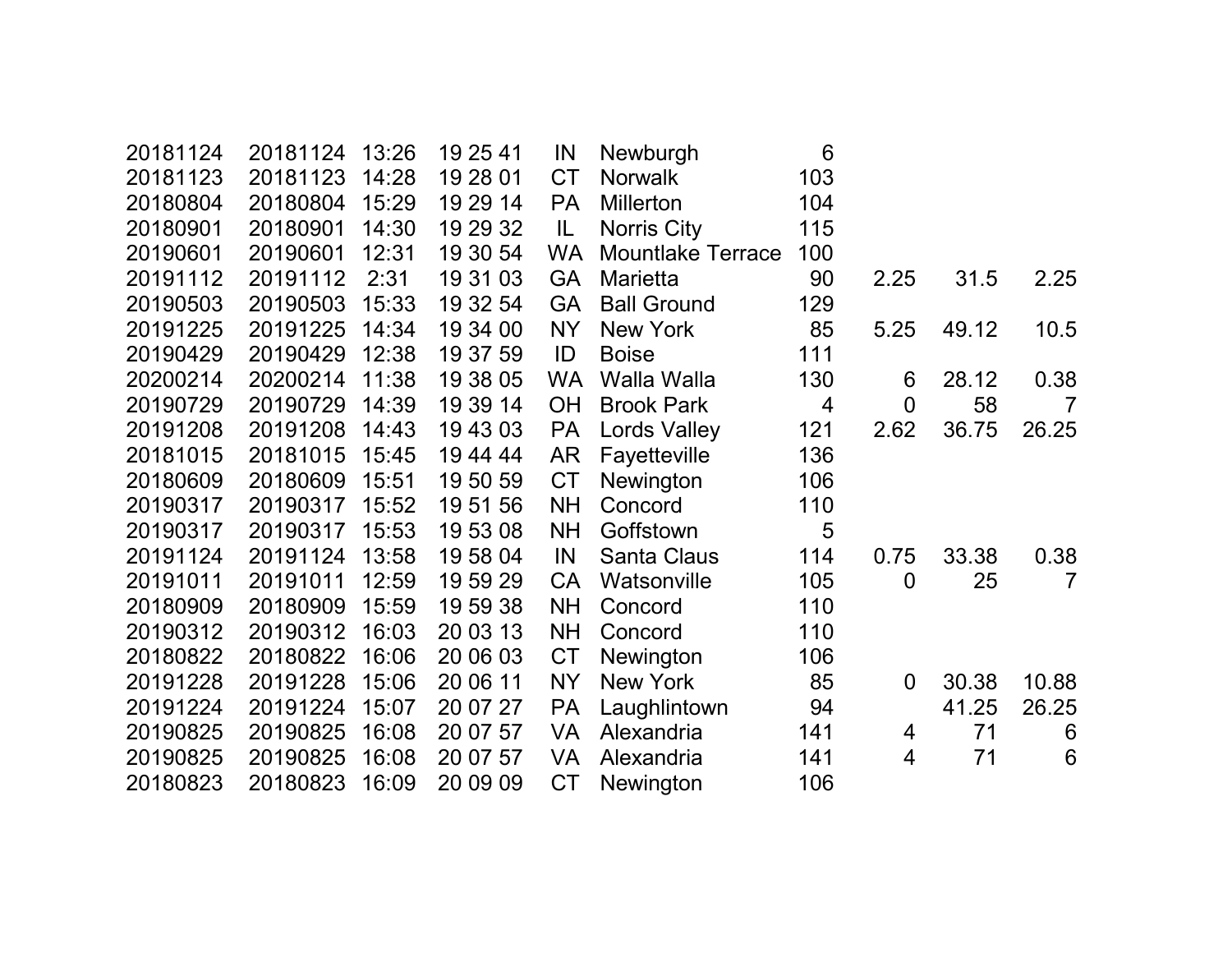| | | | | | | | | | |
|---|---|---|---|---|---|---|---|---|---|
| 20181124 | 20181124 | 13:26 | 19 25 41 | IN | Newburgh | 6 | | | |
| 20181123 | 20181123 | 14:28 | 19 28 01 | CT | Norwalk | 103 | | | |
| 20180804 | 20180804 | 15:29 | 19 29 14 | PA | Millerton | 104 | | | |
| 20180901 | 20180901 | 14:30 | 19 29 32 | IL | Norris City | 115 | | | |
| 20190601 | 20190601 | 12:31 | 19 30 54 | WA | Mountlake Terrace | 100 | | | |
| 20191112 | 20191112 | 2:31 | 19 31 03 | GA | Marietta | 90 | 2.25 | 31.5 | 2.25 |
| 20190503 | 20190503 | 15:33 | 19 32 54 | GA | Ball Ground | 129 | | | |
| 20191225 | 20191225 | 14:34 | 19 34 00 | NY | New York | 85 | 5.25 | 49.12 | 10.5 |
| 20190429 | 20190429 | 12:38 | 19 37 59 | ID | Boise | 111 | | | |
| 20200214 | 20200214 | 11:38 | 19 38 05 | WA | Walla Walla | 130 | 6 | 28.12 | 0.38 |
| 20190729 | 20190729 | 14:39 | 19 39 14 | OH | Brook Park | 4 | 0 | 58 | 7 |
| 20191208 | 20191208 | 14:43 | 19 43 03 | PA | Lords Valley | 121 | 2.62 | 36.75 | 26.25 |
| 20181015 | 20181015 | 15:45 | 19 44 44 | AR | Fayetteville | 136 | | | |
| 20180609 | 20180609 | 15:51 | 19 50 59 | CT | Newington | 106 | | | |
| 20190317 | 20190317 | 15:52 | 19 51 56 | NH | Concord | 110 | | | |
| 20190317 | 20190317 | 15:53 | 19 53 08 | NH | Goffstown | 5 | | | |
| 20191124 | 20191124 | 13:58 | 19 58 04 | IN | Santa Claus | 114 | 0.75 | 33.38 | 0.38 |
| 20191011 | 20191011 | 12:59 | 19 59 29 | CA | Watsonville | 105 | 0 | 25 | 7 |
| 20180909 | 20180909 | 15:59 | 19 59 38 | NH | Concord | 110 | | | |
| 20190312 | 20190312 | 16:03 | 20 03 13 | NH | Concord | 110 | | | |
| 20180822 | 20180822 | 16:06 | 20 06 03 | CT | Newington | 106 | | | |
| 20191228 | 20191228 | 15:06 | 20 06 11 | NY | New York | 85 | 0 | 30.38 | 10.88 |
| 20191224 | 20191224 | 15:07 | 20 07 27 | PA | Laughlintown | 94 | | 41.25 | 26.25 |
| 20190825 | 20190825 | 16:08 | 20 07 57 | VA | Alexandria | 141 | 4 | 71 | 6 |
| 20190825 | 20190825 | 16:08 | 20 07 57 | VA | Alexandria | 141 | 4 | 71 | 6 |
| 20180823 | 20180823 | 16:09 | 20 09 09 | CT | Newington | 106 | | | |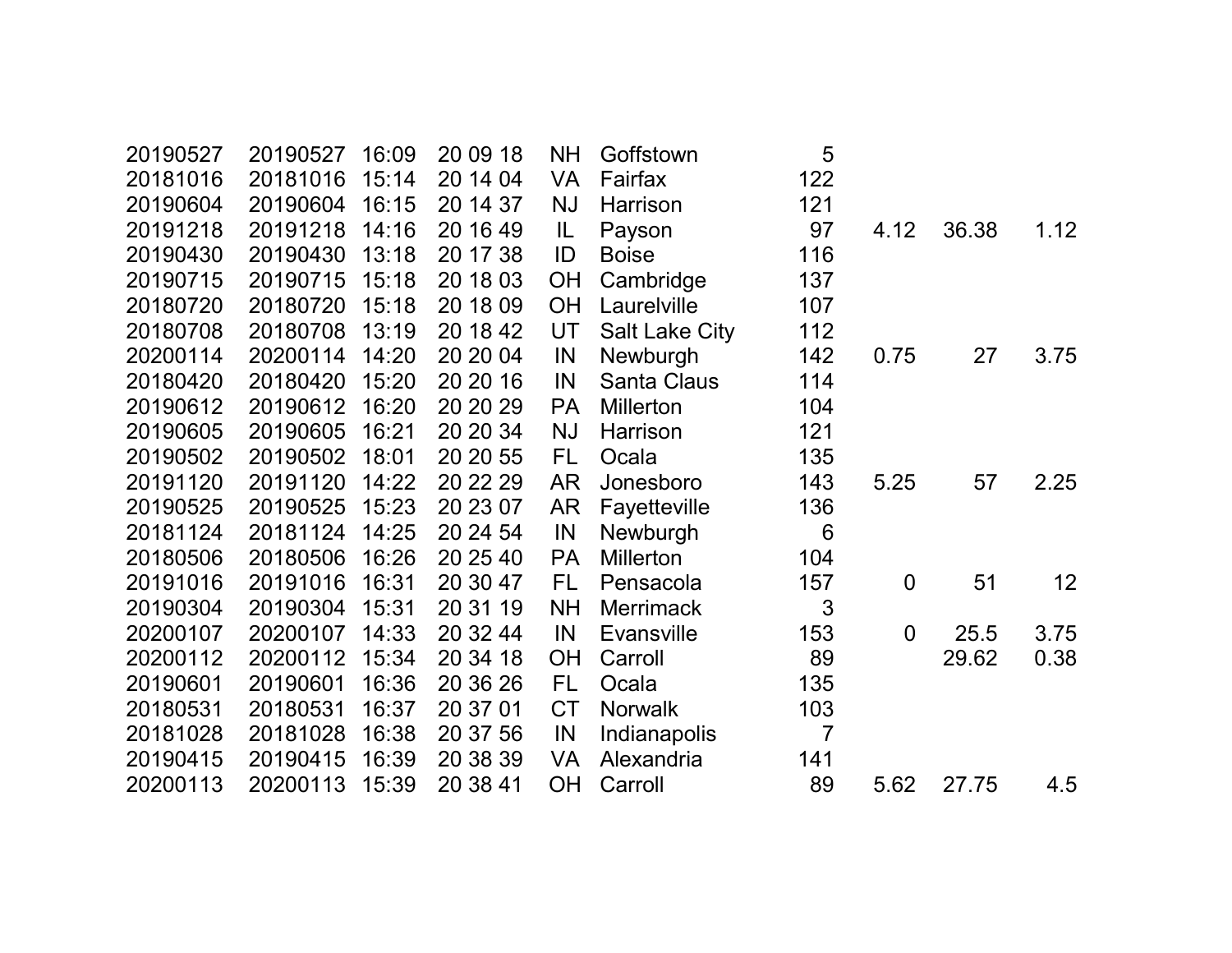| | | | | | | | | | |
|---|---|---|---|---|---|---|---|---|---|
| 20190527 | 20190527 | 16:09 | 20 09 18 | NH | Goffstown | 5 | | | |
| 20181016 | 20181016 | 15:14 | 20 14 04 | VA | Fairfax | 122 | | | |
| 20190604 | 20190604 | 16:15 | 20 14 37 | NJ | Harrison | 121 | | | |
| 20191218 | 20191218 | 14:16 | 20 16 49 | IL | Payson | 97 | 4.12 | 36.38 | 1.12 |
| 20190430 | 20190430 | 13:18 | 20 17 38 | ID | Boise | 116 | | | |
| 20190715 | 20190715 | 15:18 | 20 18 03 | OH | Cambridge | 137 | | | |
| 20180720 | 20180720 | 15:18 | 20 18 09 | OH | Laurelville | 107 | | | |
| 20180708 | 20180708 | 13:19 | 20 18 42 | UT | Salt Lake City | 112 | | | |
| 20200114 | 20200114 | 14:20 | 20 20 04 | IN | Newburgh | 142 | 0.75 | 27 | 3.75 |
| 20180420 | 20180420 | 15:20 | 20 20 16 | IN | Santa Claus | 114 | | | |
| 20190612 | 20190612 | 16:20 | 20 20 29 | PA | Millerton | 104 | | | |
| 20190605 | 20190605 | 16:21 | 20 20 34 | NJ | Harrison | 121 | | | |
| 20190502 | 20190502 | 18:01 | 20 20 55 | FL | Ocala | 135 | | | |
| 20191120 | 20191120 | 14:22 | 20 22 29 | AR | Jonesboro | 143 | 5.25 | 57 | 2.25 |
| 20190525 | 20190525 | 15:23 | 20 23 07 | AR | Fayetteville | 136 | | | |
| 20181124 | 20181124 | 14:25 | 20 24 54 | IN | Newburgh | 6 | | | |
| 20180506 | 20180506 | 16:26 | 20 25 40 | PA | Millerton | 104 | | | |
| 20191016 | 20191016 | 16:31 | 20 30 47 | FL | Pensacola | 157 | 0 | 51 | 12 |
| 20190304 | 20190304 | 15:31 | 20 31 19 | NH | Merrimack | 3 | | | |
| 20200107 | 20200107 | 14:33 | 20 32 44 | IN | Evansville | 153 | 0 | 25.5 | 3.75 |
| 20200112 | 20200112 | 15:34 | 20 34 18 | OH | Carroll | 89 | | 29.62 | 0.38 |
| 20190601 | 20190601 | 16:36 | 20 36 26 | FL | Ocala | 135 | | | |
| 20180531 | 20180531 | 16:37 | 20 37 01 | CT | Norwalk | 103 | | | |
| 20181028 | 20181028 | 16:38 | 20 37 56 | IN | Indianapolis | 7 | | | |
| 20190415 | 20190415 | 16:39 | 20 38 39 | VA | Alexandria | 141 | | | |
| 20200113 | 20200113 | 15:39 | 20 38 41 | OH | Carroll | 89 | 5.62 | 27.75 | 4.5 |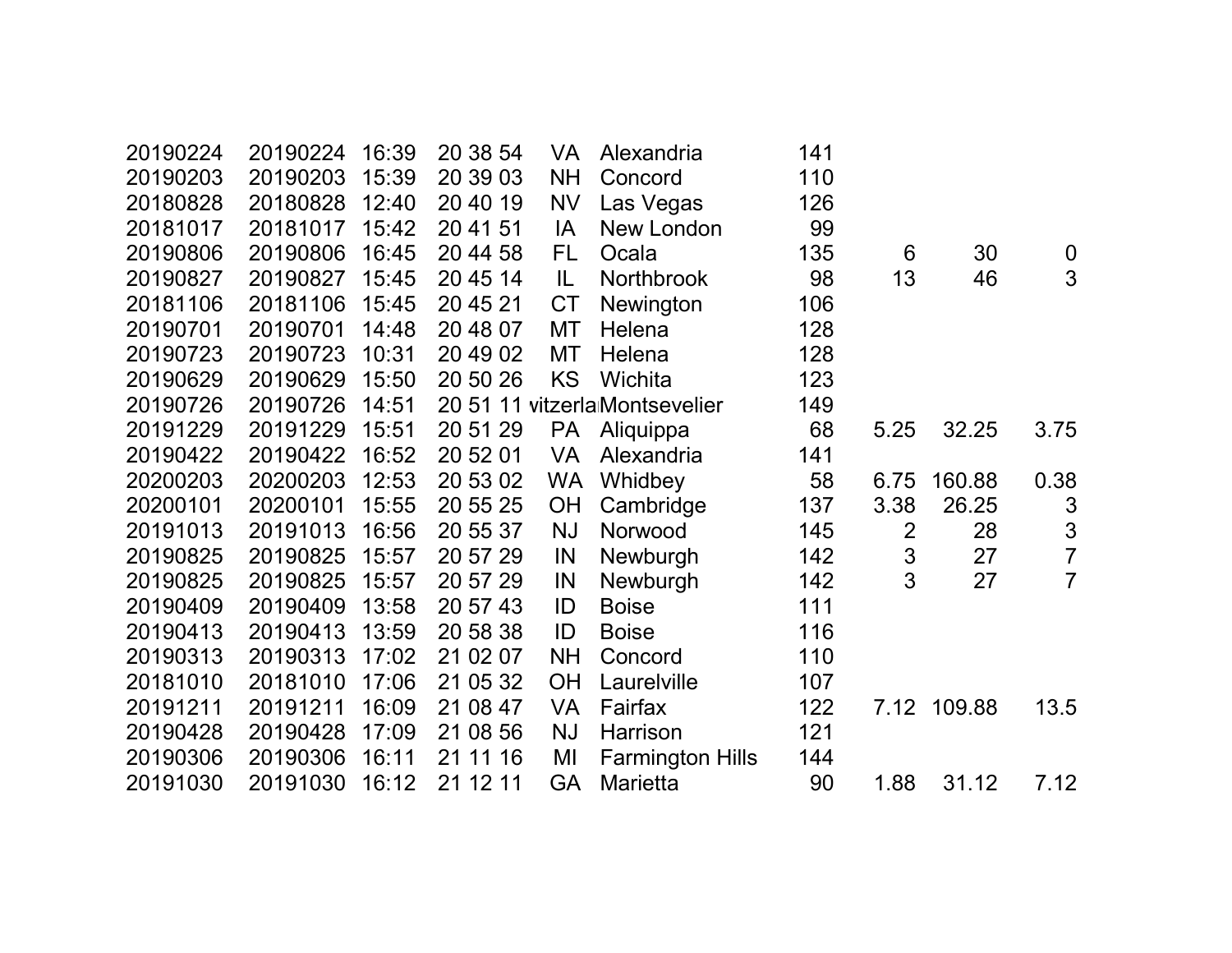| | | | | | | | | | |
|---|---|---|---|---|---|---|---|---|---|
| 20190224 | 20190224 | 16:39 | 20 38 54 | VA | Alexandria | 141 | | | |
| 20190203 | 20190203 | 15:39 | 20 39 03 | NH | Concord | 110 | | | |
| 20180828 | 20180828 | 12:40 | 20 40 19 | NV | Las Vegas | 126 | | | |
| 20181017 | 20181017 | 15:42 | 20 41 51 | IA | New London | 99 | | | |
| 20190806 | 20190806 | 16:45 | 20 44 58 | FL | Ocala | 135 | 6 | 30 | 0 |
| 20190827 | 20190827 | 15:45 | 20 45 14 | IL | Northbrook | 98 | 13 | 46 | 3 |
| 20181106 | 20181106 | 15:45 | 20 45 21 | CT | Newington | 106 | | | |
| 20190701 | 20190701 | 14:48 | 20 48 07 | MT | Helena | 128 | | | |
| 20190723 | 20190723 | 10:31 | 20 49 02 | MT | Helena | 128 | | | |
| 20190629 | 20190629 | 15:50 | 20 50 26 | KS | Wichita | 123 | | | |
| 20190726 | 20190726 | 14:51 | 20 51 11 | vitzerla | Montsevelier | 149 | | | |
| 20191229 | 20191229 | 15:51 | 20 51 29 | PA | Aliquippa | 68 | 5.25 | 32.25 | 3.75 |
| 20190422 | 20190422 | 16:52 | 20 52 01 | VA | Alexandria | 141 | | | |
| 20200203 | 20200203 | 12:53 | 20 53 02 | WA | Whidbey | 58 | 6.75 | 160.88 | 0.38 |
| 20200101 | 20200101 | 15:55 | 20 55 25 | OH | Cambridge | 137 | 3.38 | 26.25 | 3 |
| 20191013 | 20191013 | 16:56 | 20 55 37 | NJ | Norwood | 145 | 2 | 28 | 3 |
| 20190825 | 20190825 | 15:57 | 20 57 29 | IN | Newburgh | 142 | 3 | 27 | 7 |
| 20190825 | 20190825 | 15:57 | 20 57 29 | IN | Newburgh | 142 | 3 | 27 | 7 |
| 20190409 | 20190409 | 13:58 | 20 57 43 | ID | Boise | 111 | | | |
| 20190413 | 20190413 | 13:59 | 20 58 38 | ID | Boise | 116 | | | |
| 20190313 | 20190313 | 17:02 | 21 02 07 | NH | Concord | 110 | | | |
| 20181010 | 20181010 | 17:06 | 21 05 32 | OH | Laurelville | 107 | | | |
| 20191211 | 20191211 | 16:09 | 21 08 47 | VA | Fairfax | 122 | 7.12 | 109.88 | 13.5 |
| 20190428 | 20190428 | 17:09 | 21 08 56 | NJ | Harrison | 121 | | | |
| 20190306 | 20190306 | 16:11 | 21 11 16 | MI | Farmington Hills | 144 | | | |
| 20191030 | 20191030 | 16:12 | 21 12 11 | GA | Marietta | 90 | 1.88 | 31.12 | 7.12 |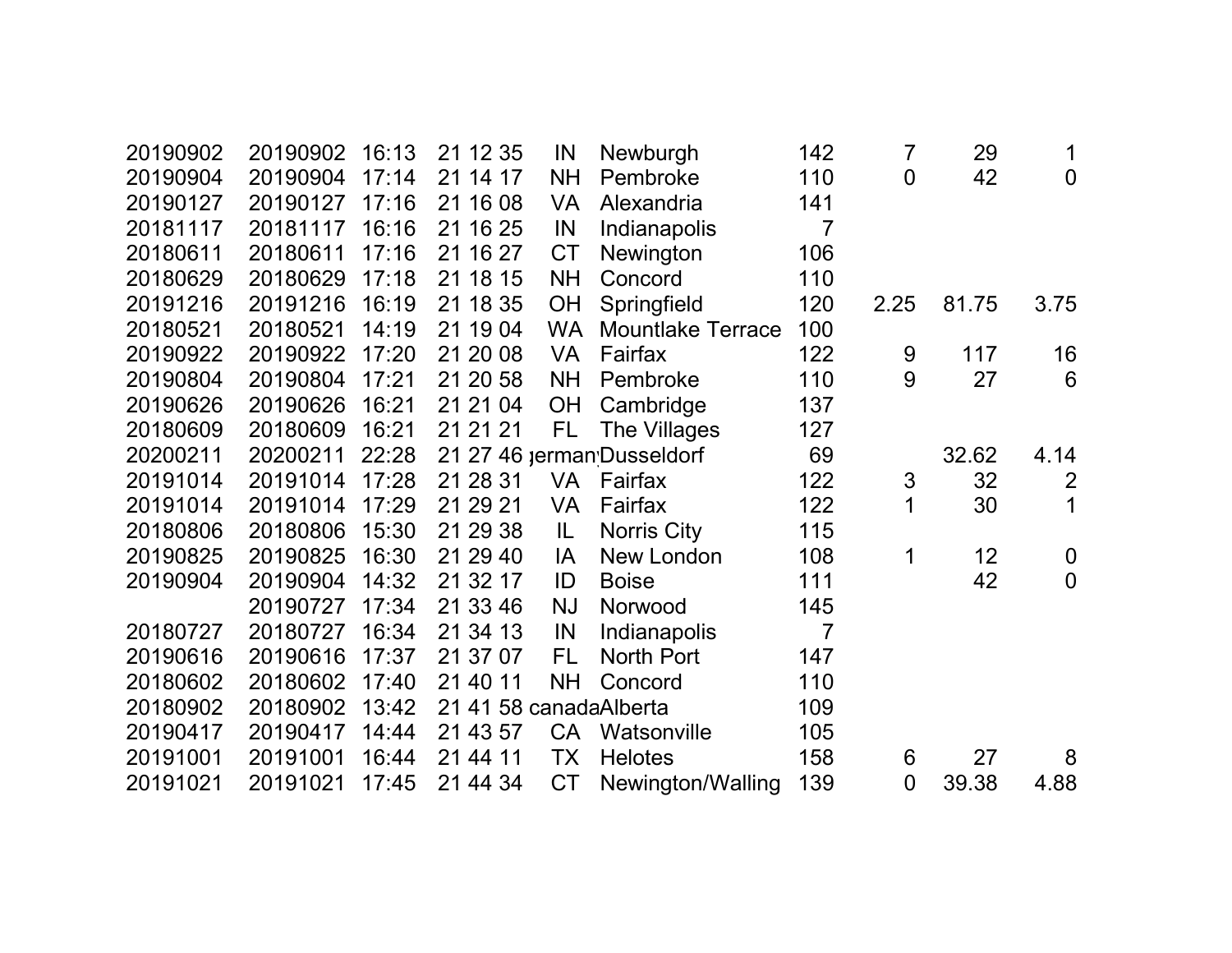| | | | | | | | | | |
|---|---|---|---|---|---|---|---|---|---|
| 20190902 | 20190902 | 16:13 | 21 12 35 | IN | Newburgh | 142 | 7 | 29 | 1 |
| 20190904 | 20190904 | 17:14 | 21 14 17 | NH | Pembroke | 110 | 0 | 42 | 0 |
| 20190127 | 20190127 | 17:16 | 21 16 08 | VA | Alexandria | 141 | | | |
| 20181117 | 20181117 | 16:16 | 21 16 25 | IN | Indianapolis | 7 | | | |
| 20180611 | 20180611 | 17:16 | 21 16 27 | CT | Newington | 106 | | | |
| 20180629 | 20180629 | 17:18 | 21 18 15 | NH | Concord | 110 | | | |
| 20191216 | 20191216 | 16:19 | 21 18 35 | OH | Springfield | 120 | 2.25 | 81.75 | 3.75 |
| 20180521 | 20180521 | 14:19 | 21 19 04 | WA | Mountlake Terrace | 100 | | | |
| 20190922 | 20190922 | 17:20 | 21 20 08 | VA | Fairfax | 122 | 9 | 117 | 16 |
| 20190804 | 20190804 | 17:21 | 21 20 58 | NH | Pembroke | 110 | 9 | 27 | 6 |
| 20190626 | 20190626 | 16:21 | 21 21 04 | OH | Cambridge | 137 | | | |
| 20180609 | 20180609 | 16:21 | 21 21 21 | FL | The Villages | 127 | | | |
| 20200211 | 20200211 | 22:28 | 21 27 46 | german | Dusseldorf | 69 | | 32.62 | 4.14 |
| 20191014 | 20191014 | 17:28 | 21 28 31 | VA | Fairfax | 122 | 3 | 32 | 2 |
| 20191014 | 20191014 | 17:29 | 21 29 21 | VA | Fairfax | 122 | 1 | 30 | 1 |
| 20180806 | 20180806 | 15:30 | 21 29 38 | IL | Norris City | 115 | | | |
| 20190825 | 20190825 | 16:30 | 21 29 40 | IA | New London | 108 | 1 | 12 | 0 |
| 20190904 | 20190904 | 14:32 | 21 32 17 | ID | Boise | 111 | | 42 | 0 |
| | 20190727 | 17:34 | 21 33 46 | NJ | Norwood | 145 | | | |
| 20180727 | 20180727 | 16:34 | 21 34 13 | IN | Indianapolis | 7 | | | |
| 20190616 | 20190616 | 17:37 | 21 37 07 | FL | North Port | 147 | | | |
| 20180602 | 20180602 | 17:40 | 21 40 11 | NH | Concord | 110 | | | |
| 20180902 | 20180902 | 13:42 | 21 41 58 | canada | Alberta | 109 | | | |
| 20190417 | 20190417 | 14:44 | 21 43 57 | CA | Watsonville | 105 | | | |
| 20191001 | 20191001 | 16:44 | 21 44 11 | TX | Helotes | 158 | 6 | 27 | 8 |
| 20191021 | 20191021 | 17:45 | 21 44 34 | CT | Newington/Walling | 139 | 0 | 39.38 | 4.88 |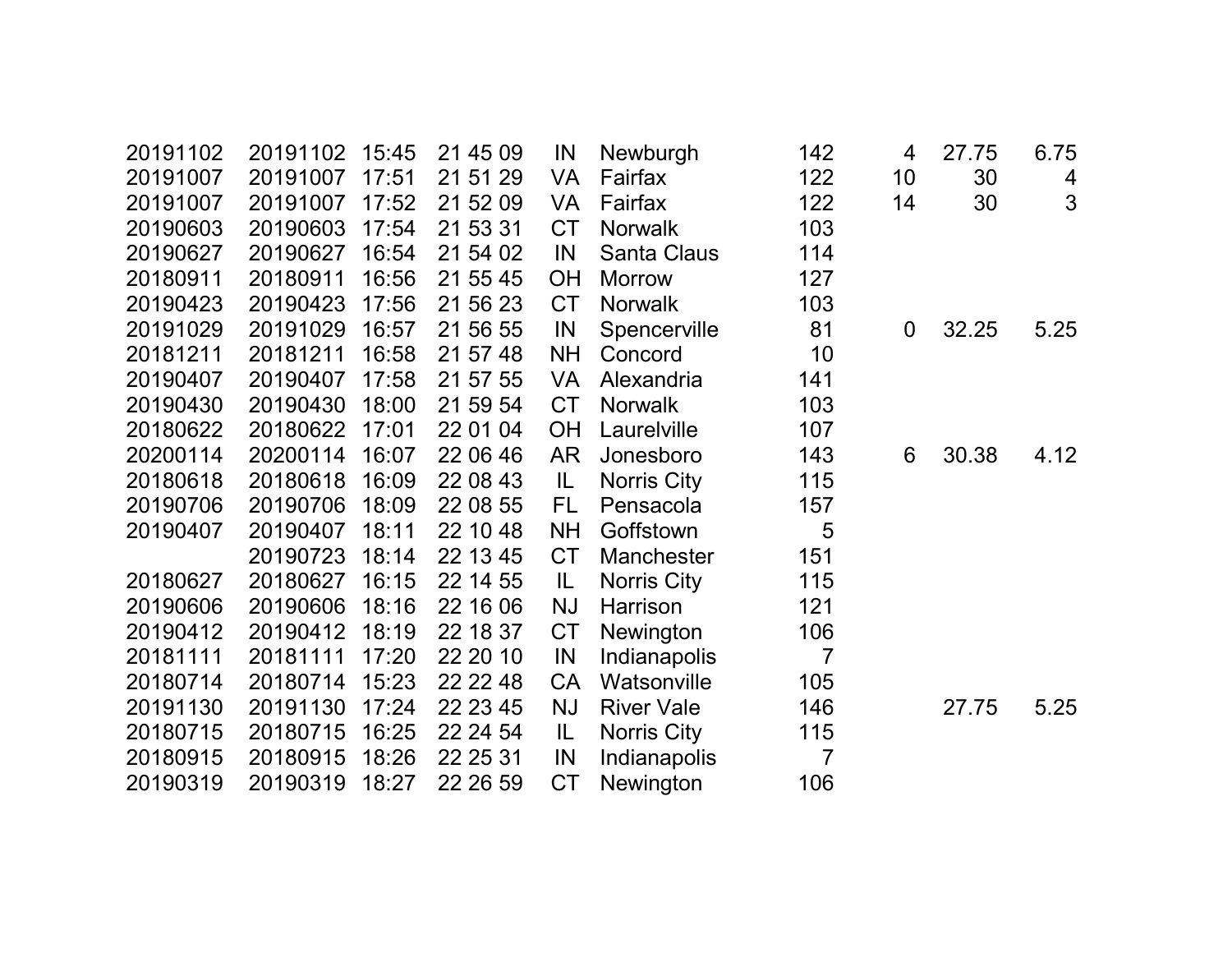| | | | | | | | | | |
|---|---|---|---|---|---|---|---|---|---|
| 20191102 | 20191102 | 15:45 | 21 45 09 | IN | Newburgh | 142 | 4 | 27.75 | 6.75 |
| 20191007 | 20191007 | 17:51 | 21 51 29 | VA | Fairfax | 122 | 10 | 30 | 4 |
| 20191007 | 20191007 | 17:52 | 21 52 09 | VA | Fairfax | 122 | 14 | 30 | 3 |
| 20190603 | 20190603 | 17:54 | 21 53 31 | CT | Norwalk | 103 | | | |
| 20190627 | 20190627 | 16:54 | 21 54 02 | IN | Santa Claus | 114 | | | |
| 20180911 | 20180911 | 16:56 | 21 55 45 | OH | Morrow | 127 | | | |
| 20190423 | 20190423 | 17:56 | 21 56 23 | CT | Norwalk | 103 | | | |
| 20191029 | 20191029 | 16:57 | 21 56 55 | IN | Spencerville | 81 | 0 | 32.25 | 5.25 |
| 20181211 | 20181211 | 16:58 | 21 57 48 | NH | Concord | 10 | | | |
| 20190407 | 20190407 | 17:58 | 21 57 55 | VA | Alexandria | 141 | | | |
| 20190430 | 20190430 | 18:00 | 21 59 54 | CT | Norwalk | 103 | | | |
| 20180622 | 20180622 | 17:01 | 22 01 04 | OH | Laurelville | 107 | | | |
| 20200114 | 20200114 | 16:07 | 22 06 46 | AR | Jonesboro | 143 | 6 | 30.38 | 4.12 |
| 20180618 | 20180618 | 16:09 | 22 08 43 | IL | Norris City | 115 | | | |
| 20190706 | 20190706 | 18:09 | 22 08 55 | FL | Pensacola | 157 | | | |
| 20190407 | 20190407 | 18:11 | 22 10 48 | NH | Goffstown | 5 | | | |
| | 20190723 | 18:14 | 22 13 45 | CT | Manchester | 151 | | | |
| 20180627 | 20180627 | 16:15 | 22 14 55 | IL | Norris City | 115 | | | |
| 20190606 | 20190606 | 18:16 | 22 16 06 | NJ | Harrison | 121 | | | |
| 20190412 | 20190412 | 18:19 | 22 18 37 | CT | Newington | 106 | | | |
| 20181111 | 20181111 | 17:20 | 22 20 10 | IN | Indianapolis | 7 | | | |
| 20180714 | 20180714 | 15:23 | 22 22 48 | CA | Watsonville | 105 | | | |
| 20191130 | 20191130 | 17:24 | 22 23 45 | NJ | River Vale | 146 | | 27.75 | 5.25 |
| 20180715 | 20180715 | 16:25 | 22 24 54 | IL | Norris City | 115 | | | |
| 20180915 | 20180915 | 18:26 | 22 25 31 | IN | Indianapolis | 7 | | | |
| 20190319 | 20190319 | 18:27 | 22 26 59 | CT | Newington | 106 | | | |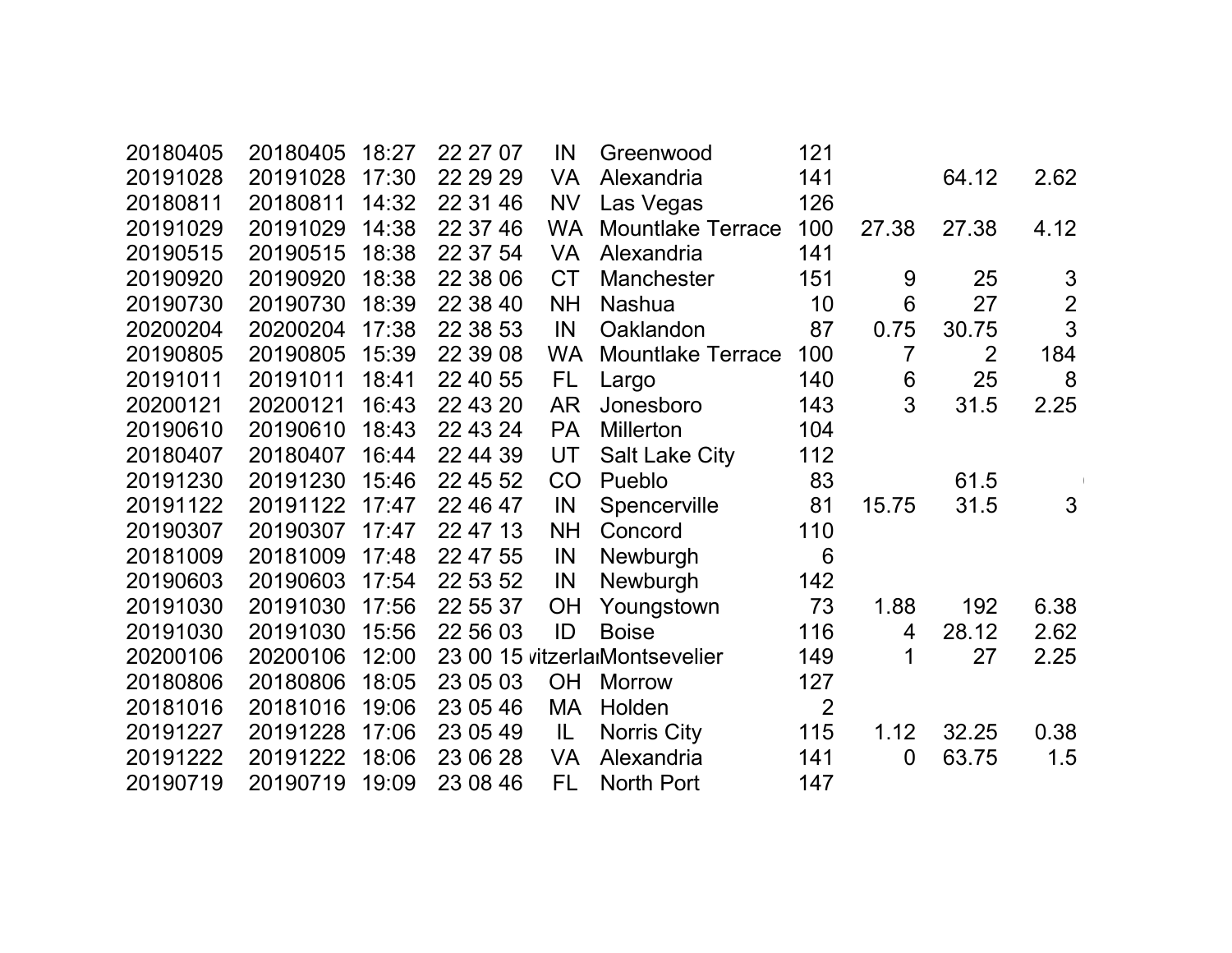| | | | | | | | | | |
|---|---|---|---|---|---|---|---|---|---|
| 20180405 | 20180405 | 18:27 | 22 27 07 | IN | Greenwood | 121 | | | |
| 20191028 | 20191028 | 17:30 | 22 29 29 | VA | Alexandria | 141 | | 64.12 | 2.62 |
| 20180811 | 20180811 | 14:32 | 22 31 46 | NV | Las Vegas | 126 | | | |
| 20191029 | 20191029 | 14:38 | 22 37 46 | WA | Mountlake Terrace | 100 | 27.38 | 27.38 | 4.12 |
| 20190515 | 20190515 | 18:38 | 22 37 54 | VA | Alexandria | 141 | | | |
| 20190920 | 20190920 | 18:38 | 22 38 06 | CT | Manchester | 151 | 9 | 25 | 3 |
| 20190730 | 20190730 | 18:39 | 22 38 40 | NH | Nashua | 10 | 6 | 27 | 2 |
| 20200204 | 20200204 | 17:38 | 22 38 53 | IN | Oaklandon | 87 | 0.75 | 30.75 | 3 |
| 20190805 | 20190805 | 15:39 | 22 39 08 | WA | Mountlake Terrace | 100 | 7 | 2 | 184 |
| 20191011 | 20191011 | 18:41 | 22 40 55 | FL | Largo | 140 | 6 | 25 | 8 |
| 20200121 | 20200121 | 16:43 | 22 43 20 | AR | Jonesboro | 143 | 3 | 31.5 | 2.25 |
| 20190610 | 20190610 | 18:43 | 22 43 24 | PA | Millerton | 104 | | | |
| 20180407 | 20180407 | 16:44 | 22 44 39 | UT | Salt Lake City | 112 | | | |
| 20191230 | 20191230 | 15:46 | 22 45 52 | CO | Pueblo | 83 | | 61.5 | |
| 20191122 | 20191122 | 17:47 | 22 46 47 | IN | Spencerville | 81 | 15.75 | 31.5 | 3 |
| 20190307 | 20190307 | 17:47 | 22 47 13 | NH | Concord | 110 | | | |
| 20181009 | 20181009 | 17:48 | 22 47 55 | IN | Newburgh | 6 | | | |
| 20190603 | 20190603 | 17:54 | 22 53 52 | IN | Newburgh | 142 | | | |
| 20191030 | 20191030 | 17:56 | 22 55 37 | OH | Youngstown | 73 | 1.88 | 192 | 6.38 |
| 20191030 | 20191030 | 15:56 | 22 56 03 | ID | Boise | 116 | 4 | 28.12 | 2.62 |
| 20200106 | 20200106 | 12:00 | 23 00 15 | vitzerla | Montsevelier | 149 | 1 | 27 | 2.25 |
| 20180806 | 20180806 | 18:05 | 23 05 03 | OH | Morrow | 127 | | | |
| 20181016 | 20181016 | 19:06 | 23 05 46 | MA | Holden | 2 | | | |
| 20191227 | 20191228 | 17:06 | 23 05 49 | IL | Norris City | 115 | 1.12 | 32.25 | 0.38 |
| 20191222 | 20191222 | 18:06 | 23 06 28 | VA | Alexandria | 141 | 0 | 63.75 | 1.5 |
| 20190719 | 20190719 | 19:09 | 23 08 46 | FL | North Port | 147 | | | |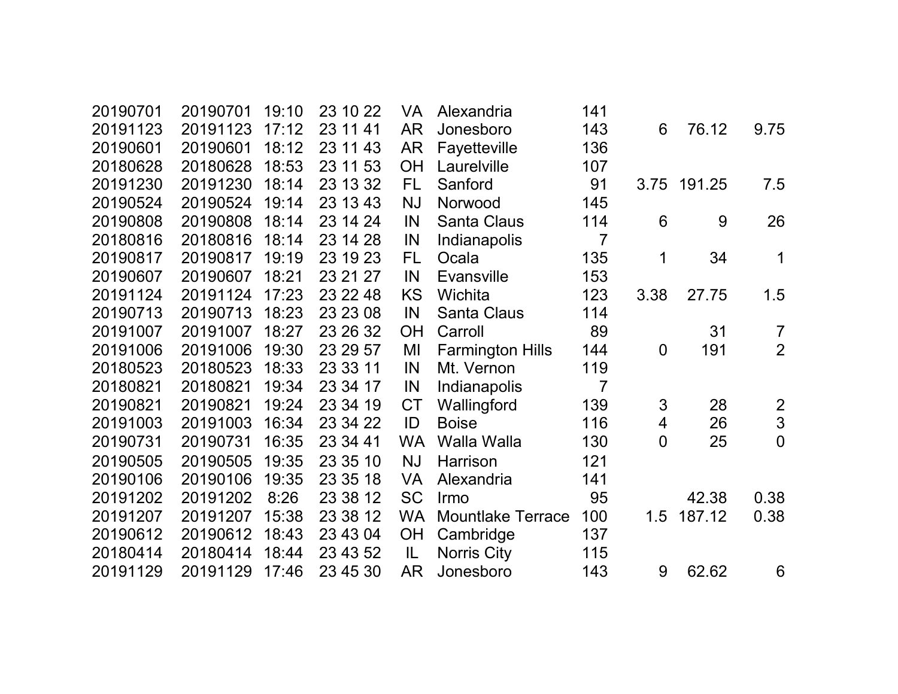| | | | | | | | | | |
|---|---|---|---|---|---|---|---|---|---|
| 20190701 | 20190701 | 19:10 | 23 10 22 | VA | Alexandria | 141 | | | |
| 20191123 | 20191123 | 17:12 | 23 11 41 | AR | Jonesboro | 143 | 6 | 76.12 | 9.75 |
| 20190601 | 20190601 | 18:12 | 23 11 43 | AR | Fayetteville | 136 | | | |
| 20180628 | 20180628 | 18:53 | 23 11 53 | OH | Laurelville | 107 | | | |
| 20191230 | 20191230 | 18:14 | 23 13 32 | FL | Sanford | 91 | 3.75 | 191.25 | 7.5 |
| 20190524 | 20190524 | 19:14 | 23 13 43 | NJ | Norwood | 145 | | | |
| 20190808 | 20190808 | 18:14 | 23 14 24 | IN | Santa Claus | 114 | 6 | 9 | 26 |
| 20180816 | 20180816 | 18:14 | 23 14 28 | IN | Indianapolis | 7 | | | |
| 20190817 | 20190817 | 19:19 | 23 19 23 | FL | Ocala | 135 | 1 | 34 | 1 |
| 20190607 | 20190607 | 18:21 | 23 21 27 | IN | Evansville | 153 | | | |
| 20191124 | 20191124 | 17:23 | 23 22 48 | KS | Wichita | 123 | 3.38 | 27.75 | 1.5 |
| 20190713 | 20190713 | 18:23 | 23 23 08 | IN | Santa Claus | 114 | | | |
| 20191007 | 20191007 | 18:27 | 23 26 32 | OH | Carroll | 89 | | 31 | 7 |
| 20191006 | 20191006 | 19:30 | 23 29 57 | MI | Farmington Hills | 144 | 0 | 191 | 2 |
| 20180523 | 20180523 | 18:33 | 23 33 11 | IN | Mt. Vernon | 119 | | | |
| 20180821 | 20180821 | 19:34 | 23 34 17 | IN | Indianapolis | 7 | | | |
| 20190821 | 20190821 | 19:24 | 23 34 19 | CT | Wallingford | 139 | 3 | 28 | 2 |
| 20191003 | 20191003 | 16:34 | 23 34 22 | ID | Boise | 116 | 4 | 26 | 3 |
| 20190731 | 20190731 | 16:35 | 23 34 41 | WA | Walla Walla | 130 | 0 | 25 | 0 |
| 20190505 | 20190505 | 19:35 | 23 35 10 | NJ | Harrison | 121 | | | |
| 20190106 | 20190106 | 19:35 | 23 35 18 | VA | Alexandria | 141 | | | |
| 20191202 | 20191202 | 8:26 | 23 38 12 | SC | Irmo | 95 | | 42.38 | 0.38 |
| 20191207 | 20191207 | 15:38 | 23 38 12 | WA | Mountlake Terrace | 100 | 1.5 | 187.12 | 0.38 |
| 20190612 | 20190612 | 18:43 | 23 43 04 | OH | Cambridge | 137 | | | |
| 20180414 | 20180414 | 18:44 | 23 43 52 | IL | Norris City | 115 | | | |
| 20191129 | 20191129 | 17:46 | 23 45 30 | AR | Jonesboro | 143 | 9 | 62.62 | 6 |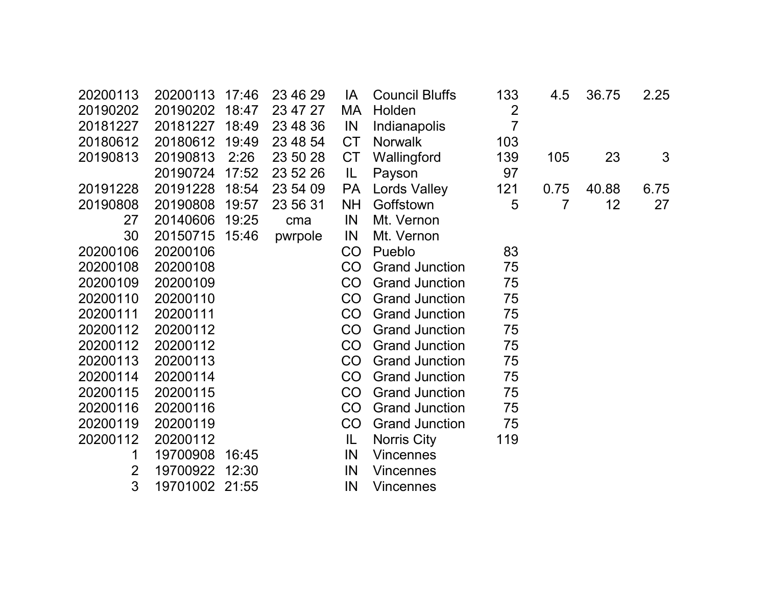| | | | | | | | | | |
|---|---|---|---|---|---|---|---|---|---|
| 20200113 | 20200113 | 17:46 | 23 46 29 | IA | Council Bluffs | 133 | 4.5 | 36.75 | 2.25 |
| 20190202 | 20190202 | 18:47 | 23 47 27 | MA | Holden | 2 | | | |
| 20181227 | 20181227 | 18:49 | 23 48 36 | IN | Indianapolis | 7 | | | |
| 20180612 | 20180612 | 19:49 | 23 48 54 | CT | Norwalk | 103 | | | |
| 20190813 | 20190813 | 2:26 | 23 50 28 | CT | Wallingford | 139 | 105 | 23 | 3 |
| | 20190724 | 17:52 | 23 52 26 | IL | Payson | 97 | | | |
| 20191228 | 20191228 | 18:54 | 23 54 09 | PA | Lords Valley | 121 | 0.75 | 40.88 | 6.75 |
| 20190808 | 20190808 | 19:57 | 23 56 31 | NH | Goffstown | 5 | 7 | 12 | 27 |
| 27 | 20140606 | 19:25 | cma | IN | Mt. Vernon | | | | |
| 30 | 20150715 | 15:46 | pwrpole | IN | Mt. Vernon | | | | |
| 20200106 | 20200106 | | | CO | Pueblo | 83 | | | |
| 20200108 | 20200108 | | | CO | Grand Junction | 75 | | | |
| 20200109 | 20200109 | | | CO | Grand Junction | 75 | | | |
| 20200110 | 20200110 | | | CO | Grand Junction | 75 | | | |
| 20200111 | 20200111 | | | CO | Grand Junction | 75 | | | |
| 20200112 | 20200112 | | | CO | Grand Junction | 75 | | | |
| 20200112 | 20200112 | | | CO | Grand Junction | 75 | | | |
| 20200113 | 20200113 | | | CO | Grand Junction | 75 | | | |
| 20200114 | 20200114 | | | CO | Grand Junction | 75 | | | |
| 20200115 | 20200115 | | | CO | Grand Junction | 75 | | | |
| 20200116 | 20200116 | | | CO | Grand Junction | 75 | | | |
| 20200119 | 20200119 | | | CO | Grand Junction | 75 | | | |
| 20200112 | 20200112 | | | IL | Norris City | 119 | | | |
| 1 | 19700908 | 16:45 | | IN | Vincennes | | | | |
| 2 | 19700922 | 12:30 | | IN | Vincennes | | | | |
| 3 | 19701002 | 21:55 | | IN | Vincennes | | | | |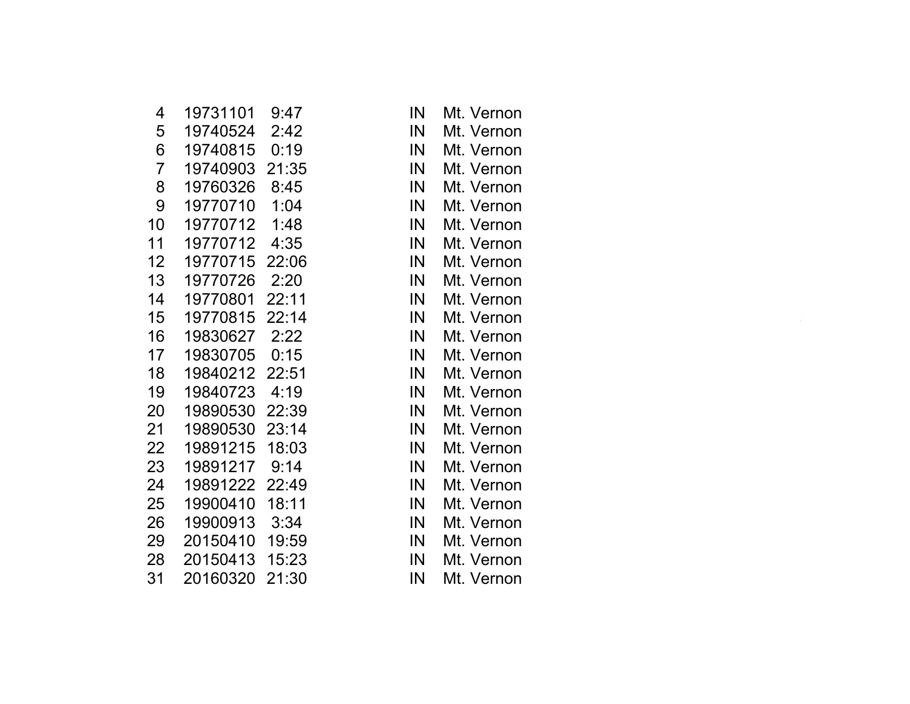| | | | | |
|---|---|---|---|---|
| 4 | 19731101 | 9:47 | IN | Mt. Vernon |
| 5 | 19740524 | 2:42 | IN | Mt. Vernon |
| 6 | 19740815 | 0:19 | IN | Mt. Vernon |
| 7 | 19740903 | 21:35 | IN | Mt. Vernon |
| 8 | 19760326 | 8:45 | IN | Mt. Vernon |
| 9 | 19770710 | 1:04 | IN | Mt. Vernon |
| 10 | 19770712 | 1:48 | IN | Mt. Vernon |
| 11 | 19770712 | 4:35 | IN | Mt. Vernon |
| 12 | 19770715 | 22:06 | IN | Mt. Vernon |
| 13 | 19770726 | 2:20 | IN | Mt. Vernon |
| 14 | 19770801 | 22:11 | IN | Mt. Vernon |
| 15 | 19770815 | 22:14 | IN | Mt. Vernon |
| 16 | 19830627 | 2:22 | IN | Mt. Vernon |
| 17 | 19830705 | 0:15 | IN | Mt. Vernon |
| 18 | 19840212 | 22:51 | IN | Mt. Vernon |
| 19 | 19840723 | 4:19 | IN | Mt. Vernon |
| 20 | 19890530 | 22:39 | IN | Mt. Vernon |
| 21 | 19890530 | 23:14 | IN | Mt. Vernon |
| 22 | 19891215 | 18:03 | IN | Mt. Vernon |
| 23 | 19891217 | 9:14 | IN | Mt. Vernon |
| 24 | 19891222 | 22:49 | IN | Mt. Vernon |
| 25 | 19900410 | 18:11 | IN | Mt. Vernon |
| 26 | 19900913 | 3:34 | IN | Mt. Vernon |
| 29 | 20150410 | 19:59 | IN | Mt. Vernon |
| 28 | 20150413 | 15:23 | IN | Mt. Vernon |
| 31 | 20160320 | 21:30 | IN | Mt. Vernon |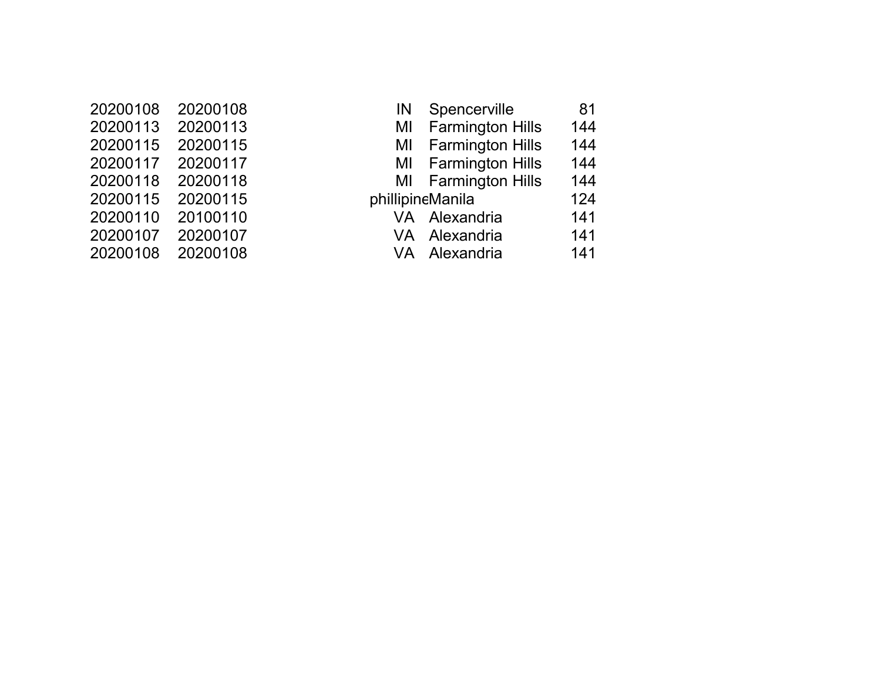| | | | | |
|---|---|---|---|---|
| 20200108 | 20200108 | IN | Spencerville | 81 |
| 20200113 | 20200113 | MI | Farmington Hills | 144 |
| 20200115 | 20200115 | MI | Farmington Hills | 144 |
| 20200117 | 20200117 | MI | Farmington Hills | 144 |
| 20200118 | 20200118 | MI | Farmington Hills | 144 |
| 20200115 | 20200115 | phillipine | Manila | 124 |
| 20200110 | 20100110 | VA | Alexandria | 141 |
| 20200107 | 20200107 | VA | Alexandria | 141 |
| 20200108 | 20200108 | VA | Alexandria | 141 |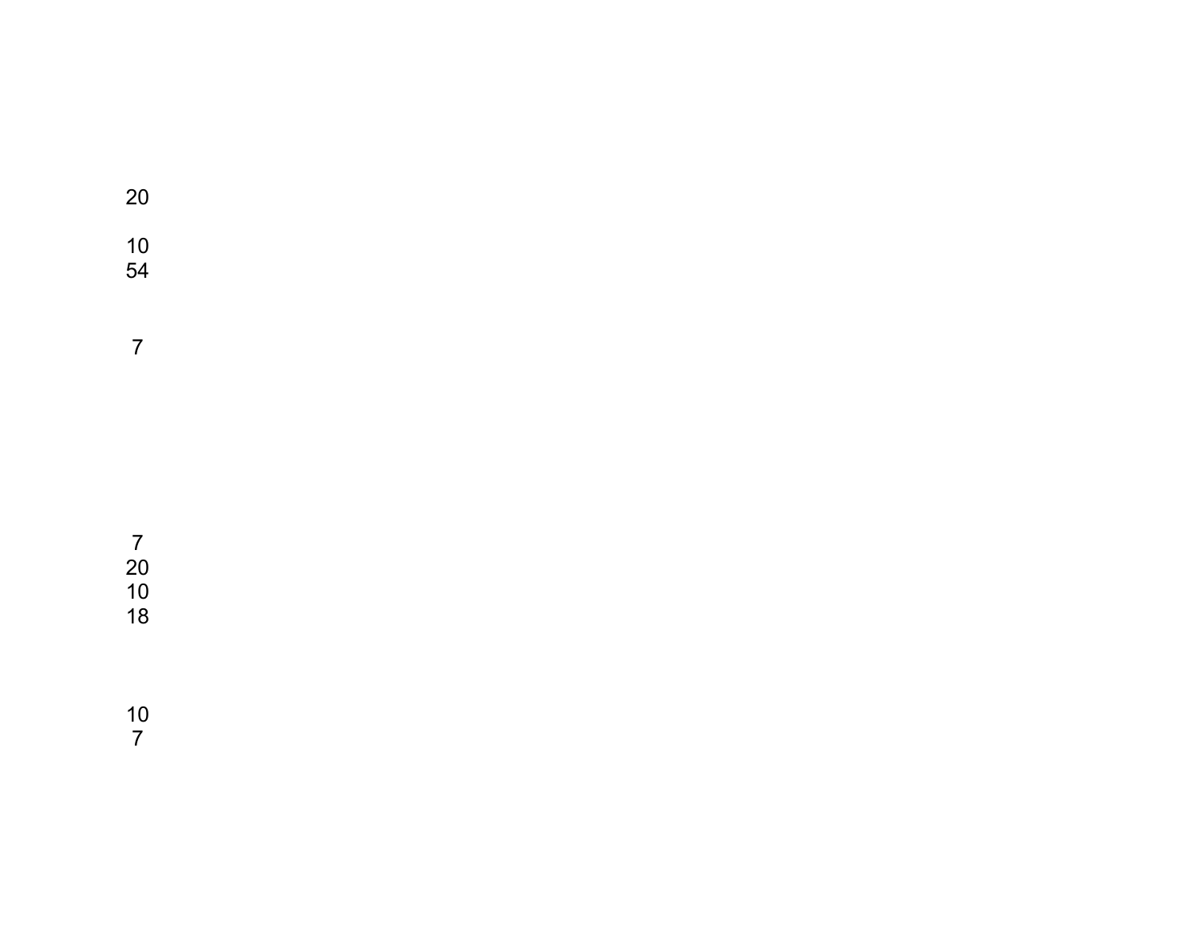20

10
54

7

7
20
10
18

10
7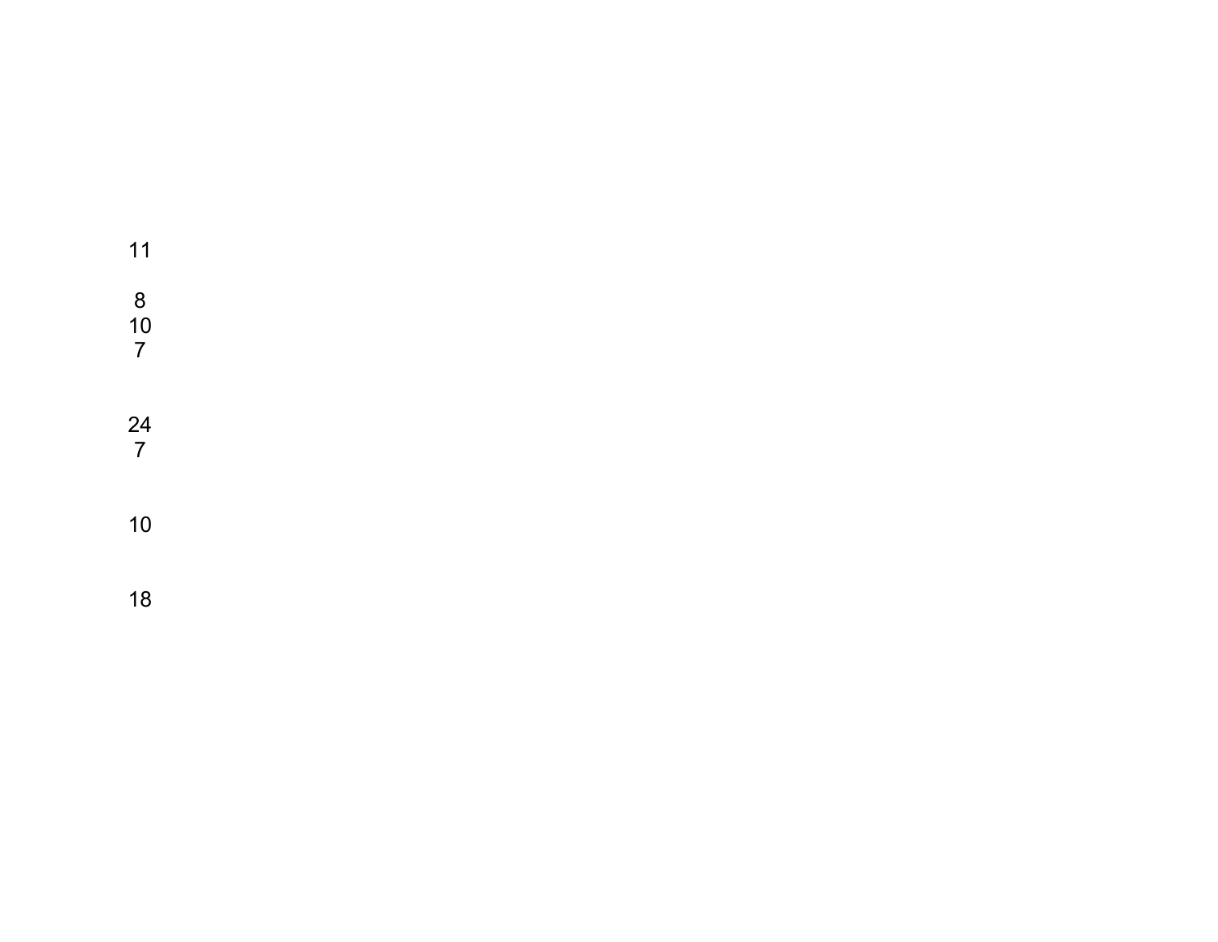11

8
10
7

24
7

10

18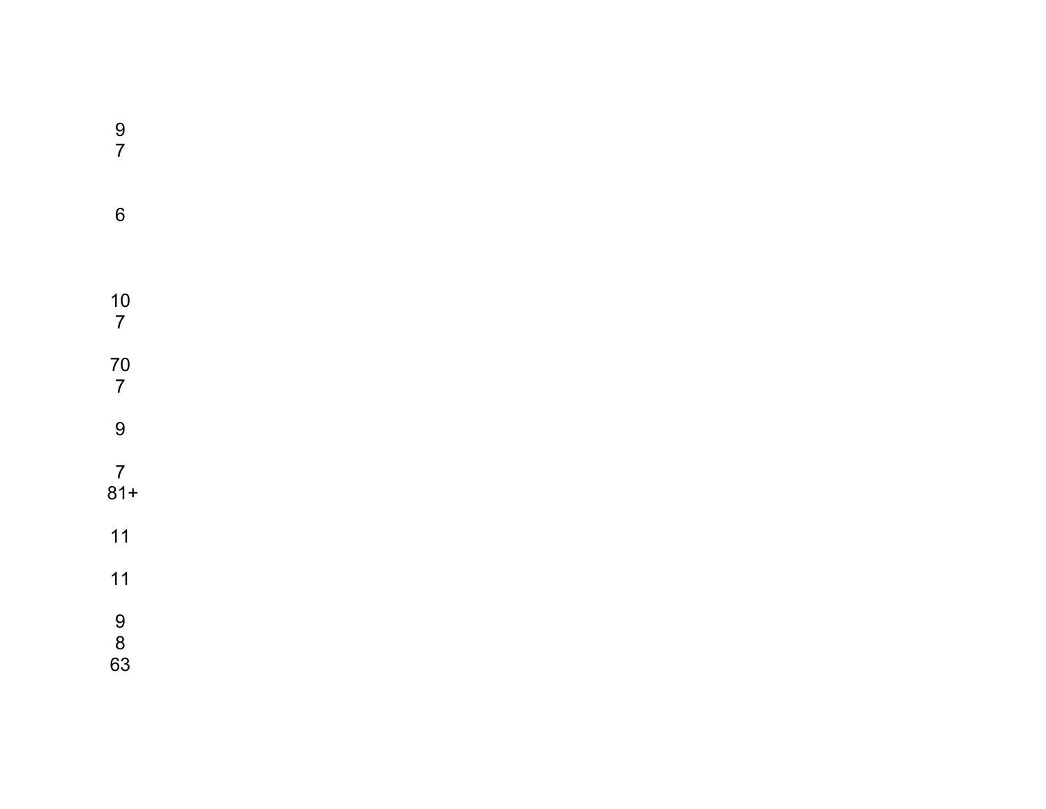9
7

6

10
7

70
7

9

7
81+

11

11

9
8
63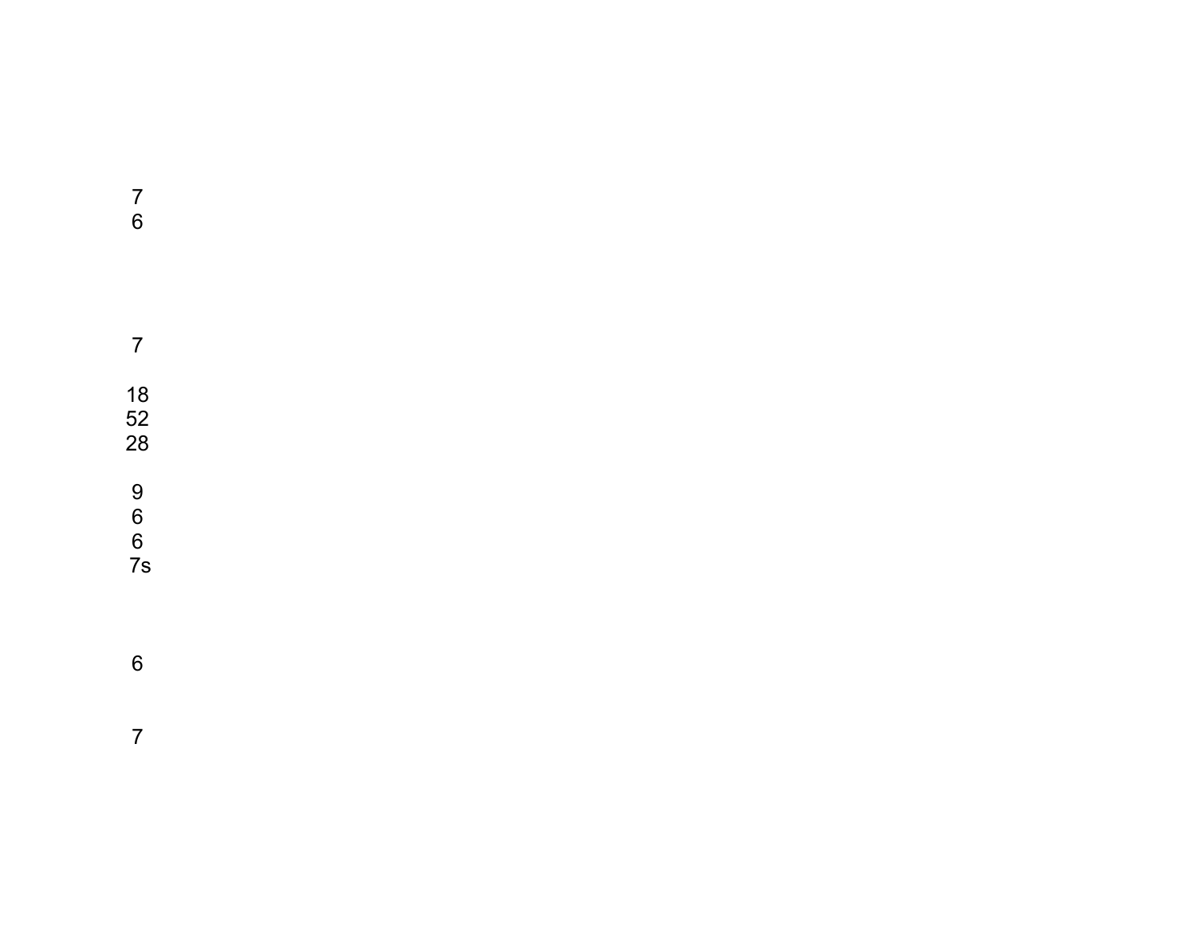7
6

7

18
52
28

9
6
6
7s

6

7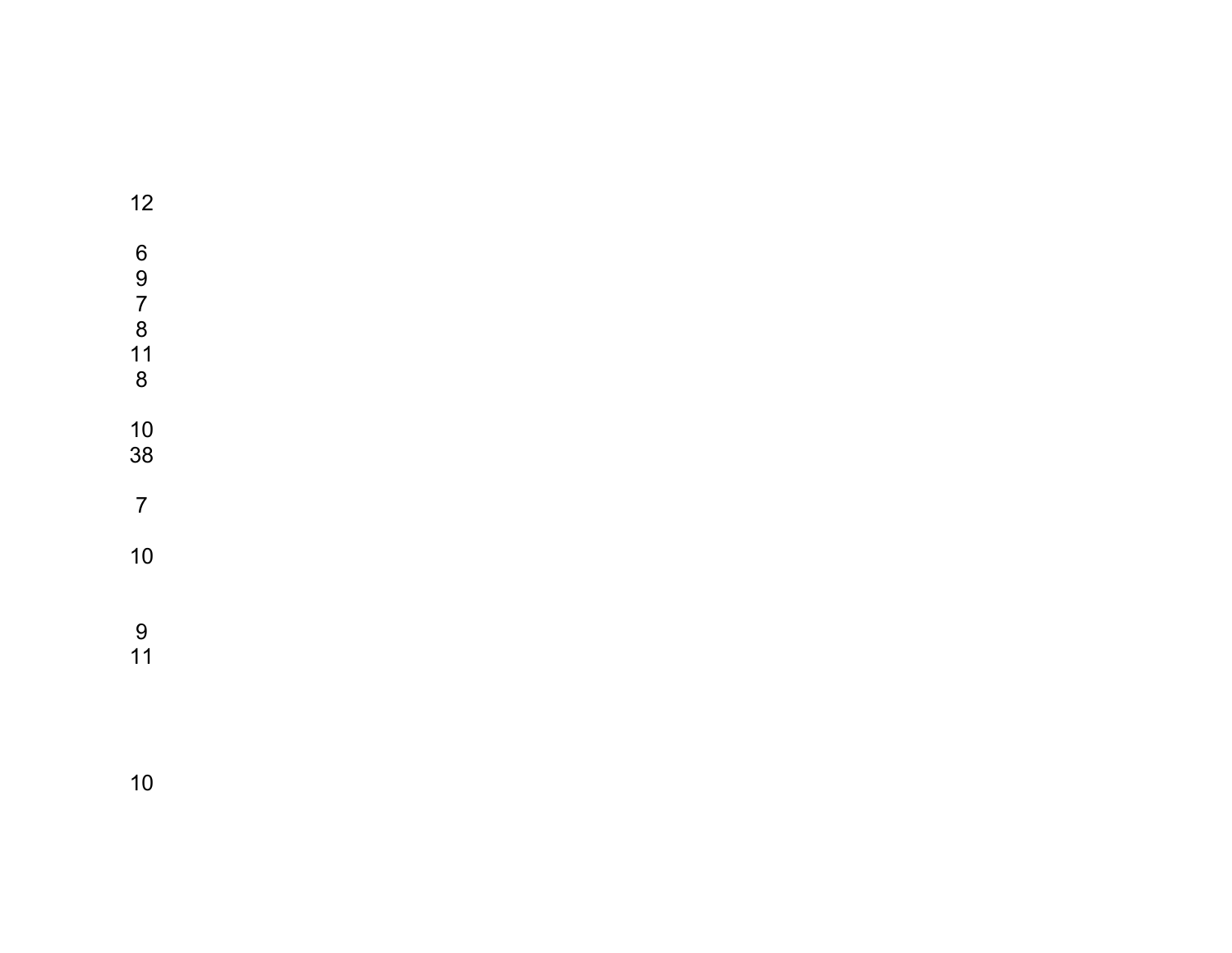12

6
9
7
8
11
8

10
38

7

10

9
11

10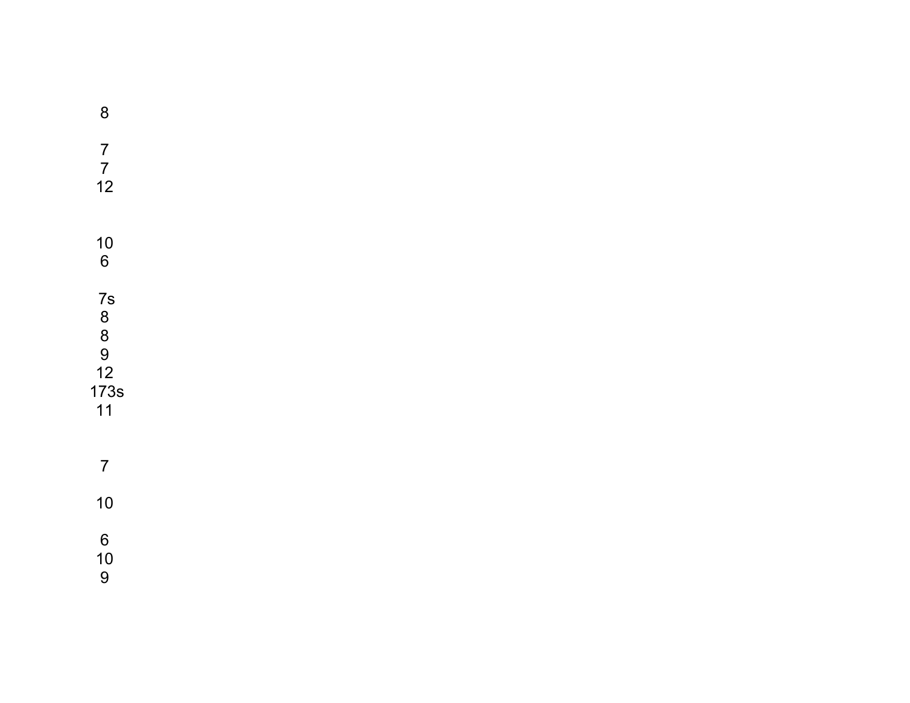8

7
7
12

10
6

7s
8
8
9
12
173s
11

7

10

6
10
9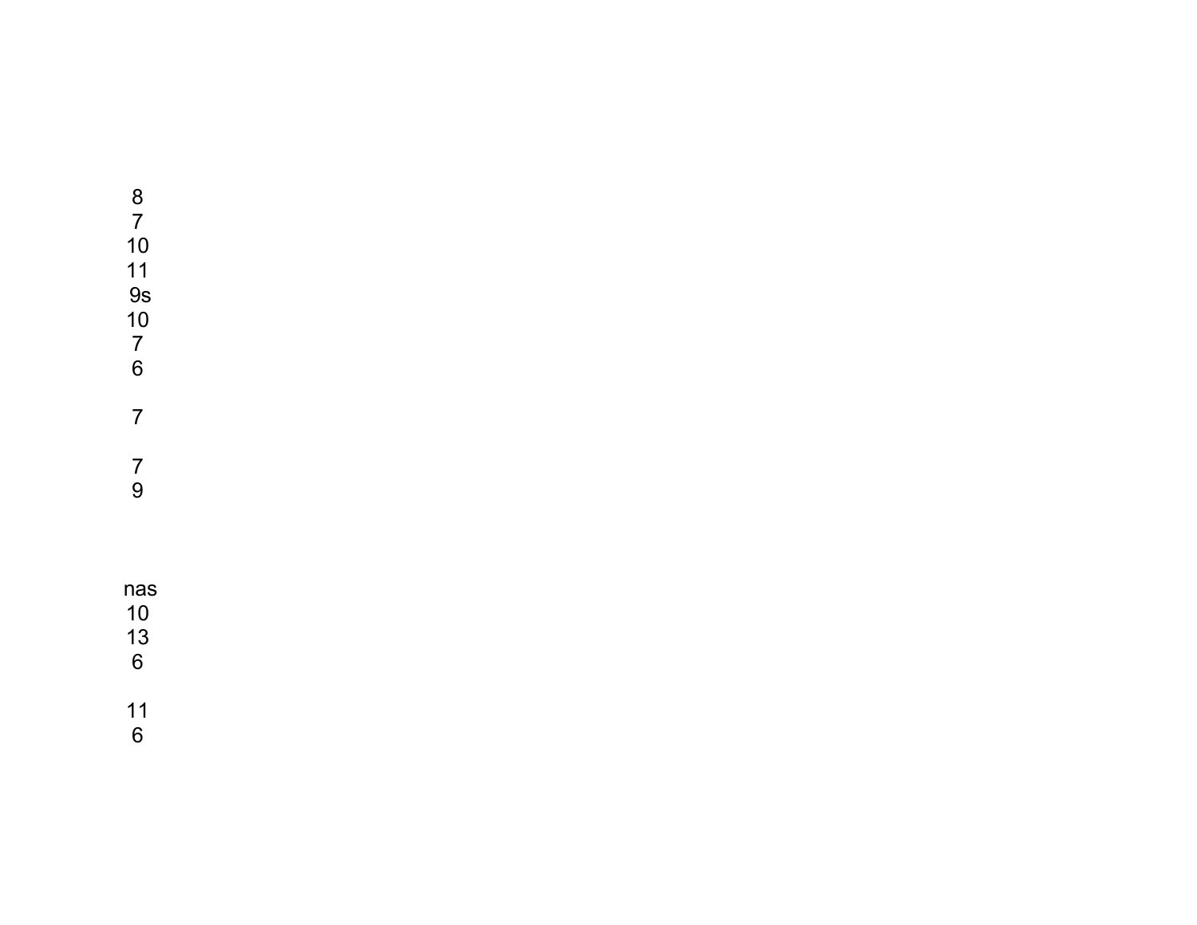8
7
10
11
9s
10
7
6

7

7
9

nas
10
13
6

11
6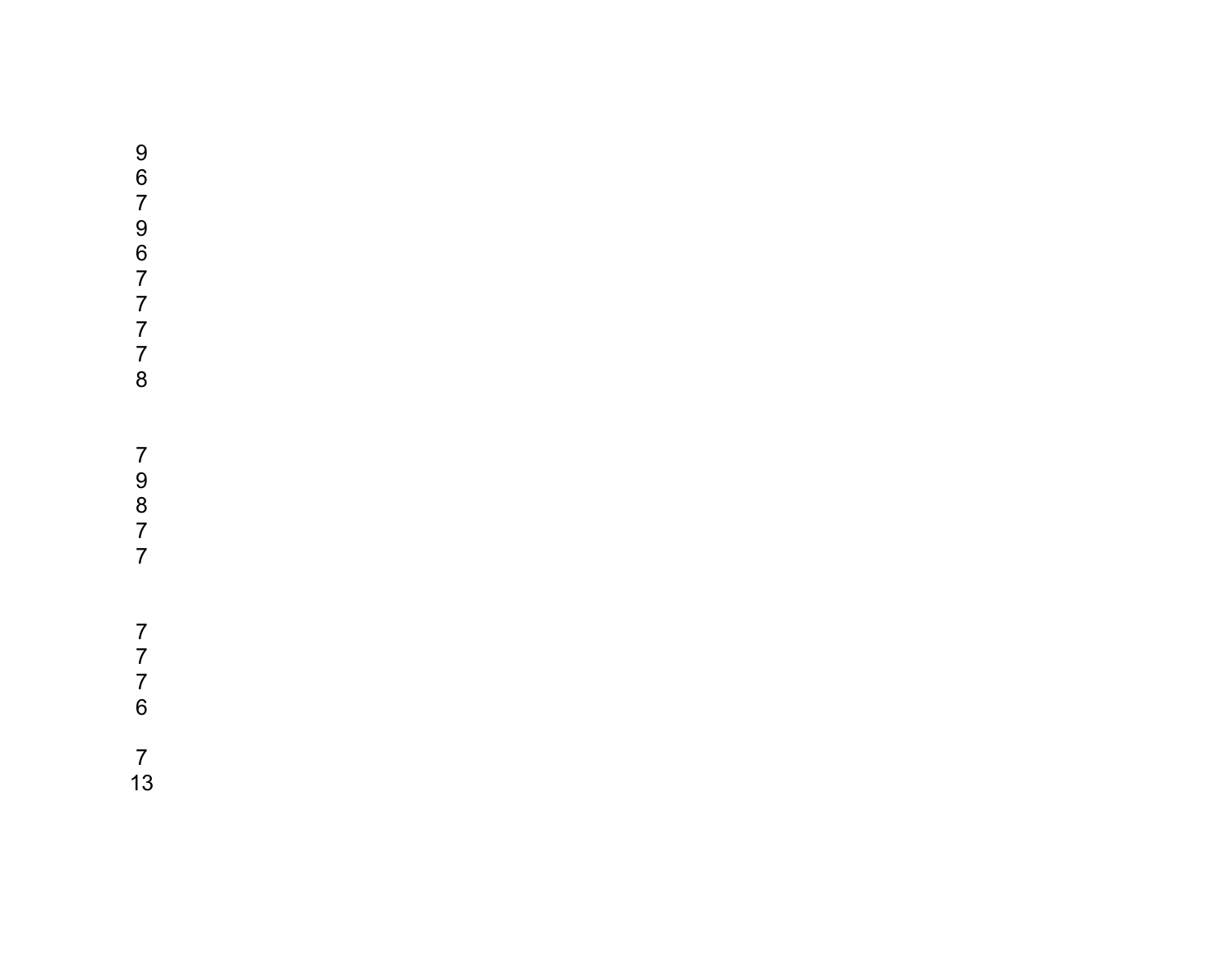9
6
7
9
6
7
7
7
7
8

7
9
8
7
7

7
7
7
6

7
13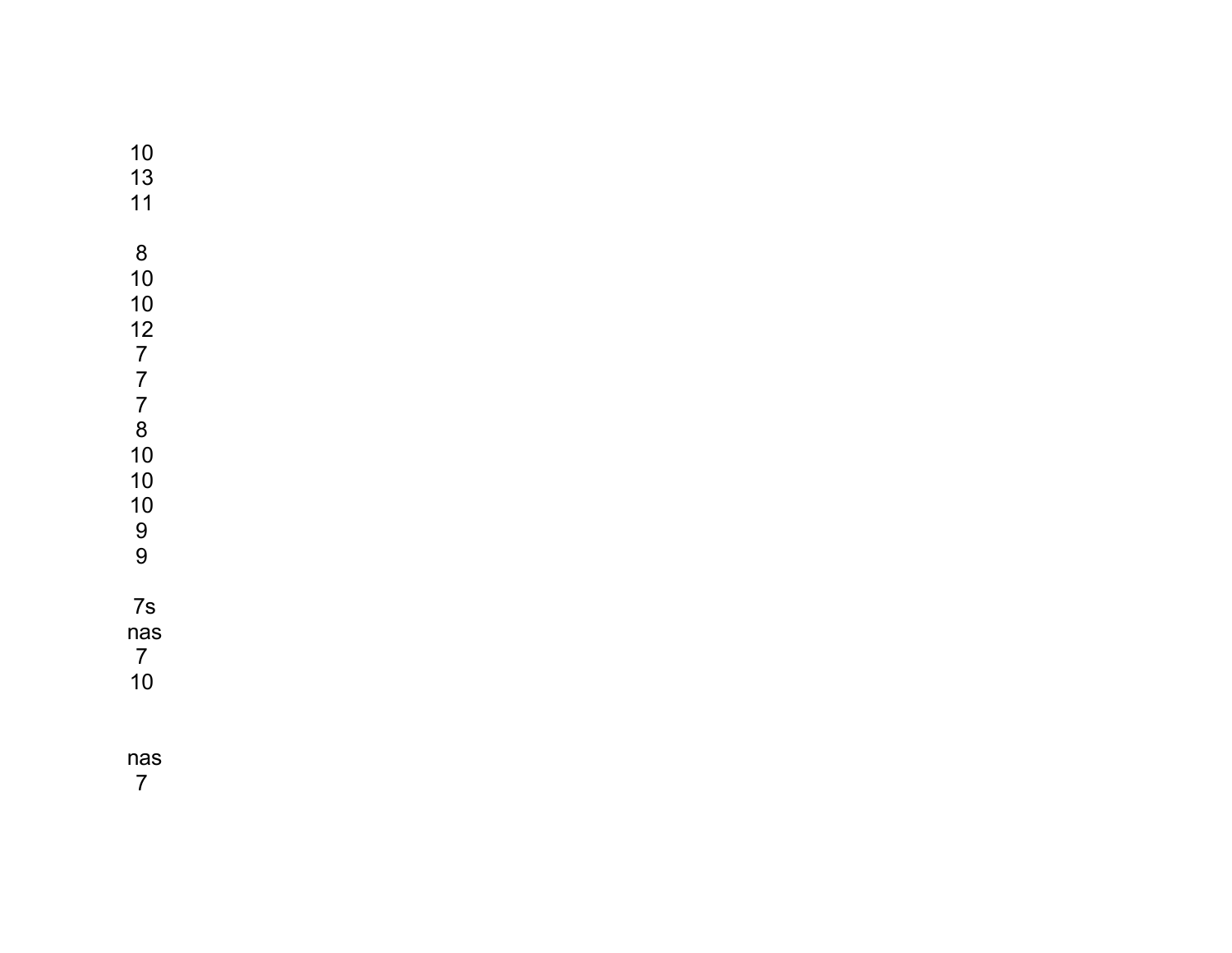10
13
11

8
10
10
12
7
7
7
8
10
10
10
9
9

7s
nas
7
10

nas
7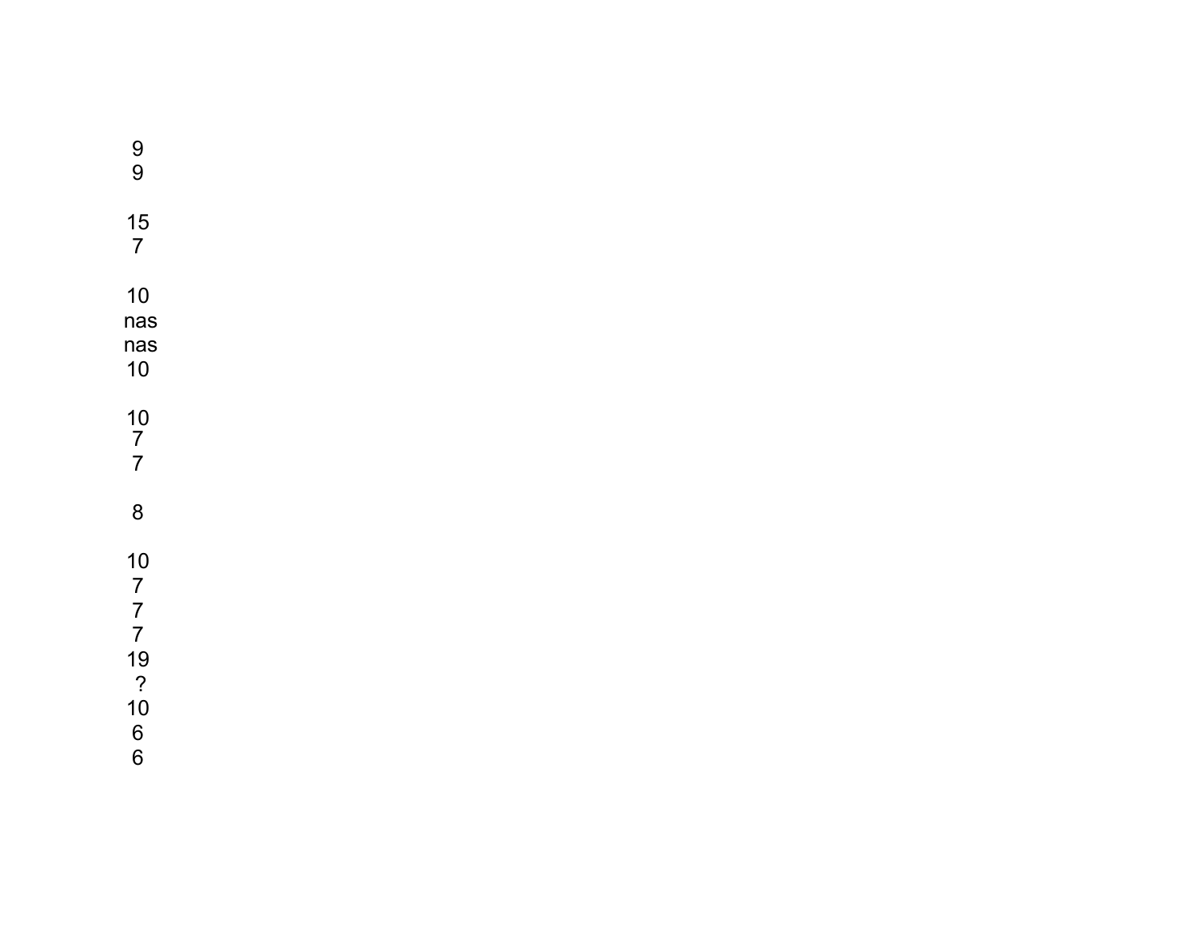9

9

15

7

10

nas

nas

10

10

7

7

8

10

7

7

7

19

?

10

6

6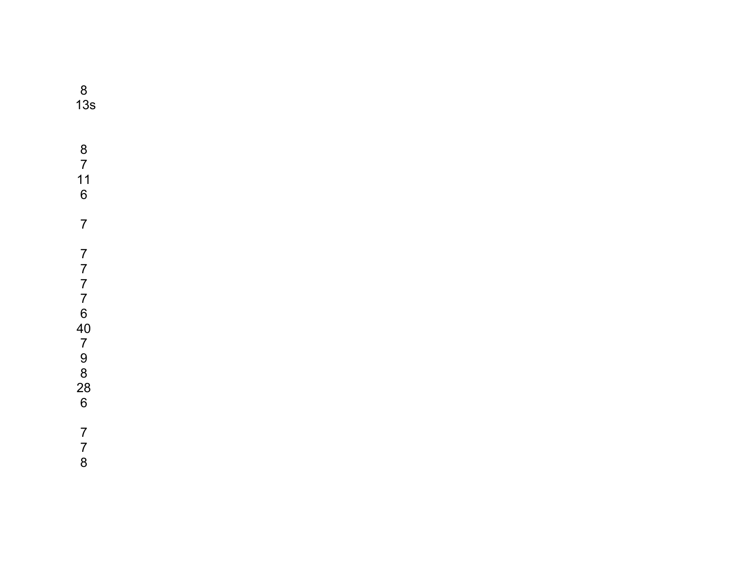8
13s

8
7
11
6

7

7
7
7
7
6
40
7
9
8
28
6

7
7
8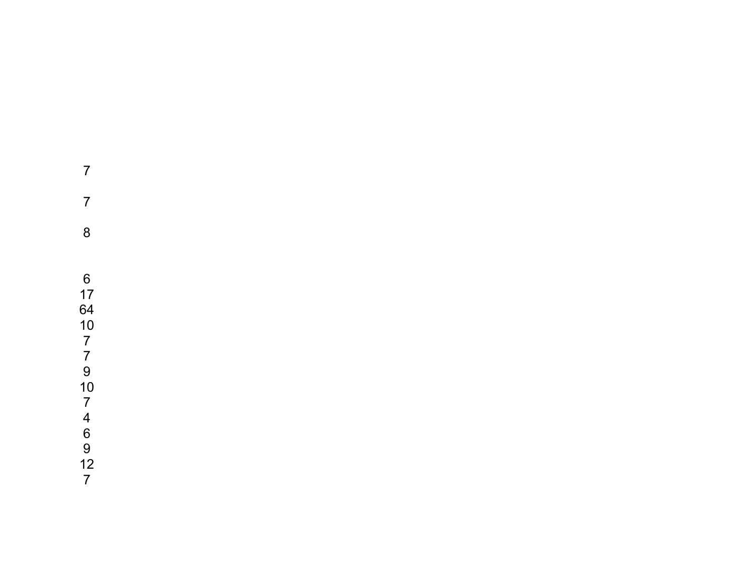7

7

8

6
17
64
10
7
7
9
10
7
4
6
9
12
7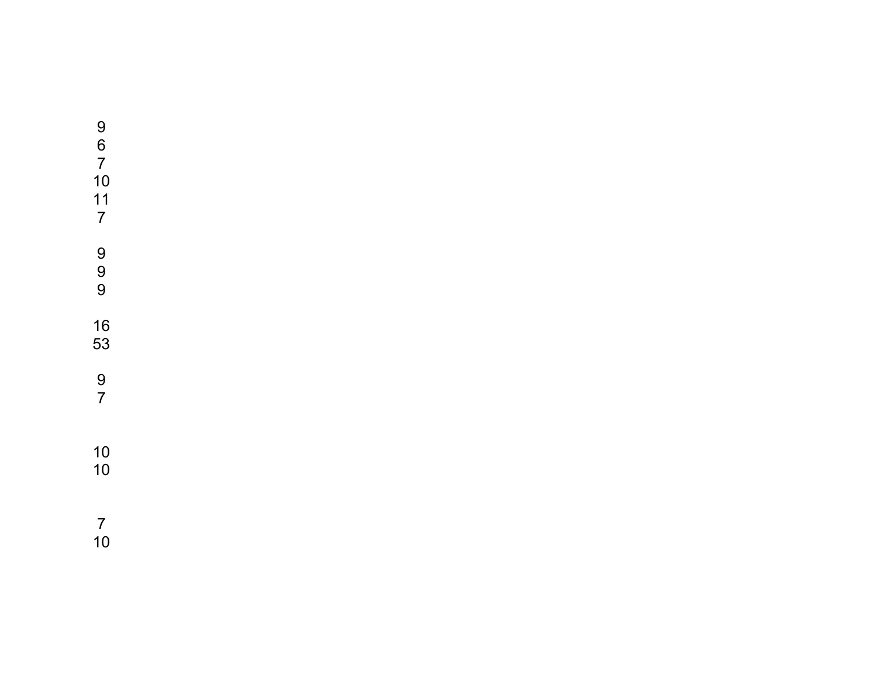9
6
7
10
11
7

9
9
9

16
53

9
7

10
10

7
10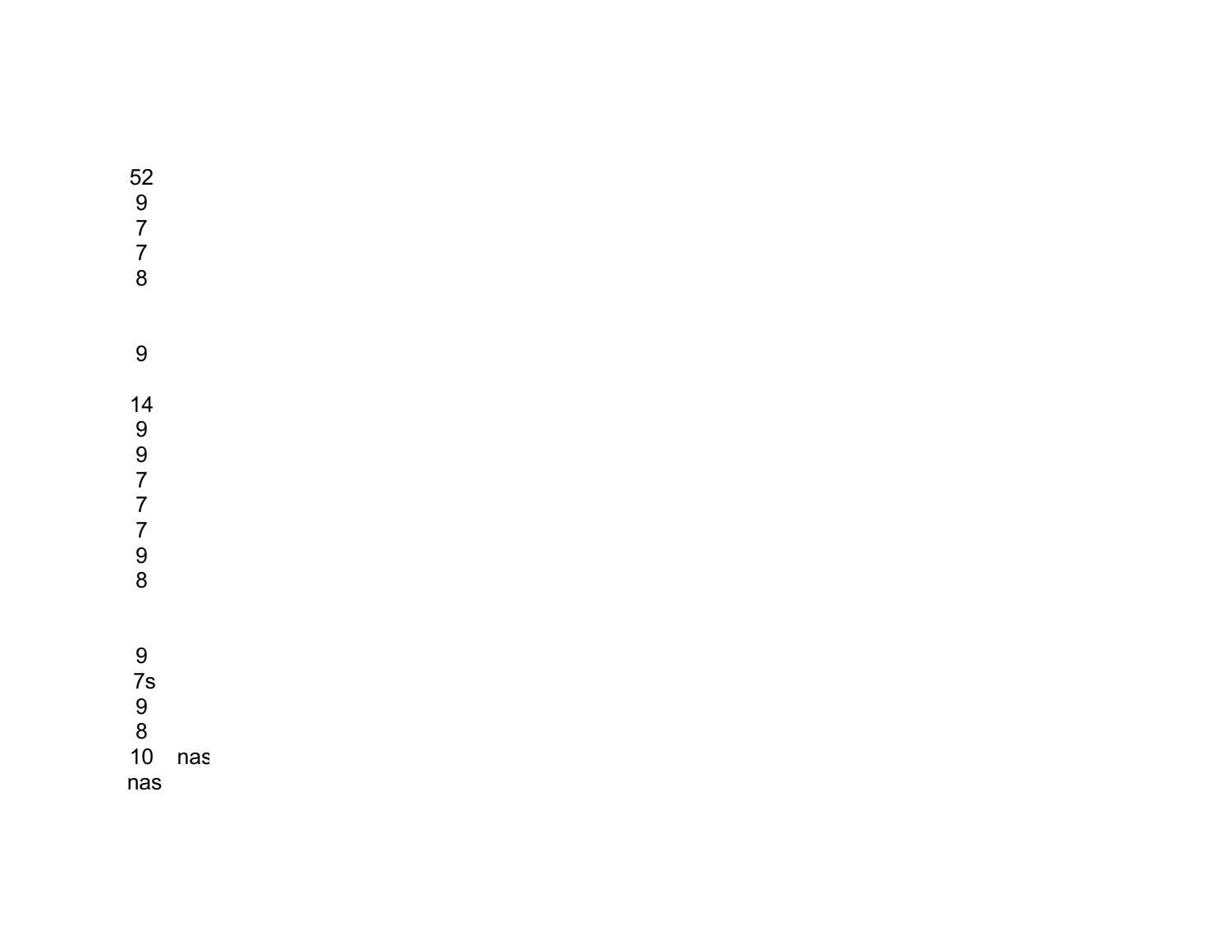52
9
7
7
8

9

14
9
9
7
7
7
9
8

9
7s
9
8
10 nas
nas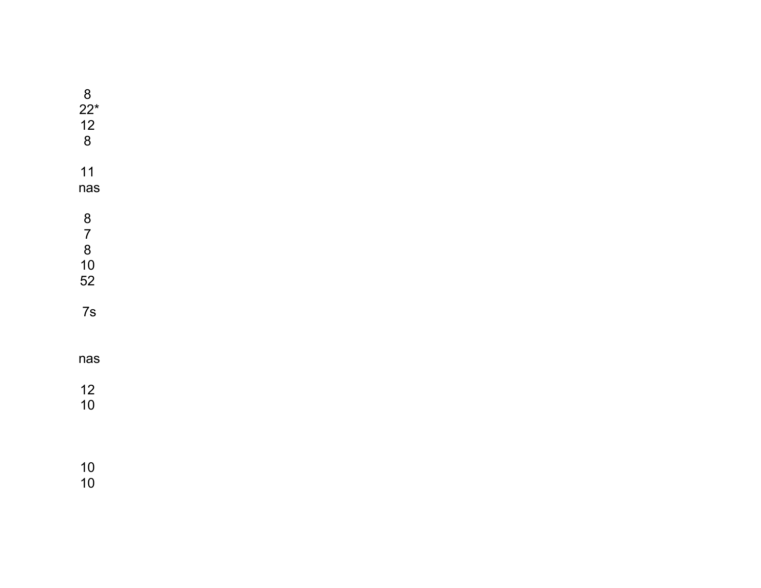8
22*
12
8

11
nas

8
7
8
10
52

7s

nas

12
10

10
10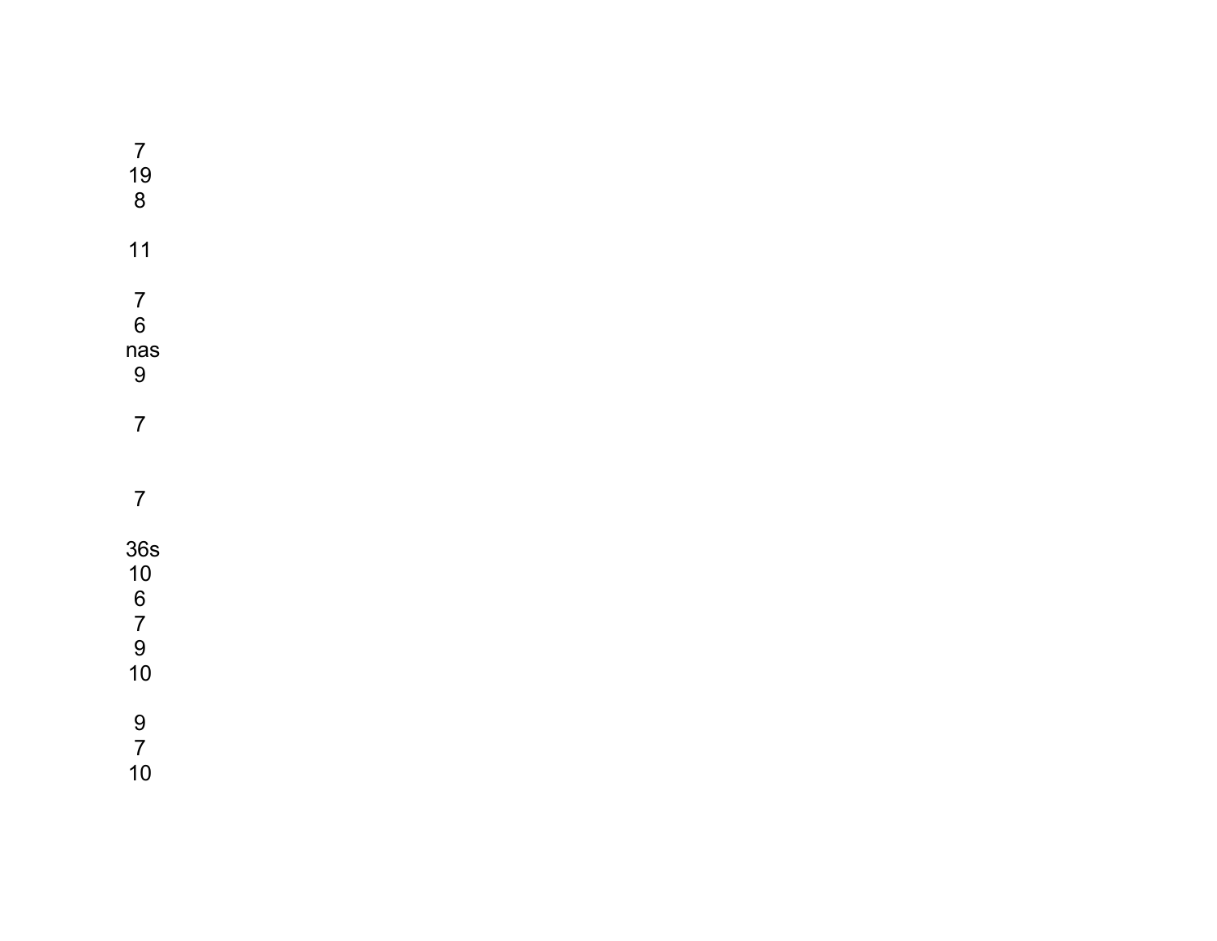7
19
8

11

7
6
nas
9

7

7

36s
10
6
7
9
10

9
7
10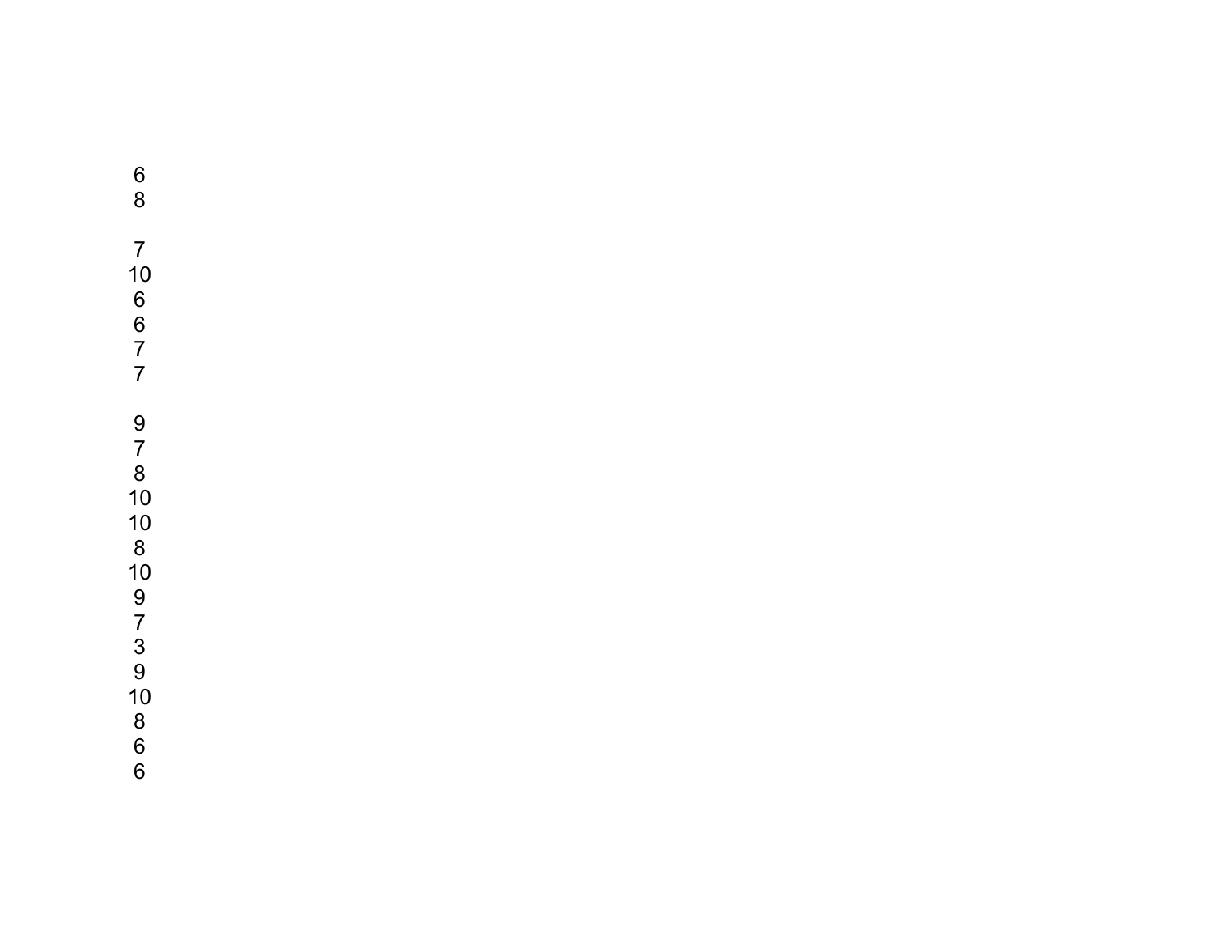6
8

7
10
6
6
7
7

9
7
8
10
10
8
10
9
7
3
9
10
8
6
6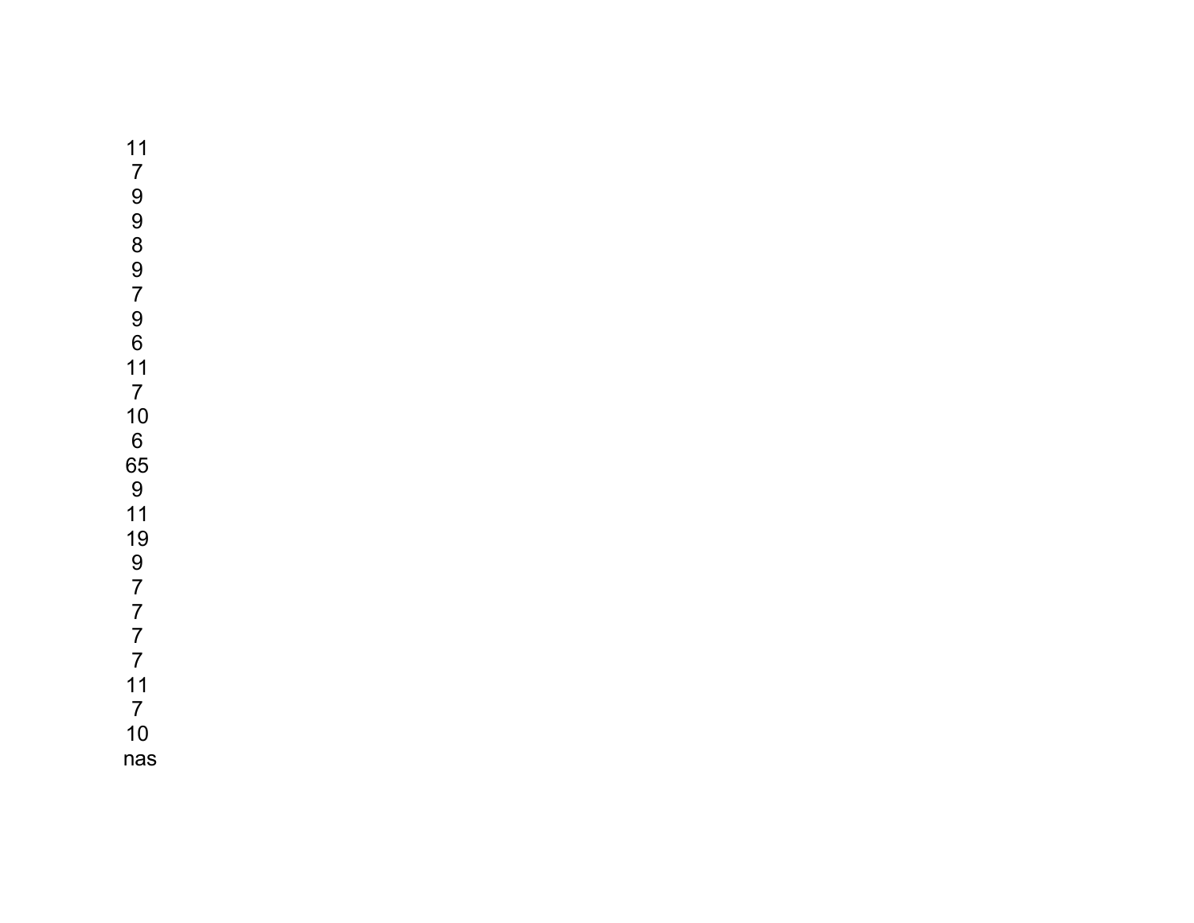11
7
9
9
8
9
7
9
6
11
7
10
6
65
9
11
19
9
7
7
7
7
11
7
10
nas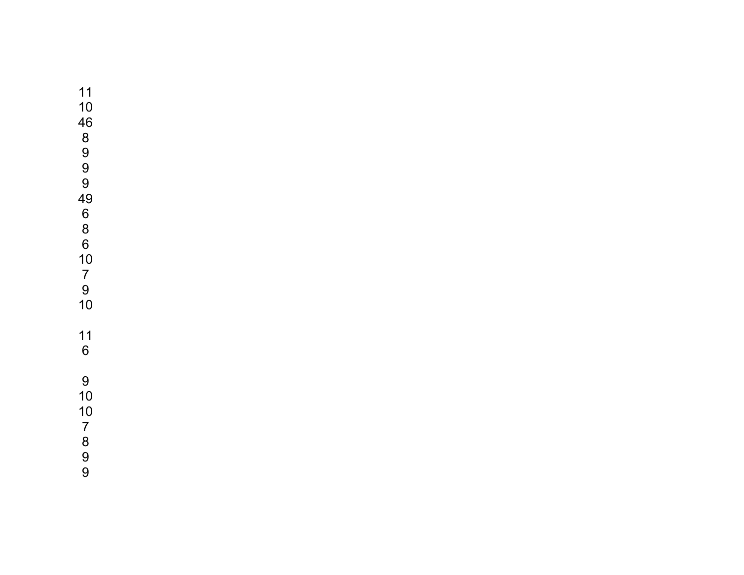11
10
46
8
9
9
9
49
6
8
6
10
7
9
10

11
6

9
10
10
7
8
9
9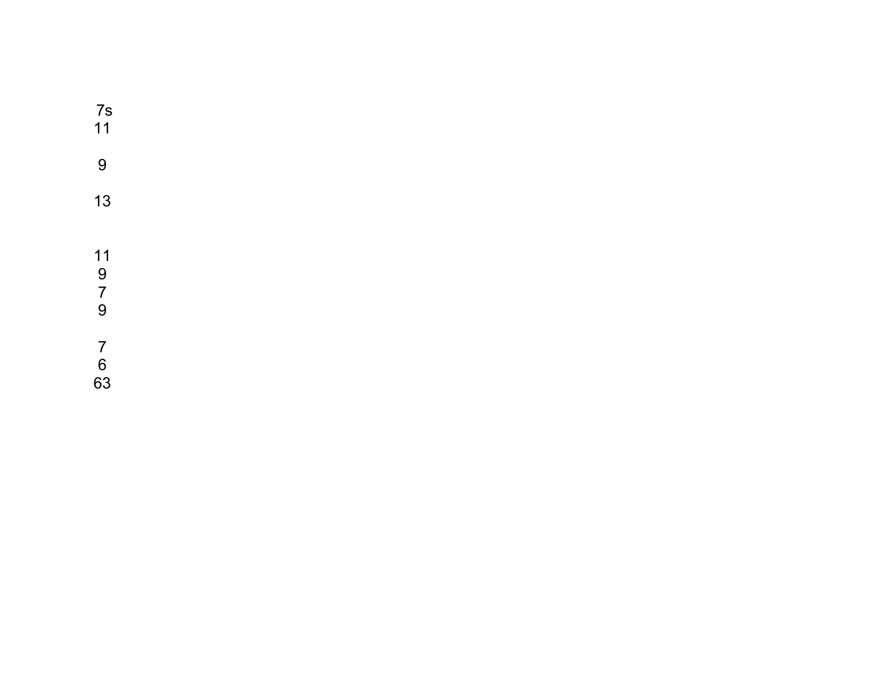7s
11

9

13

11
9
7
9

7
6
63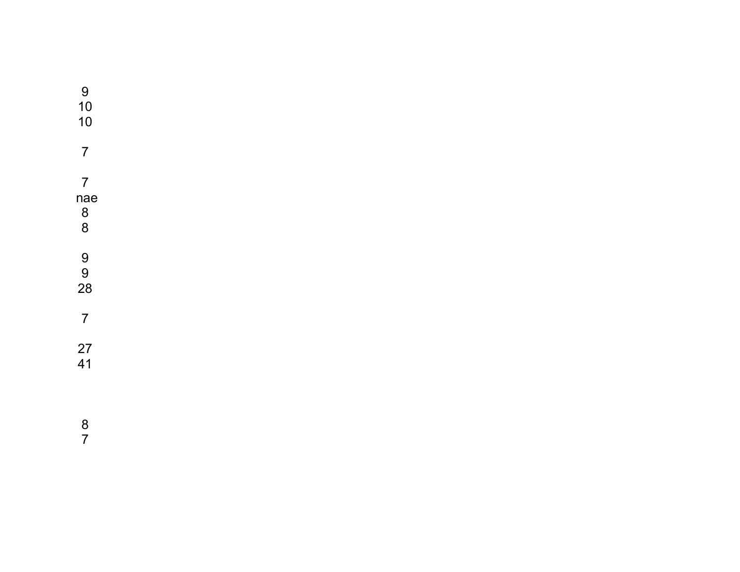9
10
10

7

7
nae
8
8

9
9
28

7

27
41

8
7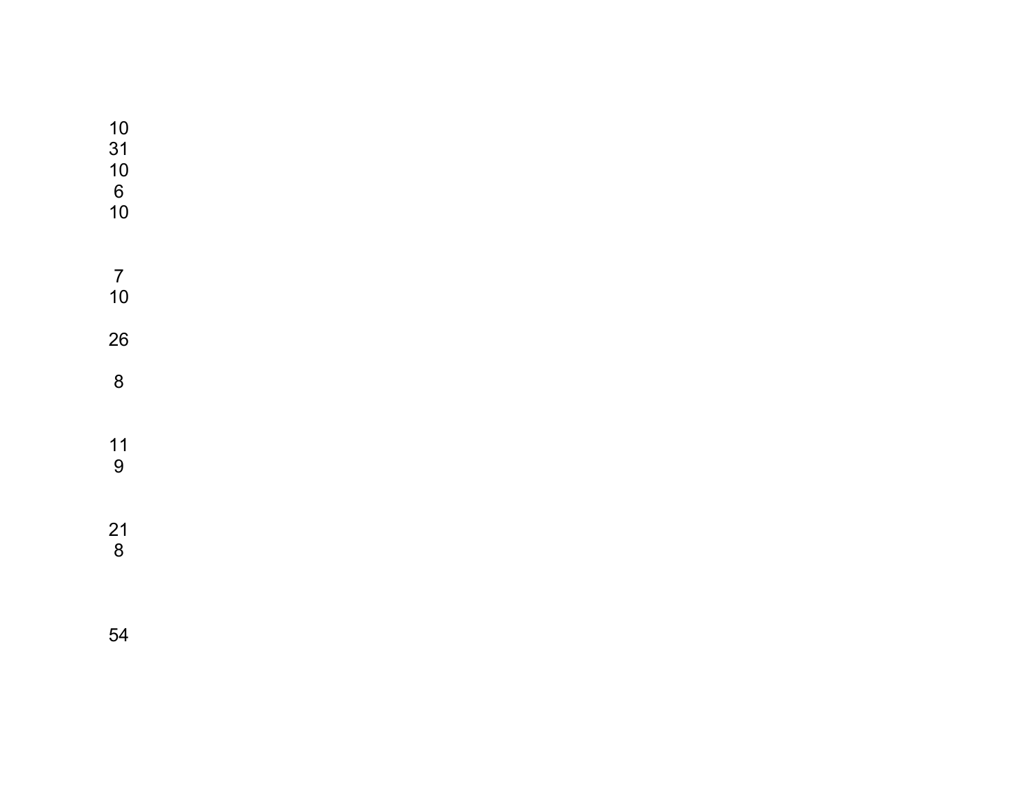10
31
10
6
10

7
10

26

8

11
9

21
8

54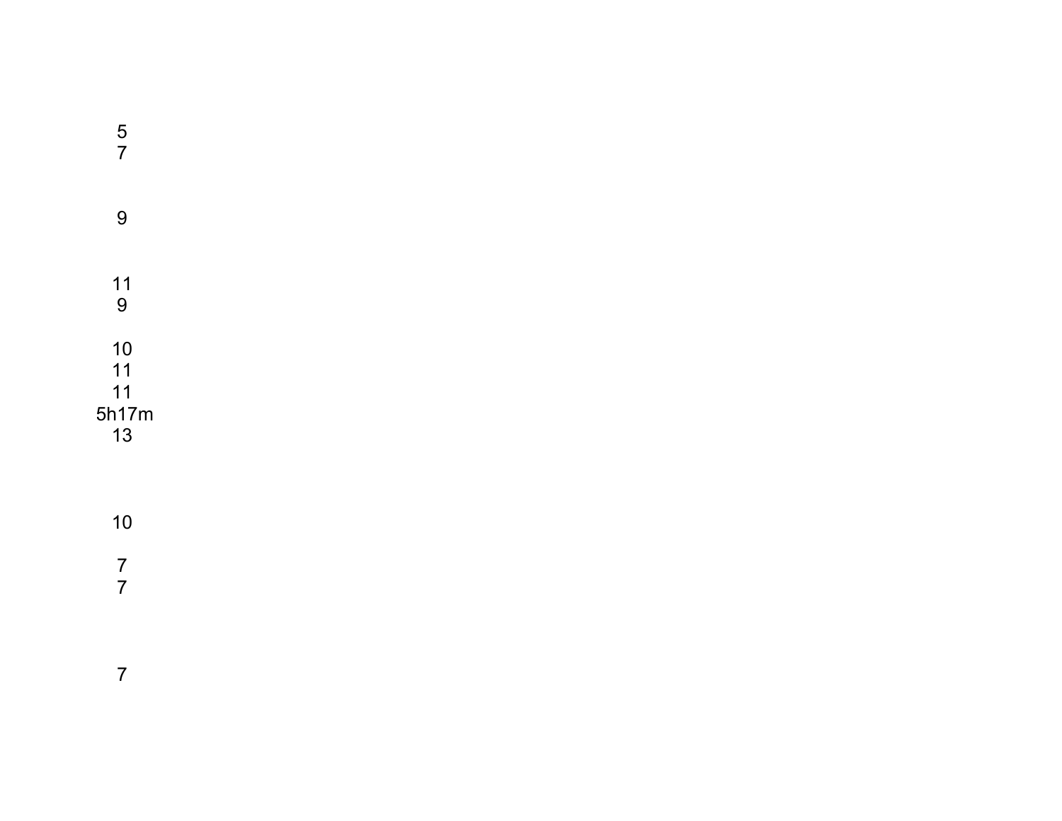5
7

9

11
9

10
11
11
5h17m
13

10

7
7

7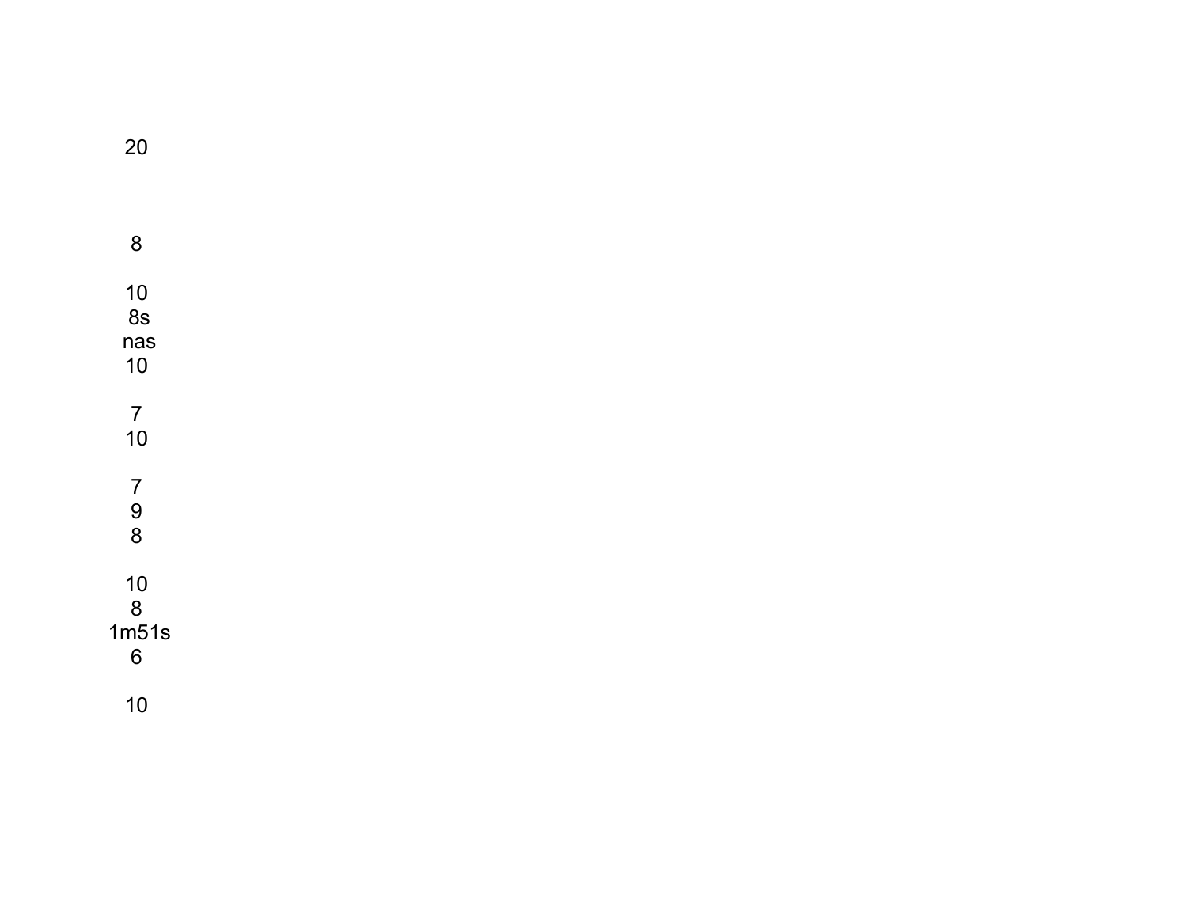20

8

10
8s
nas
10

7
10

7
9
8

10
8
1m51s
6

10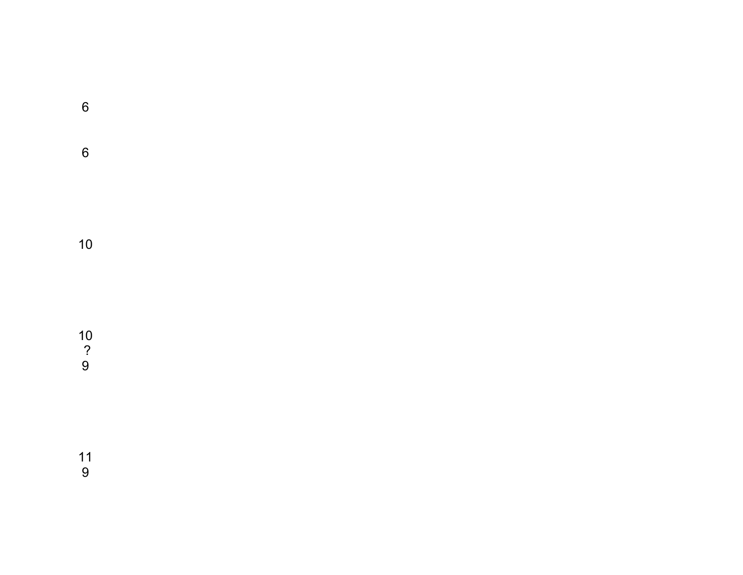6

6

10

10
?
9

11
9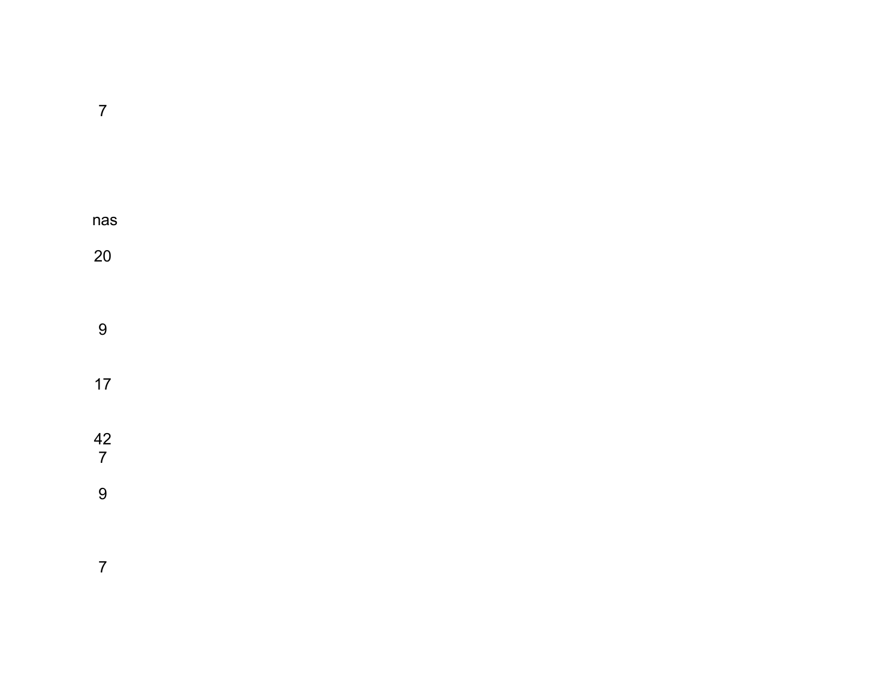7

nas

20

9

17

42
7

9

7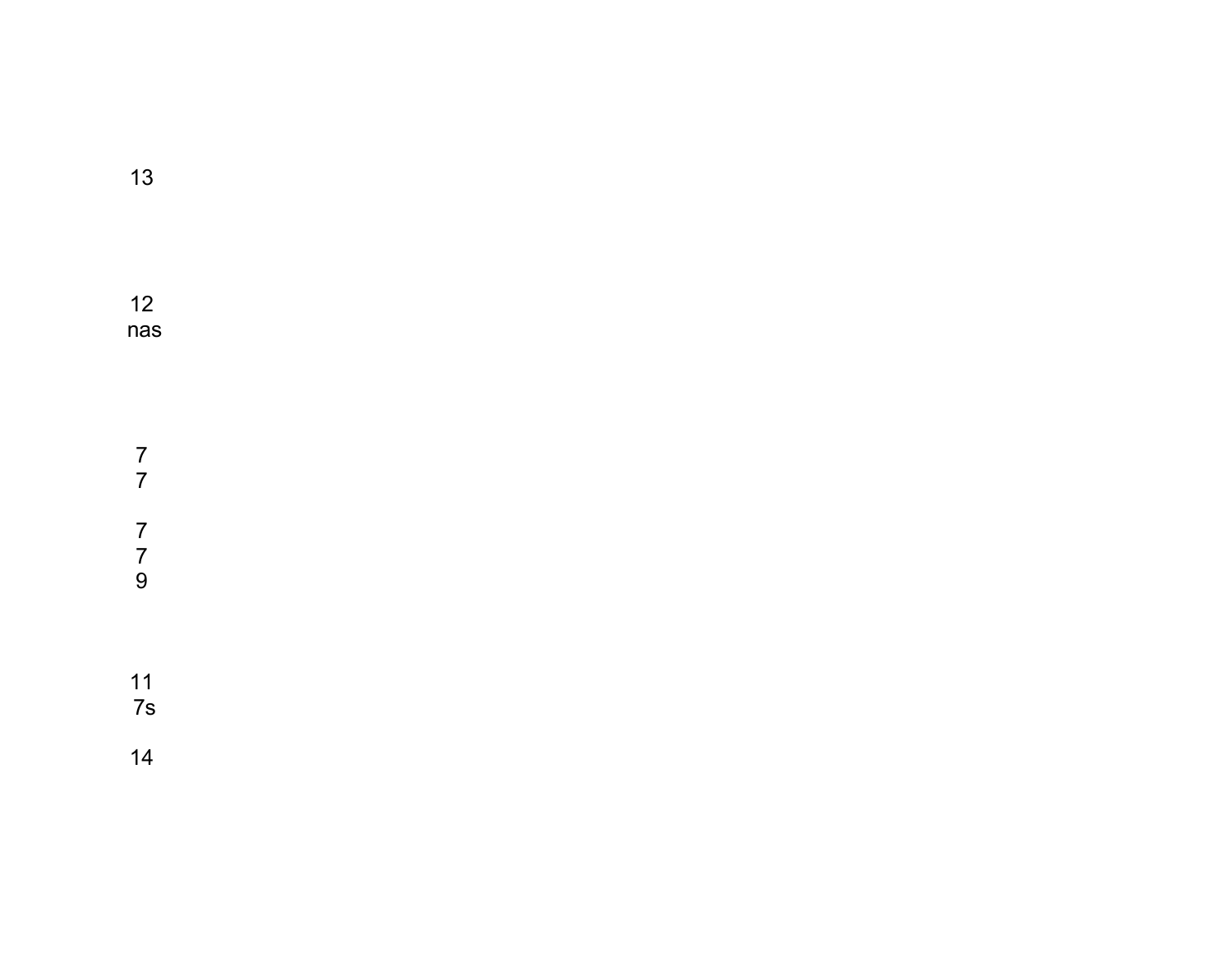13

12
nas

7
7

7
7
9

11
7s

14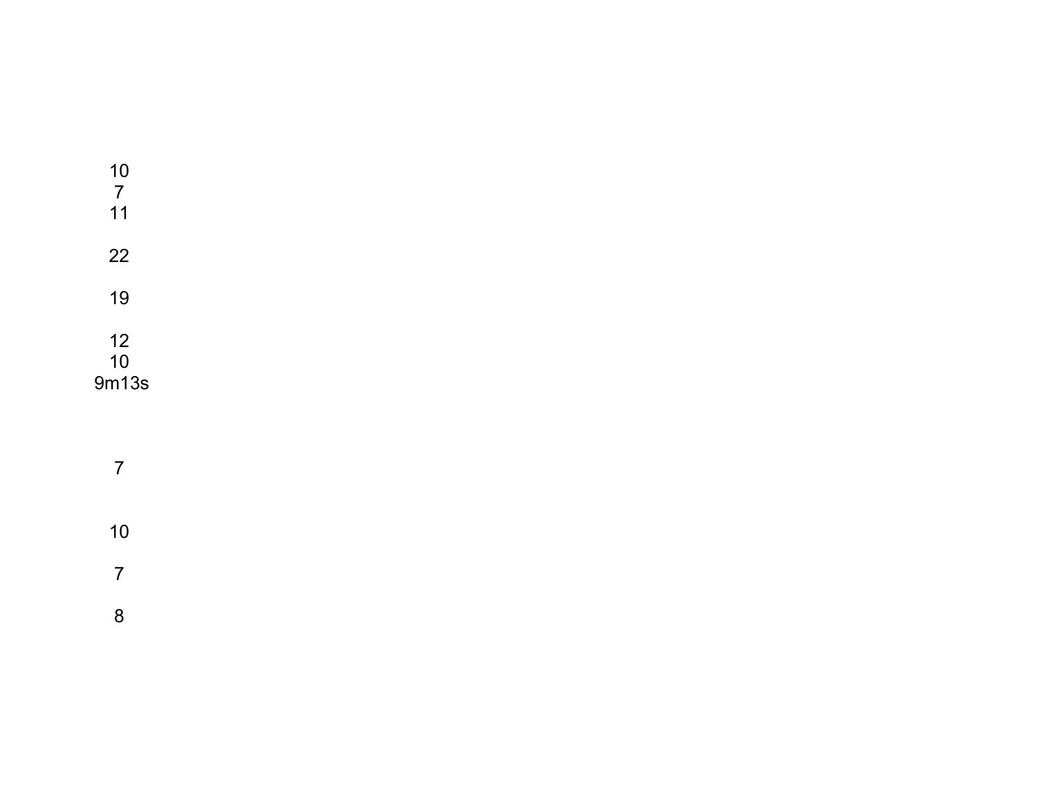10
7
11

22

19

12
10
9m13s

7

10

7

8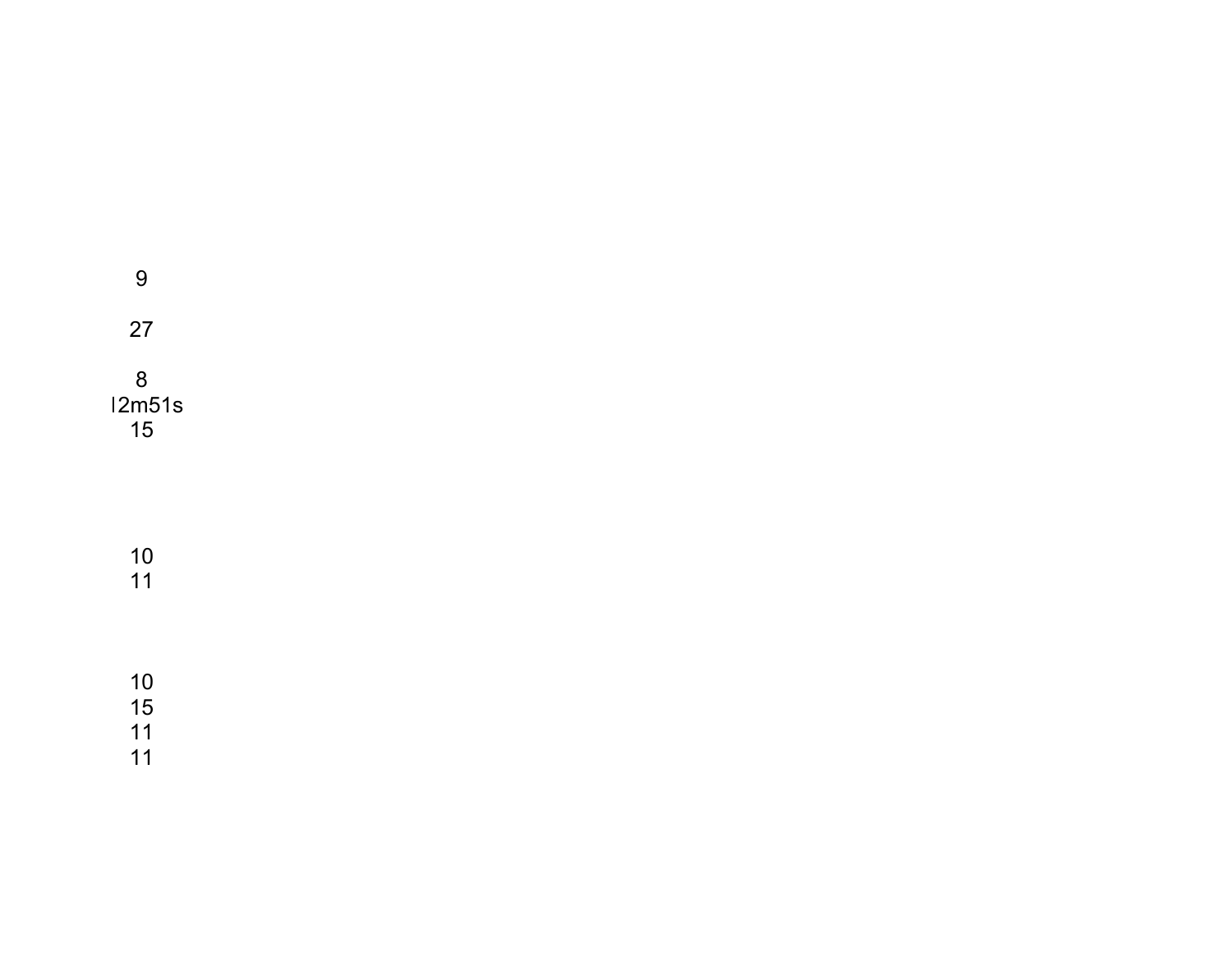9

27

8
l2m51s
15

10
11

10
15
11
11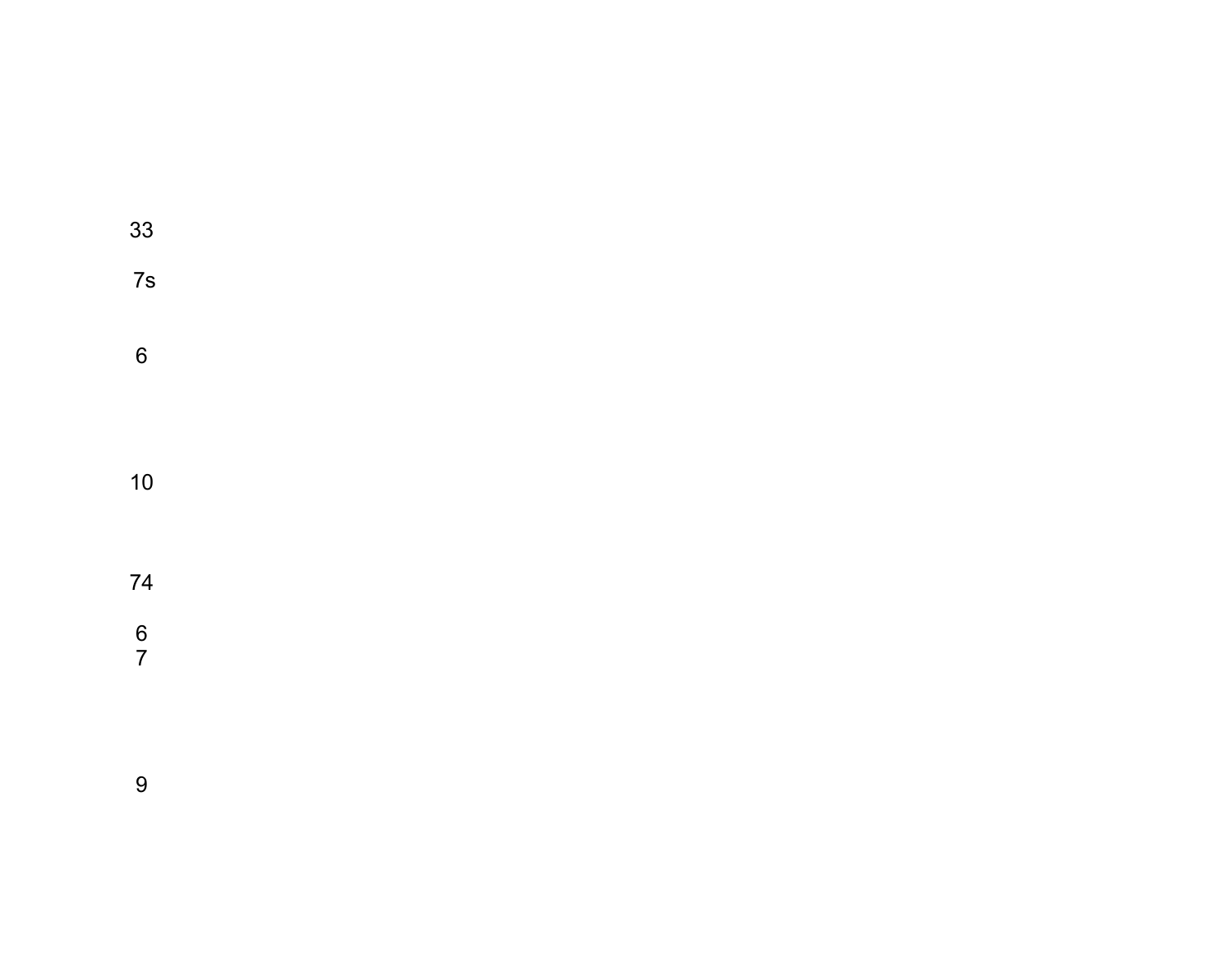33

7s

6

10

74

6
7

9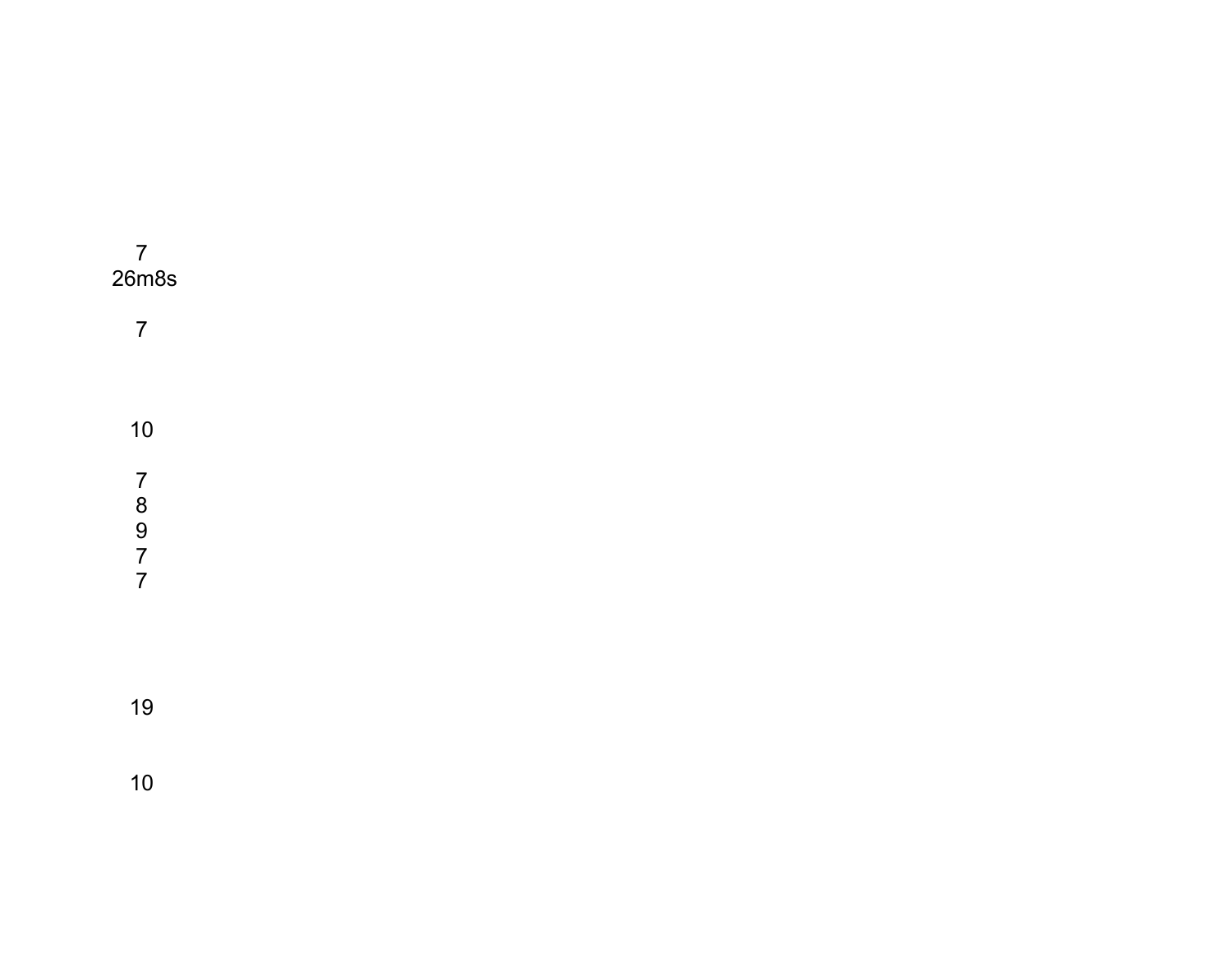7
26m8s

7

10

7
8
9
7
7

19

10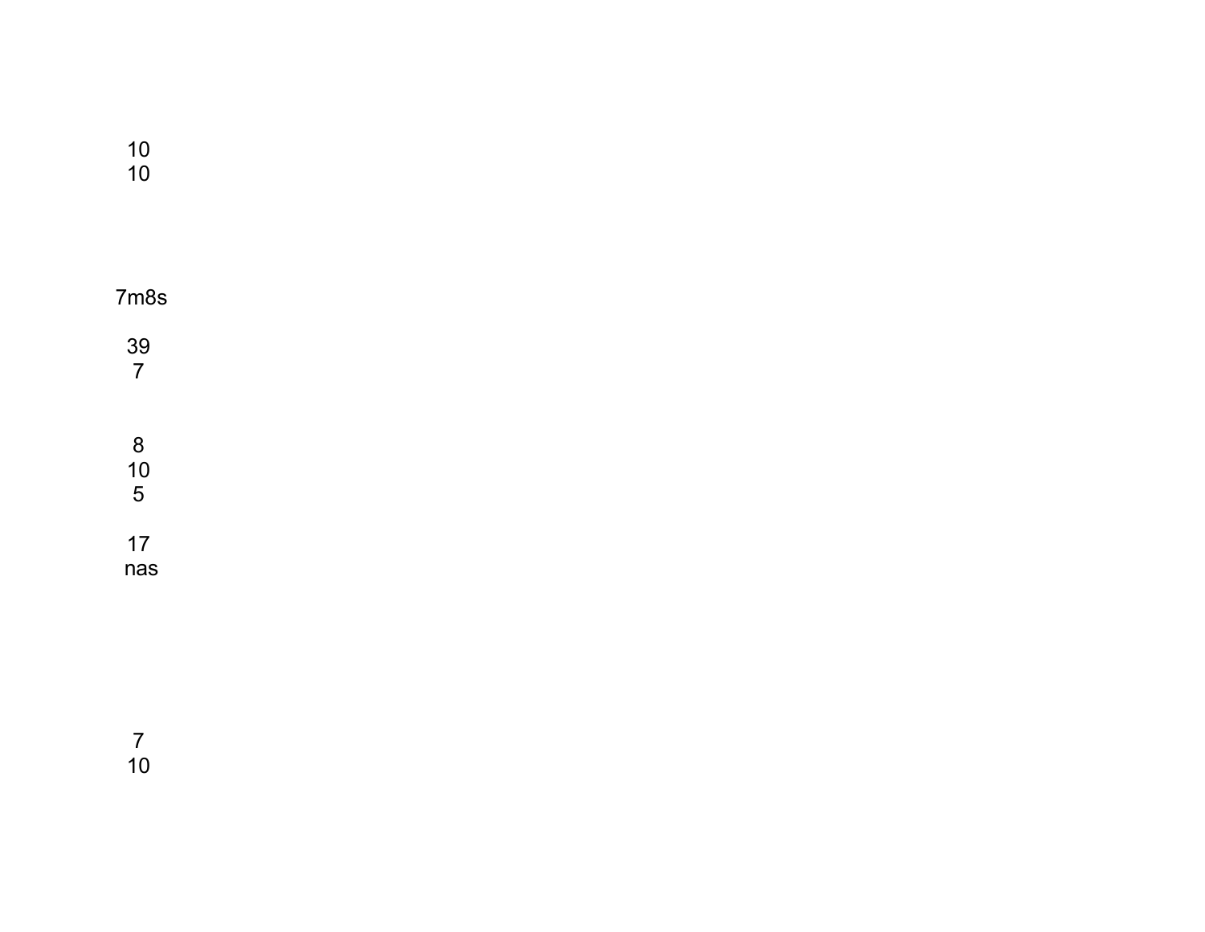10
10

7m8s

39
7

8
10
5

17
nas

7
10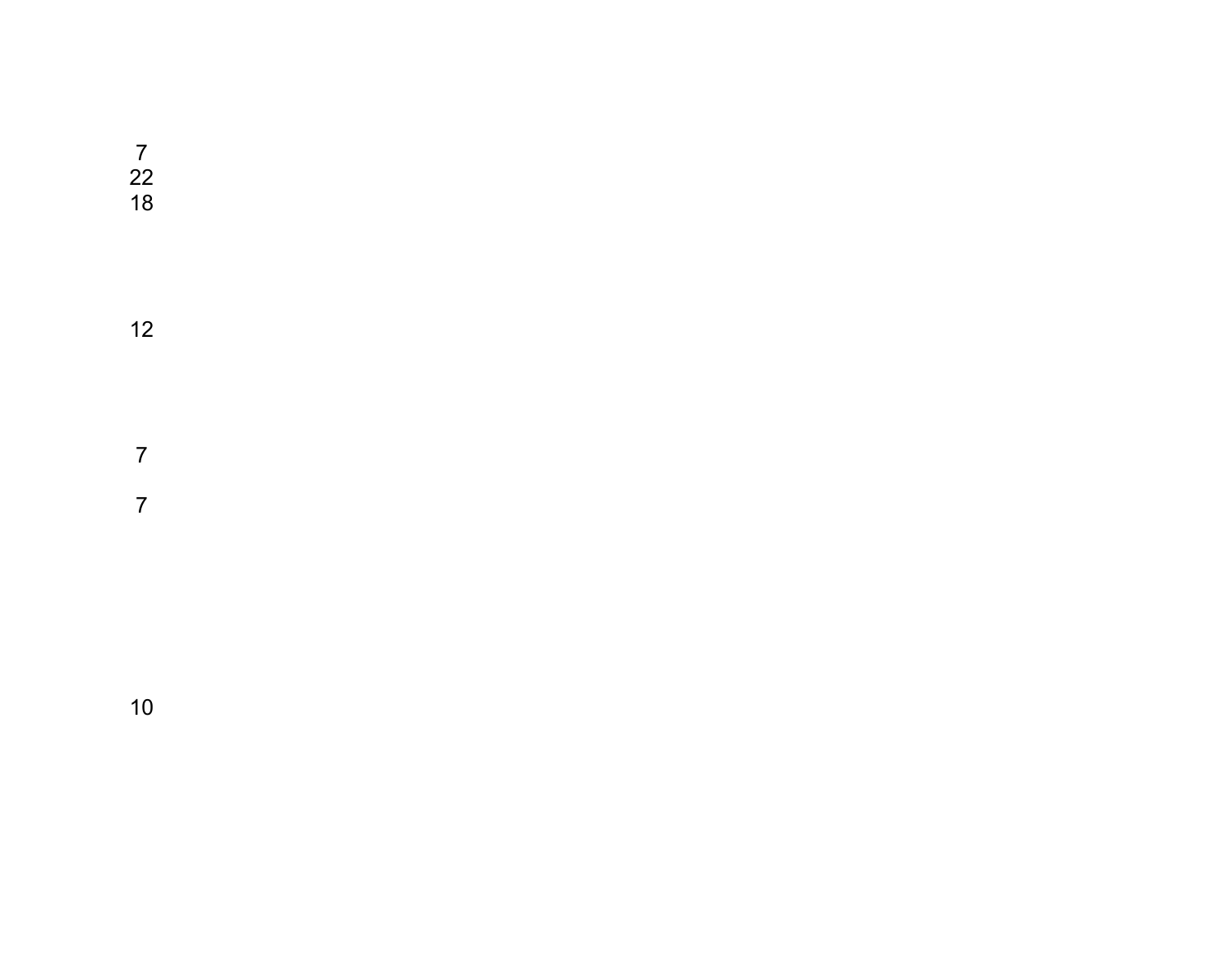7
22
18

12

7

7

10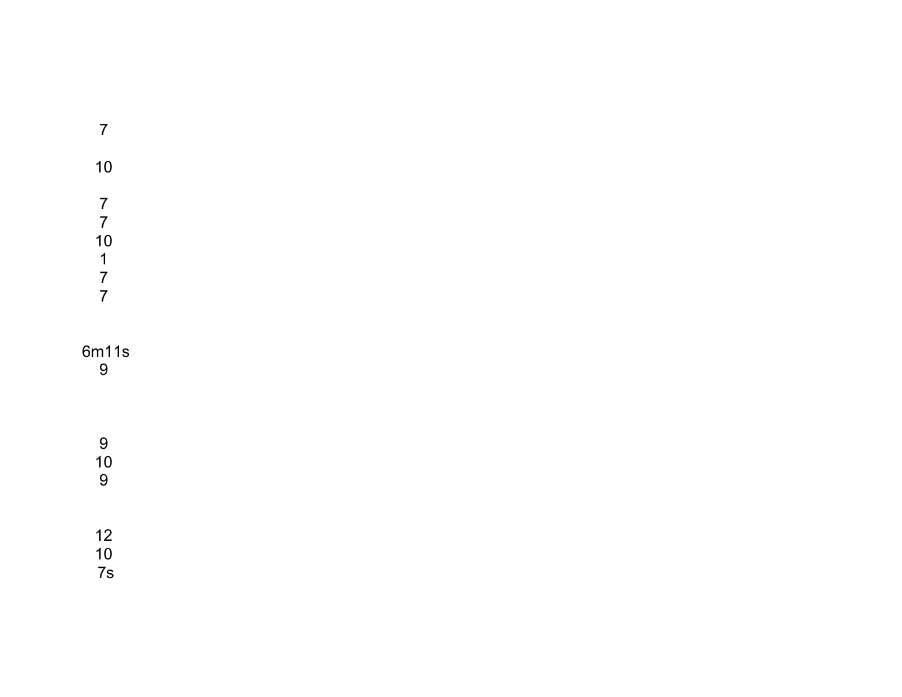7

10

7
7
10
1
7
7

6m11s
9

9
10
9

12
10
7s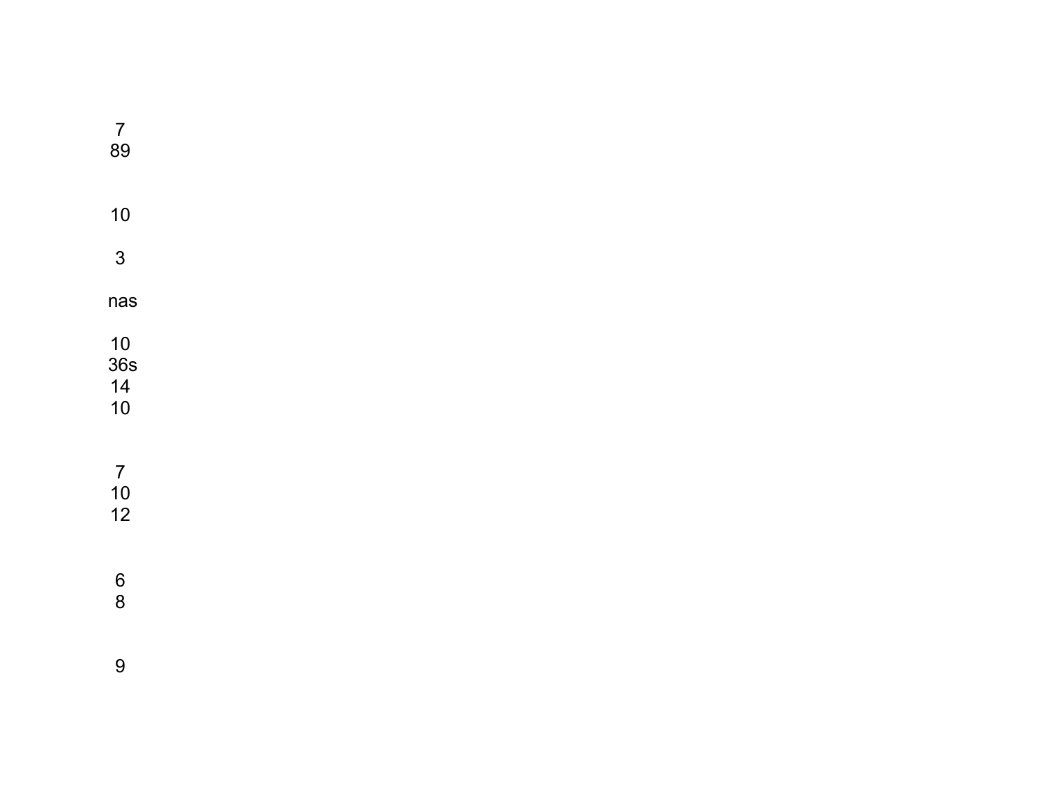7
89

10

3

nas

10
36s
14
10

7
10
12

6
8

9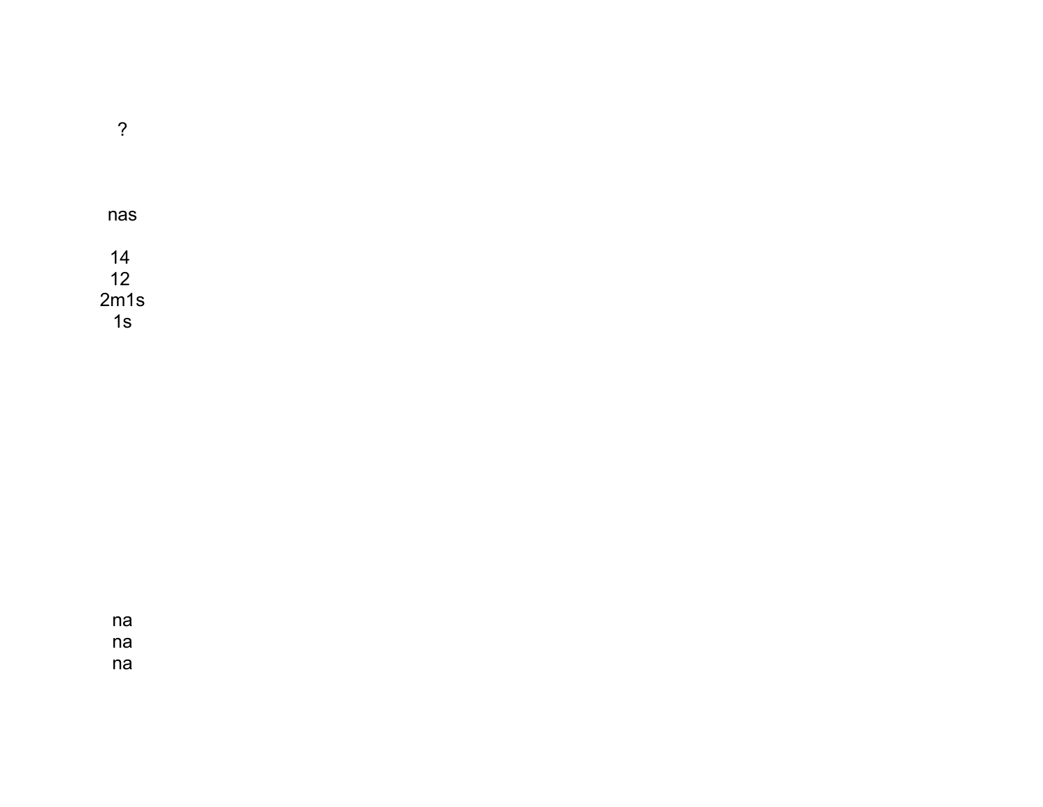?

nas

14
12
2m1s
1s

na
na
na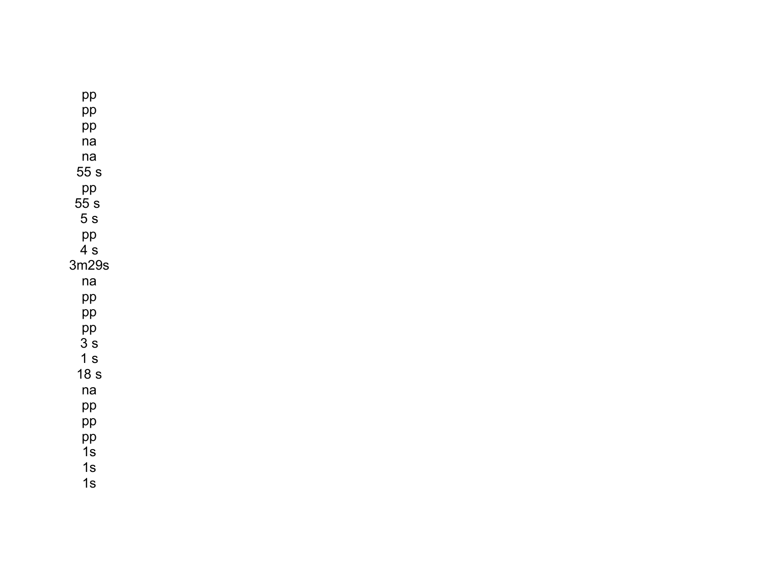pp
pp
pp
na
na
55 s
pp
55 s
5 s
pp
4 s
3m29s
na
pp
pp
pp
3 s
1 s
18 s
na
pp
pp
pp
1s
1s
1s